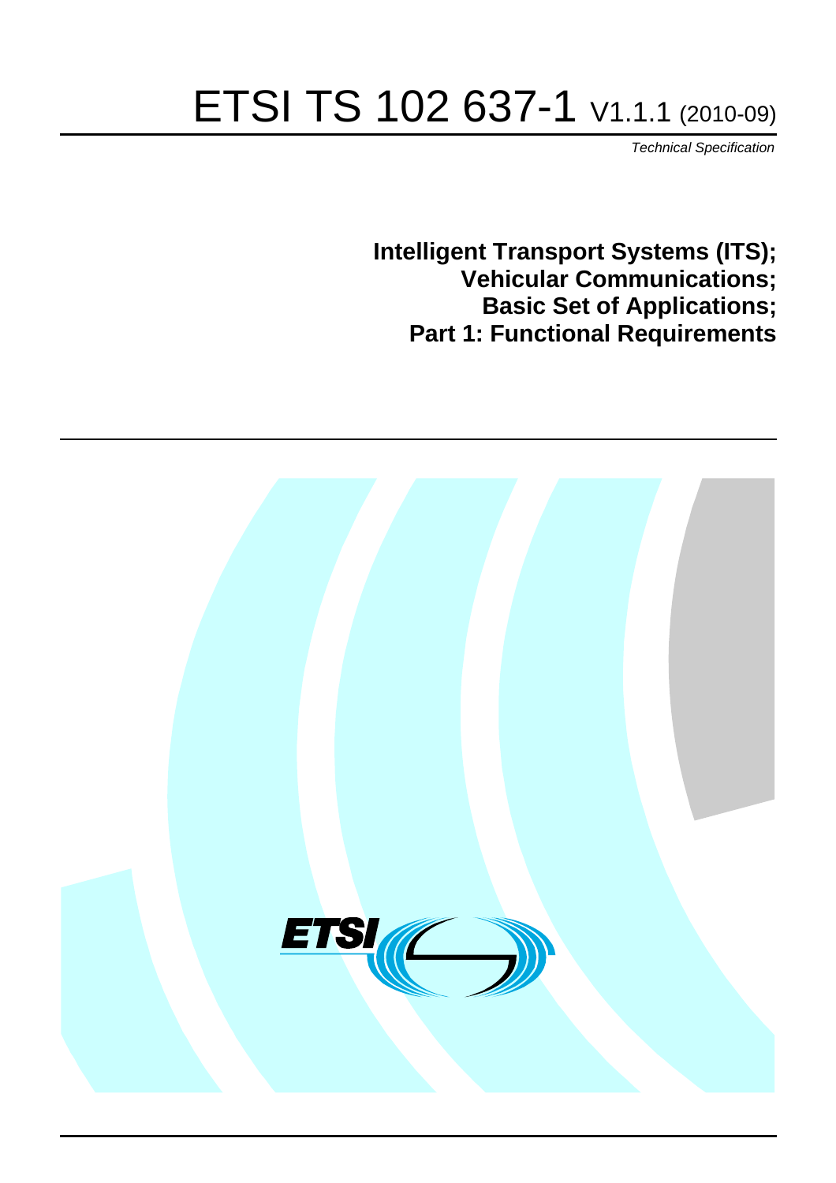# ETSI TS 102 637-1 V1.1.1 (2010-09)

*Technical Specification*

**Intelligent Transport Systems (ITS);**
**Vehicular Communications;**
**Basic Set of Applications;**
**Part 1: Functional Requirements**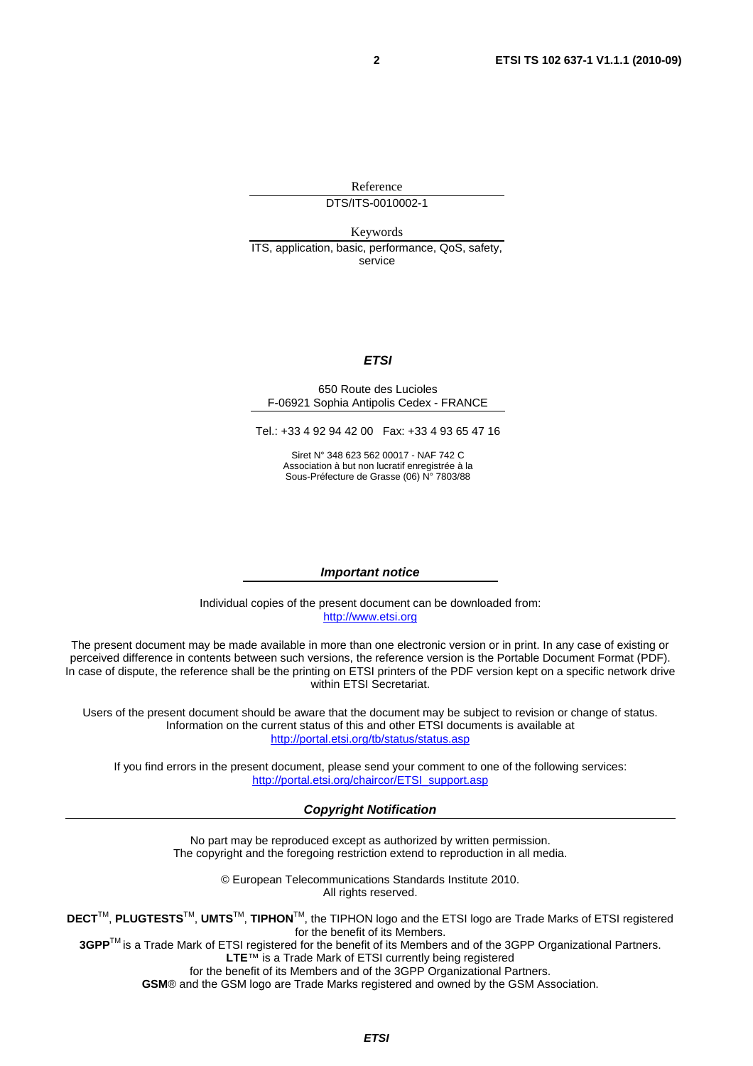Reference

DTS/ITS-0010002-1

Keywords

ITS, application, basic, performance, QoS, safety, service

***ETSI***

650 Route des Lucioles
F-06921 Sophia Antipolis Cedex - FRANCE

Tel.: +33 4 92 94 42 00 Fax: +33 4 93 65 47 16

Siret N° 348 623 562 00017 - NAF 742 C
Association à but non lucratif enregistrée à la
Sous-Préfecture de Grasse (06) N° 7803/88

***Important notice***

Individual copies of the present document can be downloaded from:
http://www.etsi.org

The present document may be made available in more than one electronic version or in print. In any case of existing or perceived difference in contents between such versions, the reference version is the Portable Document Format (PDF). In case of dispute, the reference shall be the printing on ETSI printers of the PDF version kept on a specific network drive within ETSI Secretariat.

Users of the present document should be aware that the document may be subject to revision or change of status. Information on the current status of this and other ETSI documents is available at
http://portal.etsi.org/tb/status/status.asp

If you find errors in the present document, please send your comment to one of the following services:
http://portal.etsi.org/chaircor/ETSI_support.asp

***Copyright Notification***

No part may be reproduced except as authorized by written permission.
The copyright and the foregoing restriction extend to reproduction in all media.

© European Telecommunications Standards Institute 2010.
All rights reserved.

**DECT**™, **PLUGTESTS**™, **UMTS**™, **TIPHON**™, the TIPHON logo and the ETSI logo are Trade Marks of ETSI registered for the benefit of its Members.
**3GPP**™ is a Trade Mark of ETSI registered for the benefit of its Members and of the 3GPP Organizational Partners.
**LTE**™ is a Trade Mark of ETSI currently being registered
for the benefit of its Members and of the 3GPP Organizational Partners.
**GSM**® and the GSM logo are Trade Marks registered and owned by the GSM Association.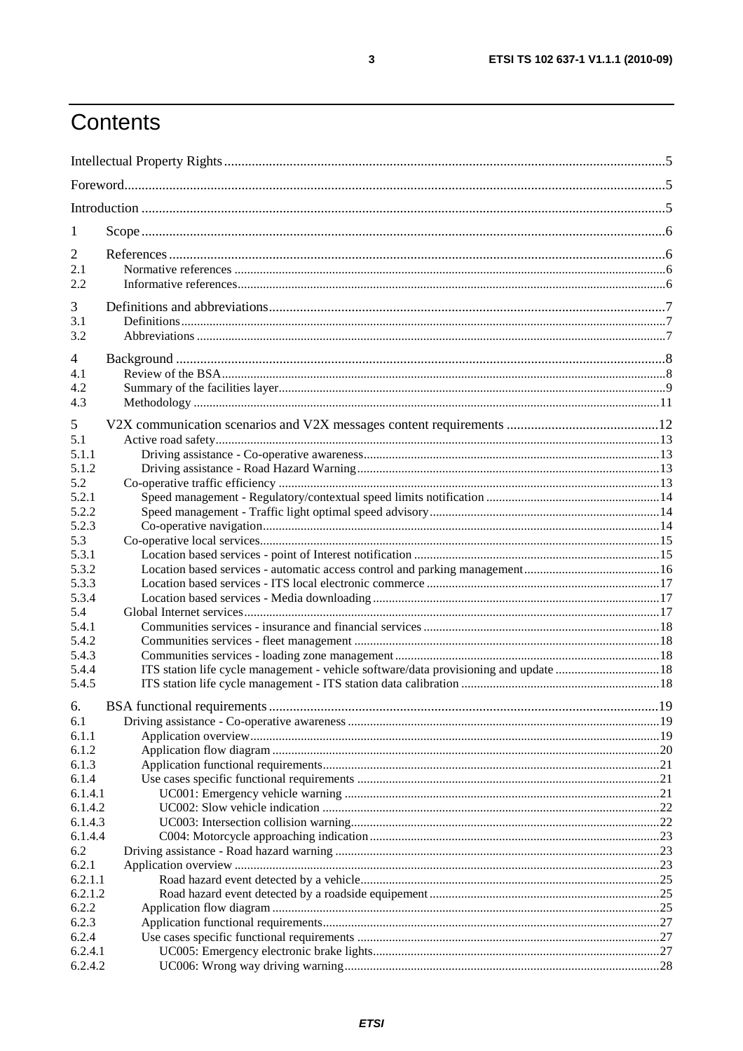# Contents

Intellectual Property Rights ..... 5
Foreword ..... 5
Introduction ..... 5

1 Scope ..... 6

2 References ..... 6
2.1 Normative references ..... 6
2.2 Informative references ..... 6

3 Definitions and abbreviations ..... 7
3.1 Definitions ..... 7
3.2 Abbreviations ..... 7

4 Background ..... 8
4.1 Review of the BSA ..... 8
4.2 Summary of the facilities layer ..... 9
4.3 Methodology ..... 11

5 V2X communication scenarios and V2X messages content requirements ..... 12
5.1 Active road safety ..... 13
5.1.1 Driving assistance - Co-operative awareness ..... 13
5.1.2 Driving assistance - Road Hazard Warning ..... 13
5.2 Co-operative traffic efficiency ..... 13
5.2.1 Speed management - Regulatory/contextual speed limits notification ..... 14
5.2.2 Speed management - Traffic light optimal speed advisory ..... 14
5.2.3 Co-operative navigation ..... 14
5.3 Co-operative local services ..... 15
5.3.1 Location based services - point of Interest notification ..... 15
5.3.2 Location based services - automatic access control and parking management ..... 16
5.3.3 Location based services - ITS local electronic commerce ..... 17
5.3.4 Location based services - Media downloading ..... 17
5.4 Global Internet services ..... 17
5.4.1 Communities services - insurance and financial services ..... 18
5.4.2 Communities services - fleet management ..... 18
5.4.3 Communities services - loading zone management ..... 18
5.4.4 ITS station life cycle management - vehicle software/data provisioning and update ..... 18
5.4.5 ITS station life cycle management - ITS station data calibration ..... 18

6. BSA functional requirements ..... 19
6.1 Driving assistance - Co-operative awareness ..... 19
6.1.1 Application overview ..... 19
6.1.2 Application flow diagram ..... 20
6.1.3 Application functional requirements ..... 21
6.1.4 Use cases specific functional requirements ..... 21
6.1.4.1 UC001: Emergency vehicle warning ..... 21
6.1.4.2 UC002: Slow vehicle indication ..... 22
6.1.4.3 UC003: Intersection collision warning ..... 22
6.1.4.4 C004: Motorcycle approaching indication ..... 23
6.2 Driving assistance - Road hazard warning ..... 23
6.2.1 Application overview ..... 23
6.2.1.1 Road hazard event detected by a vehicle ..... 25
6.2.1.2 Road hazard event detected by a roadside equipement ..... 25
6.2.2 Application flow diagram ..... 25
6.2.3 Application functional requirements ..... 27
6.2.4 Use cases specific functional requirements ..... 27
6.2.4.1 UC005: Emergency electronic brake lights ..... 27
6.2.4.2 UC006: Wrong way driving warning ..... 28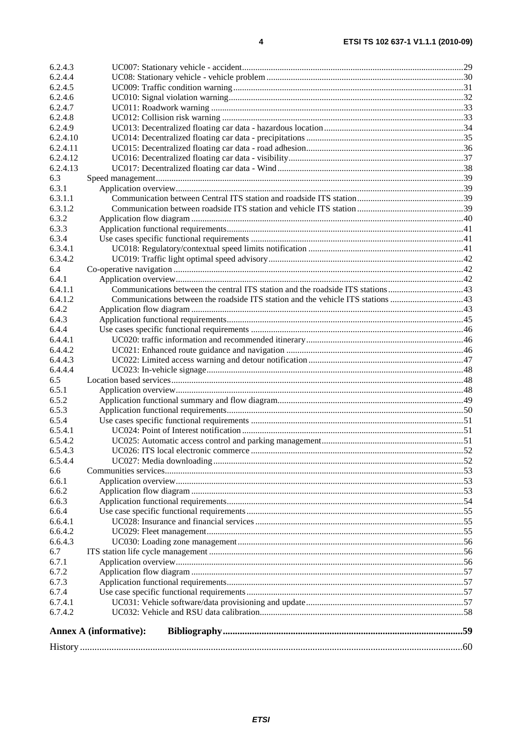6.2.4.3 UC007: Stationary vehicle - accident ... 29
6.2.4.4 UC08: Stationary vehicle - vehicle problem ... 30
6.2.4.5 UC009: Traffic condition warning ... 31
6.2.4.6 UC010: Signal violation warning ... 32
6.2.4.7 UC011: Roadwork warning ... 33
6.2.4.8 UC012: Collision risk warning ... 33
6.2.4.9 UC013: Decentralized floating car data - hazardous location ... 34
6.2.4.10 UC014: Decentralized floating car data - precipitations ... 35
6.2.4.11 UC015: Decentralized floating car data - road adhesion ... 36
6.2.4.12 UC016: Decentralized floating car data - visibility ... 37
6.2.4.13 UC017: Decentralized floating car data - Wind ... 38
6.3 Speed management ... 39
6.3.1 Application overview ... 39
6.3.1.1 Communication between Central ITS station and roadside ITS station ... 39
6.3.1.2 Communication between roadside ITS station and vehicle ITS station ... 39
6.3.2 Application flow diagram ... 40
6.3.3 Application functional requirements ... 41
6.3.4 Use cases specific functional requirements ... 41
6.3.4.1 UC018: Regulatory/contextual speed limits notification ... 41
6.3.4.2 UC019: Traffic light optimal speed advisory ... 42
6.4 Co-operative navigation ... 42
6.4.1 Application overview ... 42
6.4.1.1 Communications between the central ITS station and the roadside ITS stations ... 43
6.4.1.2 Communications between the roadside ITS station and the vehicle ITS stations ... 43
6.4.2 Application flow diagram ... 43
6.4.3 Application functional requirements ... 45
6.4.4 Use cases specific functional requirements ... 46
6.4.4.1 UC020: traffic information and recommended itinerary ... 46
6.4.4.2 UC021: Enhanced route guidance and navigation ... 46
6.4.4.3 UC022: Limited access warning and detour notification ... 47
6.4.4.4 UC023: In-vehicle signage ... 48
6.5 Location based services ... 48
6.5.1 Application overview ... 48
6.5.2 Application functional summary and flow diagram ... 49
6.5.3 Application functional requirements ... 50
6.5.4 Use cases specific functional requirements ... 51
6.5.4.1 UC024: Point of Interest notification ... 51
6.5.4.2 UC025: Automatic access control and parking management ... 51
6.5.4.3 UC026: ITS local electronic commerce ... 52
6.5.4.4 UC027: Media downloading ... 52
6.6 Communities services ... 53
6.6.1 Application overview ... 53
6.6.2 Application flow diagram ... 53
6.6.3 Application functional requirements ... 54
6.6.4 Use case specific functional requirements ... 55
6.6.4.1 UC028: Insurance and financial services ... 55
6.6.4.2 UC029: Fleet management ... 55
6.6.4.3 UC030: Loading zone management ... 56
6.7 ITS station life cycle management ... 56
6.7.1 Application overview ... 56
6.7.2 Application flow diagram ... 57
6.7.3 Application functional requirements ... 57
6.7.4 Use case specific functional requirements ... 57
6.7.4.1 UC031: Vehicle software/data provisioning and update ... 57
6.7.4.2 UC032: Vehicle and RSU data calibration ... 58

**Annex A (informative): Bibliography** ... 59

History ... 60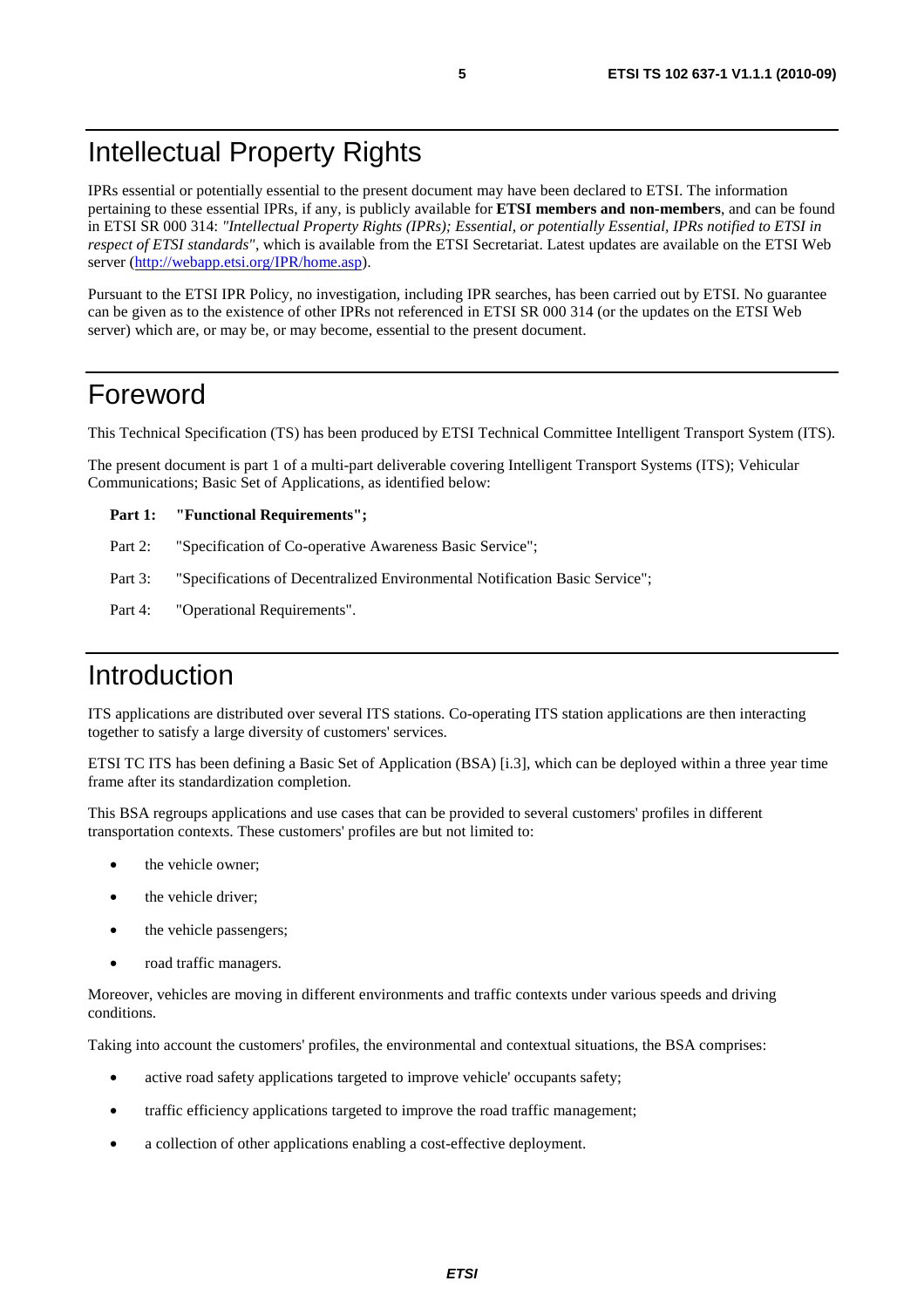# Intellectual Property Rights

IPRs essential or potentially essential to the present document may have been declared to ETSI. The information pertaining to these essential IPRs, if any, is publicly available for **ETSI members and non-members**, and can be found in ETSI SR 000 314: *"Intellectual Property Rights (IPRs); Essential, or potentially Essential, IPRs notified to ETSI in respect of ETSI standards"*, which is available from the ETSI Secretariat. Latest updates are available on the ETSI Web server (http://webapp.etsi.org/IPR/home.asp).

Pursuant to the ETSI IPR Policy, no investigation, including IPR searches, has been carried out by ETSI. No guarantee can be given as to the existence of other IPRs not referenced in ETSI SR 000 314 (or the updates on the ETSI Web server) which are, or may be, or may become, essential to the present document.

# Foreword

This Technical Specification (TS) has been produced by ETSI Technical Committee Intelligent Transport System (ITS).

The present document is part 1 of a multi-part deliverable covering Intelligent Transport Systems (ITS); Vehicular Communications; Basic Set of Applications, as identified below:

**Part 1: "Functional Requirements";**

Part 2: "Specification of Co-operative Awareness Basic Service";

Part 3: "Specifications of Decentralized Environmental Notification Basic Service";

Part 4: "Operational Requirements".

# Introduction

ITS applications are distributed over several ITS stations. Co-operating ITS station applications are then interacting together to satisfy a large diversity of customers' services.

ETSI TC ITS has been defining a Basic Set of Application (BSA) [i.3], which can be deployed within a three year time frame after its standardization completion.

This BSA regroups applications and use cases that can be provided to several customers' profiles in different transportation contexts. These customers' profiles are but not limited to:

- the vehicle owner;
- the vehicle driver;
- the vehicle passengers;
- road traffic managers.

Moreover, vehicles are moving in different environments and traffic contexts under various speeds and driving conditions.

Taking into account the customers' profiles, the environmental and contextual situations, the BSA comprises:

- active road safety applications targeted to improve vehicle' occupants safety;
- traffic efficiency applications targeted to improve the road traffic management;
- a collection of other applications enabling a cost-effective deployment.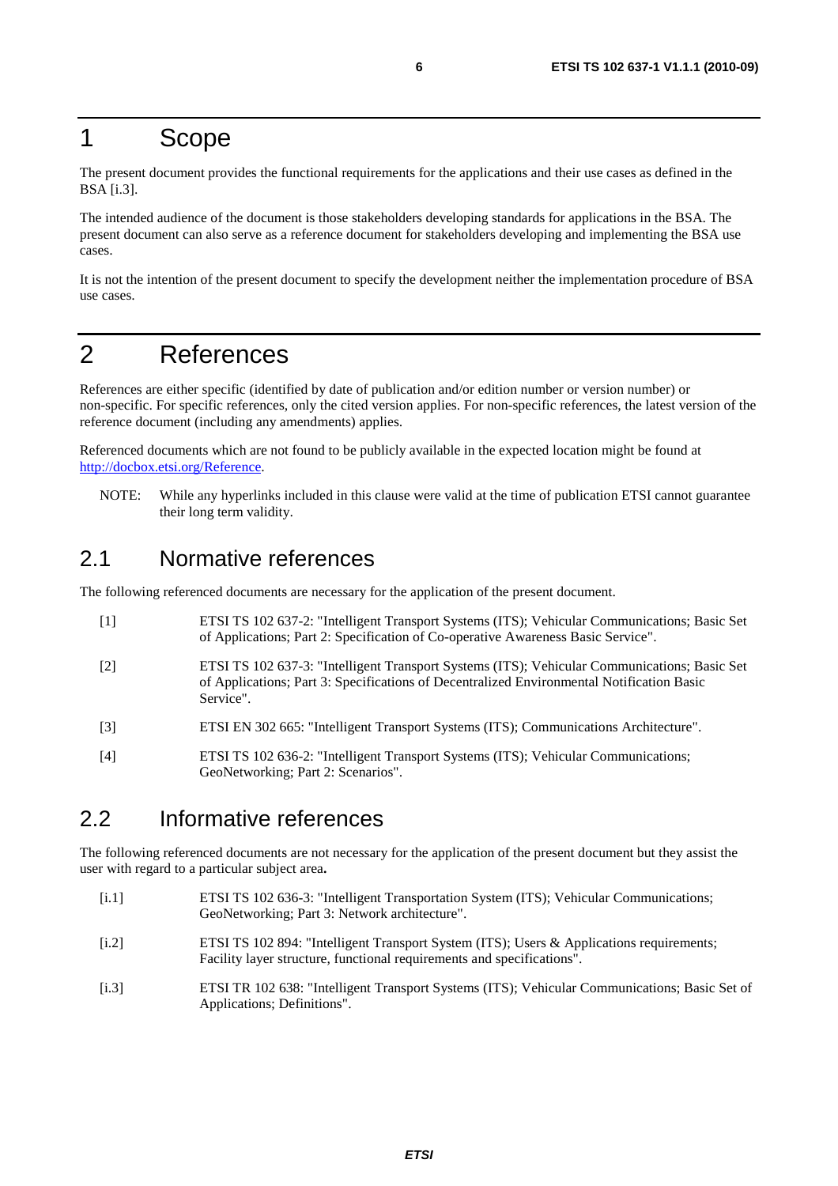# 1 Scope

The present document provides the functional requirements for the applications and their use cases as defined in the BSA [i.3].

The intended audience of the document is those stakeholders developing standards for applications in the BSA. The present document can also serve as a reference document for stakeholders developing and implementing the BSA use cases.

It is not the intention of the present document to specify the development neither the implementation procedure of BSA use cases.

# 2 References

References are either specific (identified by date of publication and/or edition number or version number) or non-specific. For specific references, only the cited version applies. For non-specific references, the latest version of the reference document (including any amendments) applies.

Referenced documents which are not found to be publicly available in the expected location might be found at http://docbox.etsi.org/Reference.

NOTE: While any hyperlinks included in this clause were valid at the time of publication ETSI cannot guarantee their long term validity.

## 2.1 Normative references

The following referenced documents are necessary for the application of the present document.

[1] ETSI TS 102 637-2: "Intelligent Transport Systems (ITS); Vehicular Communications; Basic Set of Applications; Part 2: Specification of Co-operative Awareness Basic Service".

[2] ETSI TS 102 637-3: "Intelligent Transport Systems (ITS); Vehicular Communications; Basic Set of Applications; Part 3: Specifications of Decentralized Environmental Notification Basic Service".

[3] ETSI EN 302 665: "Intelligent Transport Systems (ITS); Communications Architecture".

[4] ETSI TS 102 636-2: "Intelligent Transport Systems (ITS); Vehicular Communications; GeoNetworking; Part 2: Scenarios".

## 2.2 Informative references

The following referenced documents are not necessary for the application of the present document but they assist the user with regard to a particular subject area.

[i.1] ETSI TS 102 636-3: "Intelligent Transportation System (ITS); Vehicular Communications; GeoNetworking; Part 3: Network architecture".

[i.2] ETSI TS 102 894: "Intelligent Transport System (ITS); Users & Applications requirements; Facility layer structure, functional requirements and specifications".

[i.3] ETSI TR 102 638: "Intelligent Transport Systems (ITS); Vehicular Communications; Basic Set of Applications; Definitions".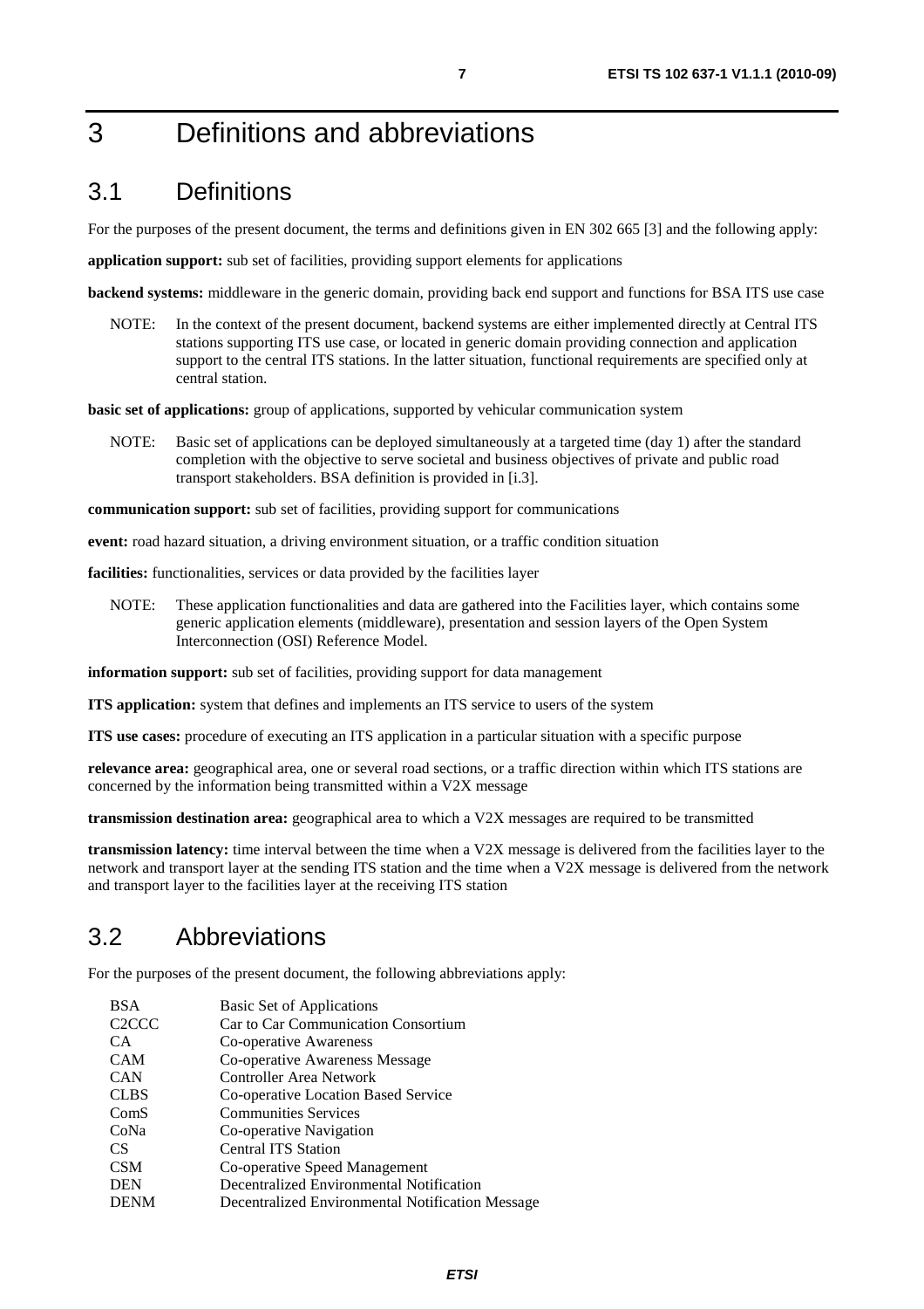# 3 Definitions and abbreviations

## 3.1 Definitions

For the purposes of the present document, the terms and definitions given in EN 302 665 [3] and the following apply:

**application support:** sub set of facilities, providing support elements for applications

**backend systems:** middleware in the generic domain, providing back end support and functions for BSA ITS use case

NOTE: In the context of the present document, backend systems are either implemented directly at Central ITS stations supporting ITS use case, or located in generic domain providing connection and application support to the central ITS stations. In the latter situation, functional requirements are specified only at central station.

**basic set of applications:** group of applications, supported by vehicular communication system

NOTE: Basic set of applications can be deployed simultaneously at a targeted time (day 1) after the standard completion with the objective to serve societal and business objectives of private and public road transport stakeholders. BSA definition is provided in [i.3].

**communication support:** sub set of facilities, providing support for communications

**event:** road hazard situation, a driving environment situation, or a traffic condition situation

**facilities:** functionalities, services or data provided by the facilities layer

NOTE: These application functionalities and data are gathered into the Facilities layer, which contains some generic application elements (middleware), presentation and session layers of the Open System Interconnection (OSI) Reference Model.

**information support:** sub set of facilities, providing support for data management

**ITS application:** system that defines and implements an ITS service to users of the system

**ITS use cases:** procedure of executing an ITS application in a particular situation with a specific purpose

**relevance area:** geographical area, one or several road sections, or a traffic direction within which ITS stations are concerned by the information being transmitted within a V2X message

**transmission destination area:** geographical area to which a V2X messages are required to be transmitted

**transmission latency:** time interval between the time when a V2X message is delivered from the facilities layer to the network and transport layer at the sending ITS station and the time when a V2X message is delivered from the network and transport layer to the facilities layer at the receiving ITS station

## 3.2 Abbreviations

For the purposes of the present document, the following abbreviations apply:

| | |
|---|---|
| BSA | Basic Set of Applications |
| C2CCC | Car to Car Communication Consortium |
| CA | Co-operative Awareness |
| CAM | Co-operative Awareness Message |
| CAN | Controller Area Network |
| CLBS | Co-operative Location Based Service |
| ComS | Communities Services |
| CoNa | Co-operative Navigation |
| CS | Central ITS Station |
| CSM | Co-operative Speed Management |
| DEN | Decentralized Environmental Notification |
| DENM | Decentralized Environmental Notification Message |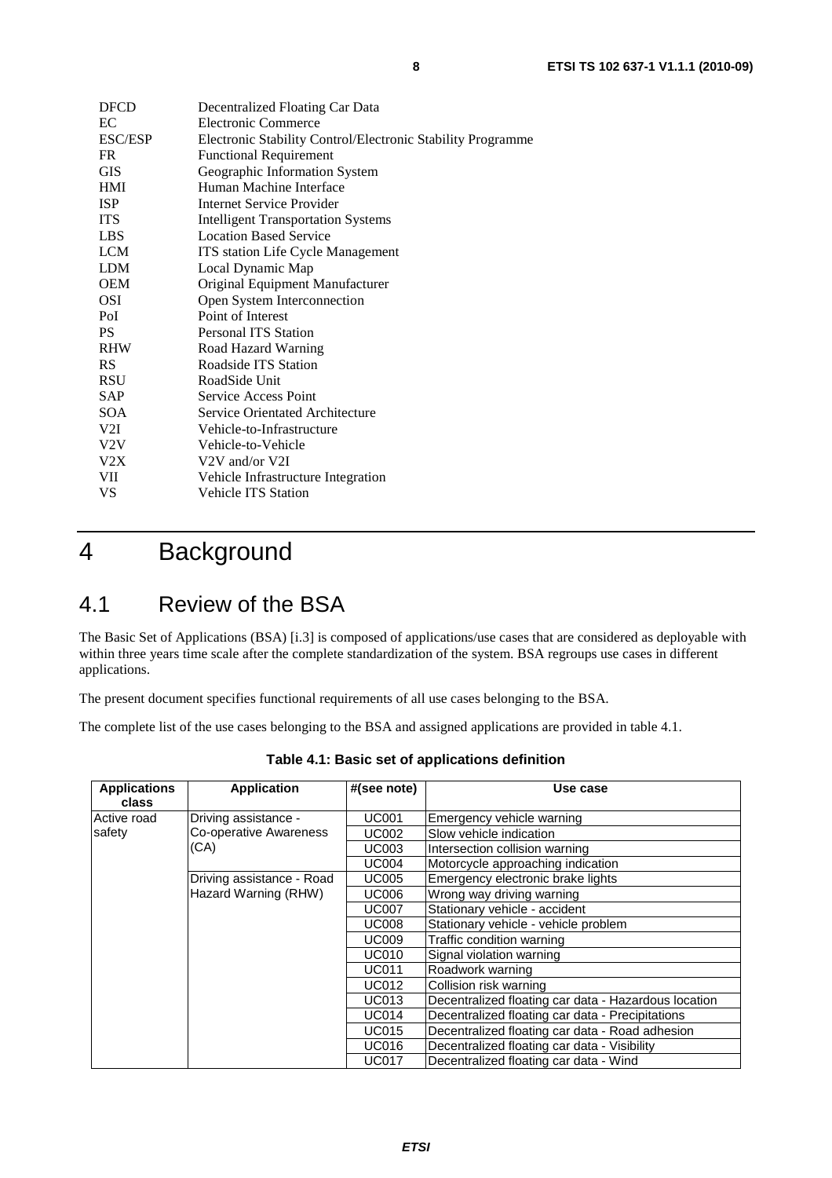| | |
|---|---|
| DFCD | Decentralized Floating Car Data |
| EC | Electronic Commerce |
| ESC/ESP | Electronic Stability Control/Electronic Stability Programme |
| FR | Functional Requirement |
| GIS | Geographic Information System |
| HMI | Human Machine Interface |
| ISP | Internet Service Provider |
| ITS | Intelligent Transportation Systems |
| LBS | Location Based Service |
| LCM | ITS station Life Cycle Management |
| LDM | Local Dynamic Map |
| OEM | Original Equipment Manufacturer |
| OSI | Open System Interconnection |
| PoI | Point of Interest |
| PS | Personal ITS Station |
| RHW | Road Hazard Warning |
| RS | Roadside ITS Station |
| RSU | RoadSide Unit |
| SAP | Service Access Point |
| SOA | Service Orientated Architecture |
| V2I | Vehicle-to-Infrastructure |
| V2V | Vehicle-to-Vehicle |
| V2X | V2V and/or V2I |
| VII | Vehicle Infrastructure Integration |
| VS | Vehicle ITS Station |

# 4 Background

## 4.1 Review of the BSA

The Basic Set of Applications (BSA) [i.3] is composed of applications/use cases that are considered as deployable with within three years time scale after the complete standardization of the system. BSA regroups use cases in different applications.

The present document specifies functional requirements of all use cases belonging to the BSA.

The complete list of the use cases belonging to the BSA and assigned applications are provided in table 4.1.

**Table 4.1: Basic set of applications definition**

| Applications class | Application | #(see note) | Use case |
|---|---|---|---|
| Active road safety | Driving assistance - Co-operative Awareness (CA) | UC001 | Emergency vehicle warning |
| | | UC002 | Slow vehicle indication |
| | | UC003 | Intersection collision warning |
| | | UC004 | Motorcycle approaching indication |
| | Driving assistance - Road Hazard Warning (RHW) | UC005 | Emergency electronic brake lights |
| | | UC006 | Wrong way driving warning |
| | | UC007 | Stationary vehicle - accident |
| | | UC008 | Stationary vehicle - vehicle problem |
| | | UC009 | Traffic condition warning |
| | | UC010 | Signal violation warning |
| | | UC011 | Roadwork warning |
| | | UC012 | Collision risk warning |
| | | UC013 | Decentralized floating car data - Hazardous location |
| | | UC014 | Decentralized floating car data - Precipitations |
| | | UC015 | Decentralized floating car data - Road adhesion |
| | | UC016 | Decentralized floating car data - Visibility |
| | | UC017 | Decentralized floating car data - Wind |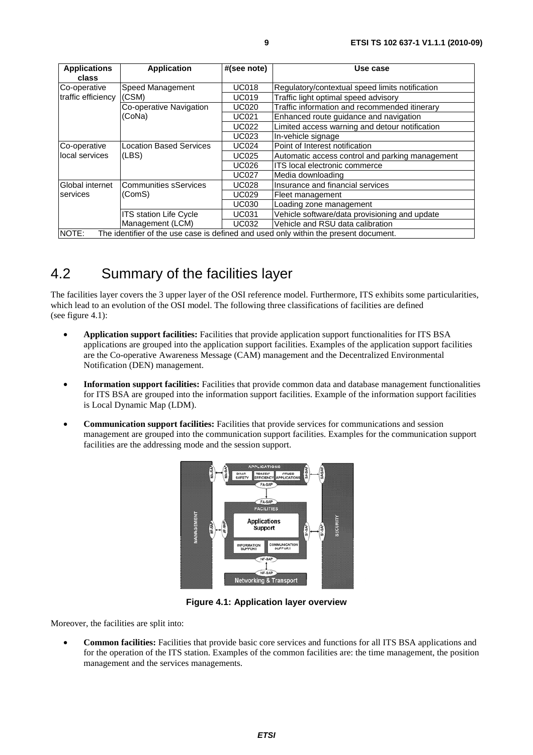| Applications class | Application | #(see note) | Use case |
| --- | --- | --- | --- |
| Co-operative traffic efficiency | Speed Management (CSM) | UC018 | Regulatory/contextual speed limits notification |
| | | UC019 | Traffic light optimal speed advisory |
| | Co-operative Navigation (CoNa) | UC020 | Traffic information and recommended itinerary |
| | | UC021 | Enhanced route guidance and navigation |
| | | UC022 | Limited access warning and detour notification |
| | | UC023 | In-vehicle signage |
| Co-operative local services | Location Based Services (LBS) | UC024 | Point of Interest notification |
| | | UC025 | Automatic access control and parking management |
| | | UC026 | ITS local electronic commerce |
| | | UC027 | Media downloading |
| Global internet services | Communities sServices (ComS) | UC028 | Insurance and financial services |
| | | UC029 | Fleet management |
| | | UC030 | Loading zone management |
| | ITS station Life Cycle Management (LCM) | UC031 | Vehicle software/data provisioning and update |
| | | UC032 | Vehicle and RSU data calibration |
| NOTE: The identifier of the use case is defined and used only within the present document. | | | |

## 4.2 Summary of the facilities layer

The facilities layer covers the 3 upper layer of the OSI reference model. Furthermore, ITS exhibits some particularities, which lead to an evolution of the OSI model. The following three classifications of facilities are defined (see figure 4.1):

- **Application support facilities:** Facilities that provide application support functionalities for ITS BSA applications are grouped into the application support facilities. Examples of the application support facilities are the Co-operative Awareness Message (CAM) management and the Decentralized Environmental Notification (DEN) management.
- **Information support facilities:** Facilities that provide common data and database management functionalities for ITS BSA are grouped into the information support facilities. Example of the information support facilities is Local Dynamic Map (LDM).
- **Communication support facilities:** Facilities that provide services for communications and session management are grouped into the communication support facilities. Examples for the communication support facilities are the addressing mode and the session support.

**Figure 4.1: Application layer overview**

Moreover, the facilities are split into:

- **Common facilities:** Facilities that provide basic core services and functions for all ITS BSA applications and for the operation of the ITS station. Examples of the common facilities are: the time management, the position management and the services managements.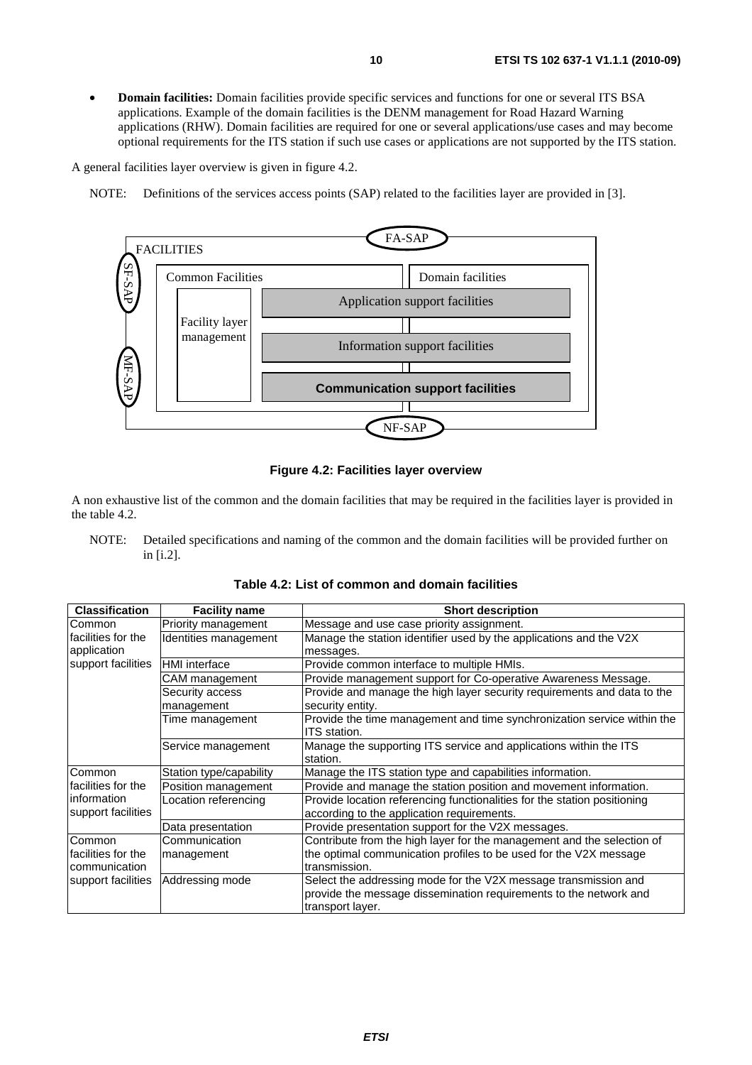- **Domain facilities:** Domain facilities provide specific services and functions for one or several ITS BSA applications. Example of the domain facilities is the DENM management for Road Hazard Warning applications (RHW). Domain facilities are required for one or several applications/use cases and may become optional requirements for the ITS station if such use cases or applications are not supported by the ITS station.

A general facilities layer overview is given in figure 4.2.

NOTE: Definitions of the services access points (SAP) related to the facilities layer are provided in [3].

FA-SAP

FACILITIES

SF-SAP

MF-SAP

Common Facilities

Domain facilities

Facility layer management

Application support facilities

Information support facilities

**Communication support facilities**

NF-SAP

**Figure 4.2: Facilities layer overview**

A non exhaustive list of the common and the domain facilities that may be required in the facilities layer is provided in the table 4.2.

NOTE: Detailed specifications and naming of the common and the domain facilities will be provided further on in [i.2].

**Table 4.2: List of common and domain facilities**

| Classification | Facility name | Short description |
|---|---|---|
| Common facilities for the application support facilities | Priority management | Message and use case priority assignment. |
| | Identities management | Manage the station identifier used by the applications and the V2X messages. |
| | HMI interface | Provide common interface to multiple HMIs. |
| | CAM management | Provide management support for Co-operative Awareness Message. |
| | Security access management | Provide and manage the high layer security requirements and data to the security entity. |
| | Time management | Provide the time management and time synchronization service within the ITS station. |
| | Service management | Manage the supporting ITS service and applications within the ITS station. |
| Common facilities for the information support facilities | Station type/capability | Manage the ITS station type and capabilities information. |
| | Position management | Provide and manage the station position and movement information. |
| | Location referencing | Provide location referencing functionalities for the station positioning according to the application requirements. |
| | Data presentation | Provide presentation support for the V2X messages. |
| Common facilities for the communication support facilities | Communication management | Contribute from the high layer for the management and the selection of the optimal communication profiles to be used for the V2X message transmission. |
| | Addressing mode | Select the addressing mode for the V2X message transmission and provide the message dissemination requirements to the network and transport layer. |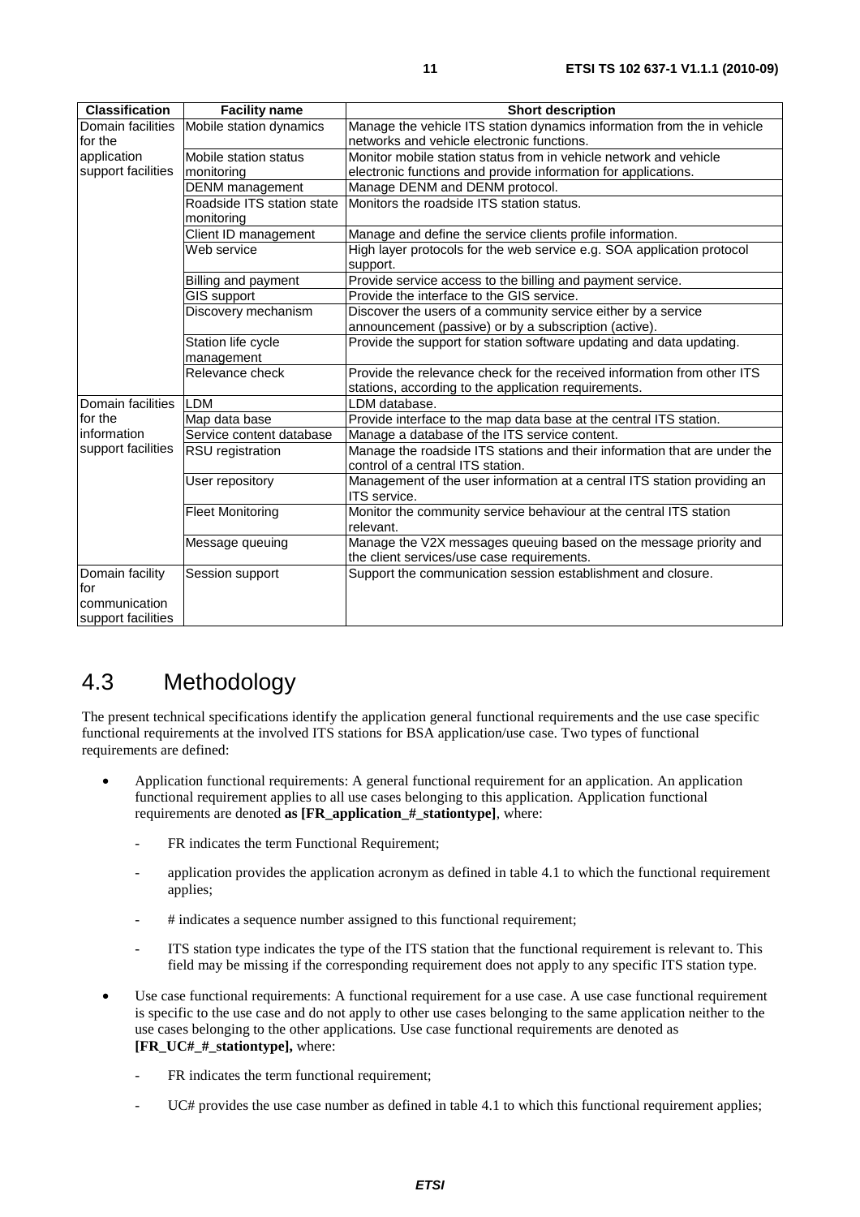| Classification | Facility name | Short description |
| --- | --- | --- |
| Domain facilities for the application support facilities | Mobile station dynamics | Manage the vehicle ITS station dynamics information from the in vehicle networks and vehicle electronic functions. |
| | Mobile station status monitoring | Monitor mobile station status from in vehicle network and vehicle electronic functions and provide information for applications. |
| | DENM management | Manage DENM and DENM protocol. |
| | Roadside ITS station state monitoring | Monitors the roadside ITS station status. |
| | Client ID management | Manage and define the service clients profile information. |
| | Web service | High layer protocols for the web service e.g. SOA application protocol support. |
| | Billing and payment | Provide service access to the billing and payment service. |
| | GIS support | Provide the interface to the GIS service. |
| | Discovery mechanism | Discover the users of a community service either by a service announcement (passive) or by a subscription (active). |
| | Station life cycle management | Provide the support for station software updating and data updating. |
| | Relevance check | Provide the relevance check for the received information from other ITS stations, according to the application requirements. |
| Domain facilities for the information support facilities | LDM | LDM database. |
| | Map data base | Provide interface to the map data base at the central ITS station. |
| | Service content database | Manage a database of the ITS service content. |
| | RSU registration | Manage the roadside ITS stations and their information that are under the control of a central ITS station. |
| | User repository | Management of the user information at a central ITS station providing an ITS service. |
| | Fleet Monitoring | Monitor the community service behaviour at the central ITS station relevant. |
| | Message queuing | Manage the V2X messages queuing based on the message priority and the client services/use case requirements. |
| Domain facility for communication support facilities | Session support | Support the communication session establishment and closure. |

## 4.3 Methodology

The present technical specifications identify the application general functional requirements and the use case specific functional requirements at the involved ITS stations for BSA application/use case. Two types of functional requirements are defined:

- Application functional requirements: A general functional requirement for an application. An application functional requirement applies to all use cases belonging to this application. Application functional requirements are denoted **as [FR_application_#_stationtype]**, where:
  - FR indicates the term Functional Requirement;
  - application provides the application acronym as defined in table 4.1 to which the functional requirement applies;
  - # indicates a sequence number assigned to this functional requirement;
  - ITS station type indicates the type of the ITS station that the functional requirement is relevant to. This field may be missing if the corresponding requirement does not apply to any specific ITS station type.
- Use case functional requirements: A functional requirement for a use case. A use case functional requirement is specific to the use case and do not apply to other use cases belonging to the same application neither to the use cases belonging to the other applications. Use case functional requirements are denoted as **[FR_UC#_#_stationtype],** where:
  - FR indicates the term functional requirement;
  - UC# provides the use case number as defined in table 4.1 to which this functional requirement applies;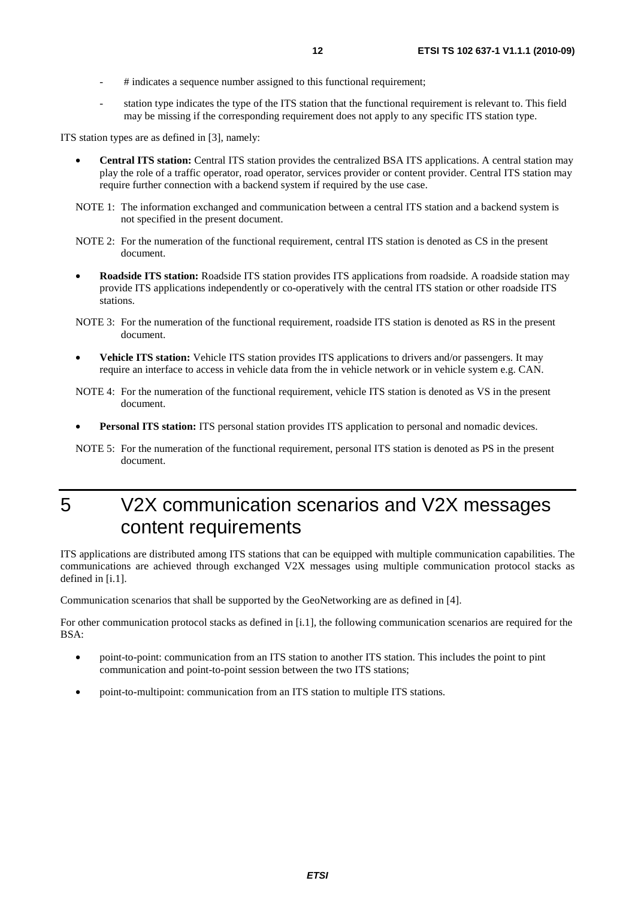- # indicates a sequence number assigned to this functional requirement;
- station type indicates the type of the ITS station that the functional requirement is relevant to. This field may be missing if the corresponding requirement does not apply to any specific ITS station type.

ITS station types are as defined in [3], namely:

- **Central ITS station:** Central ITS station provides the centralized BSA ITS applications. A central station may play the role of a traffic operator, road operator, services provider or content provider. Central ITS station may require further connection with a backend system if required by the use case.

NOTE 1: The information exchanged and communication between a central ITS station and a backend system is not specified in the present document.

NOTE 2: For the numeration of the functional requirement, central ITS station is denoted as CS in the present document.

- **Roadside ITS station:** Roadside ITS station provides ITS applications from roadside. A roadside station may provide ITS applications independently or co-operatively with the central ITS station or other roadside ITS stations.

NOTE 3: For the numeration of the functional requirement, roadside ITS station is denoted as RS in the present document.

- **Vehicle ITS station:** Vehicle ITS station provides ITS applications to drivers and/or passengers. It may require an interface to access in vehicle data from the in vehicle network or in vehicle system e.g. CAN.

NOTE 4: For the numeration of the functional requirement, vehicle ITS station is denoted as VS in the present document.

- **Personal ITS station:** ITS personal station provides ITS application to personal and nomadic devices.

NOTE 5: For the numeration of the functional requirement, personal ITS station is denoted as PS in the present document.

# 5 V2X communication scenarios and V2X messages content requirements

ITS applications are distributed among ITS stations that can be equipped with multiple communication capabilities. The communications are achieved through exchanged V2X messages using multiple communication protocol stacks as defined in [i.1].

Communication scenarios that shall be supported by the GeoNetworking are as defined in [4].

For other communication protocol stacks as defined in [i.1], the following communication scenarios are required for the BSA:

- point-to-point: communication from an ITS station to another ITS station. This includes the point to pint communication and point-to-point session between the two ITS stations;
- point-to-multipoint: communication from an ITS station to multiple ITS stations.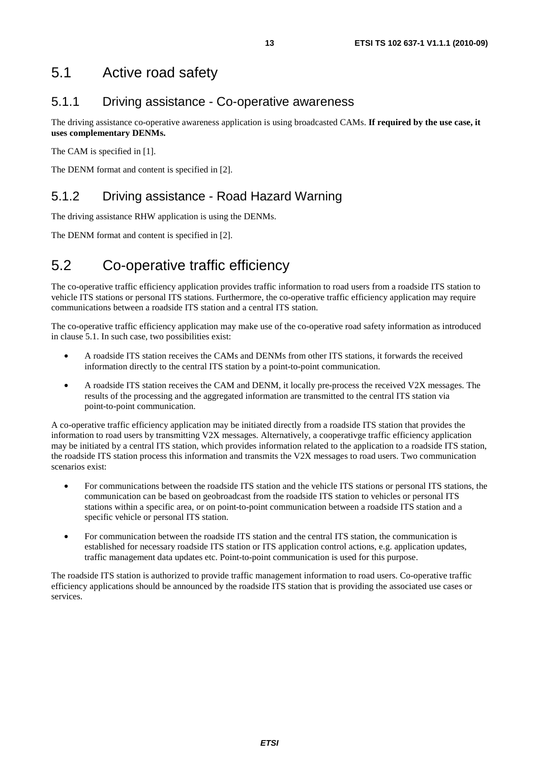## 5.1 Active road safety

### 5.1.1 Driving assistance - Co-operative awareness

The driving assistance co-operative awareness application is using broadcasted CAMs. **If required by the use case, it uses complementary DENMs.**

The CAM is specified in [1].

The DENM format and content is specified in [2].

### 5.1.2 Driving assistance - Road Hazard Warning

The driving assistance RHW application is using the DENMs.

The DENM format and content is specified in [2].

## 5.2 Co-operative traffic efficiency

The co-operative traffic efficiency application provides traffic information to road users from a roadside ITS station to vehicle ITS stations or personal ITS stations. Furthermore, the co-operative traffic efficiency application may require communications between a roadside ITS station and a central ITS station.

The co-operative traffic efficiency application may make use of the co-operative road safety information as introduced in clause 5.1. In such case, two possibilities exist:

- A roadside ITS station receives the CAMs and DENMs from other ITS stations, it forwards the received information directly to the central ITS station by a point-to-point communication.
- A roadside ITS station receives the CAM and DENM, it locally pre-process the received V2X messages. The results of the processing and the aggregated information are transmitted to the central ITS station via point-to-point communication.

A co-operative traffic efficiency application may be initiated directly from a roadside ITS station that provides the information to road users by transmitting V2X messages. Alternatively, a cooperativge traffic efficiency application may be initiated by a central ITS station, which provides information related to the application to a roadside ITS station, the roadside ITS station process this information and transmits the V2X messages to road users. Two communication scenarios exist:

- For communications between the roadside ITS station and the vehicle ITS stations or personal ITS stations, the communication can be based on geobroadcast from the roadside ITS station to vehicles or personal ITS stations within a specific area, or on point-to-point communication between a roadside ITS station and a specific vehicle or personal ITS station.
- For communication between the roadside ITS station and the central ITS station, the communication is established for necessary roadside ITS station or ITS application control actions, e.g. application updates, traffic management data updates etc. Point-to-point communication is used for this purpose.

The roadside ITS station is authorized to provide traffic management information to road users. Co-operative traffic efficiency applications should be announced by the roadside ITS station that is providing the associated use cases or services.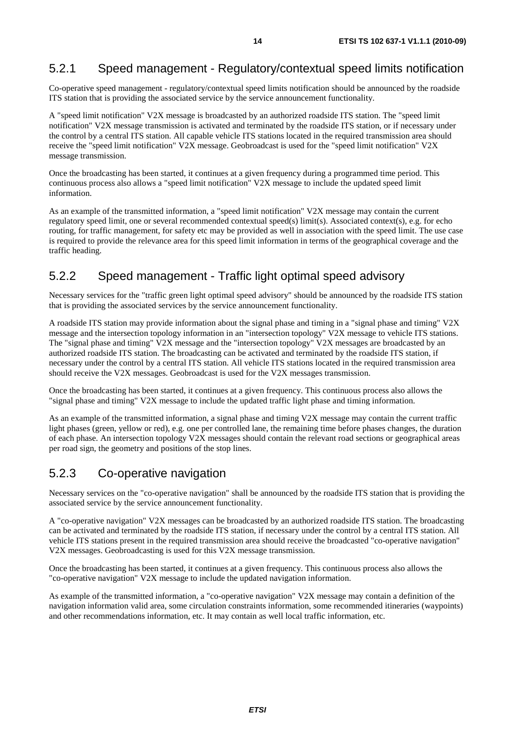### 5.2.1 Speed management - Regulatory/contextual speed limits notification

Co-operative speed management - regulatory/contextual speed limits notification should be announced by the roadside ITS station that is providing the associated service by the service announcement functionality.

A "speed limit notification" V2X message is broadcasted by an authorized roadside ITS station. The "speed limit notification" V2X message transmission is activated and terminated by the roadside ITS station, or if necessary under the control by a central ITS station. All capable vehicle ITS stations located in the required transmission area should receive the "speed limit notification" V2X message. Geobroadcast is used for the "speed limit notification" V2X message transmission.

Once the broadcasting has been started, it continues at a given frequency during a programmed time period. This continuous process also allows a "speed limit notification" V2X message to include the updated speed limit information.

As an example of the transmitted information, a "speed limit notification" V2X message may contain the current regulatory speed limit, one or several recommended contextual speed(s) limit(s). Associated context(s), e.g. for echo routing, for traffic management, for safety etc may be provided as well in association with the speed limit. The use case is required to provide the relevance area for this speed limit information in terms of the geographical coverage and the traffic heading.

### 5.2.2 Speed management - Traffic light optimal speed advisory

Necessary services for the "traffic green light optimal speed advisory" should be announced by the roadside ITS station that is providing the associated services by the service announcement functionality.

A roadside ITS station may provide information about the signal phase and timing in a "signal phase and timing" V2X message and the intersection topology information in an "intersection topology" V2X message to vehicle ITS stations. The "signal phase and timing" V2X message and the "intersection topology" V2X messages are broadcasted by an authorized roadside ITS station. The broadcasting can be activated and terminated by the roadside ITS station, if necessary under the control by a central ITS station. All vehicle ITS stations located in the required transmission area should receive the V2X messages. Geobroadcast is used for the V2X messages transmission.

Once the broadcasting has been started, it continues at a given frequency. This continuous process also allows the "signal phase and timing" V2X message to include the updated traffic light phase and timing information.

As an example of the transmitted information, a signal phase and timing V2X message may contain the current traffic light phases (green, yellow or red), e.g. one per controlled lane, the remaining time before phases changes, the duration of each phase. An intersection topology V2X messages should contain the relevant road sections or geographical areas per road sign, the geometry and positions of the stop lines.

### 5.2.3 Co-operative navigation

Necessary services on the "co-operative navigation" shall be announced by the roadside ITS station that is providing the associated service by the service announcement functionality.

A "co-operative navigation" V2X messages can be broadcasted by an authorized roadside ITS station. The broadcasting can be activated and terminated by the roadside ITS station, if necessary under the control by a central ITS station. All vehicle ITS stations present in the required transmission area should receive the broadcasted "co-operative navigation" V2X messages. Geobroadcasting is used for this V2X message transmission.

Once the broadcasting has been started, it continues at a given frequency. This continuous process also allows the "co-operative navigation" V2X message to include the updated navigation information.

As example of the transmitted information, a "co-operative navigation" V2X message may contain a definition of the navigation information valid area, some circulation constraints information, some recommended itineraries (waypoints) and other recommendations information, etc. It may contain as well local traffic information, etc.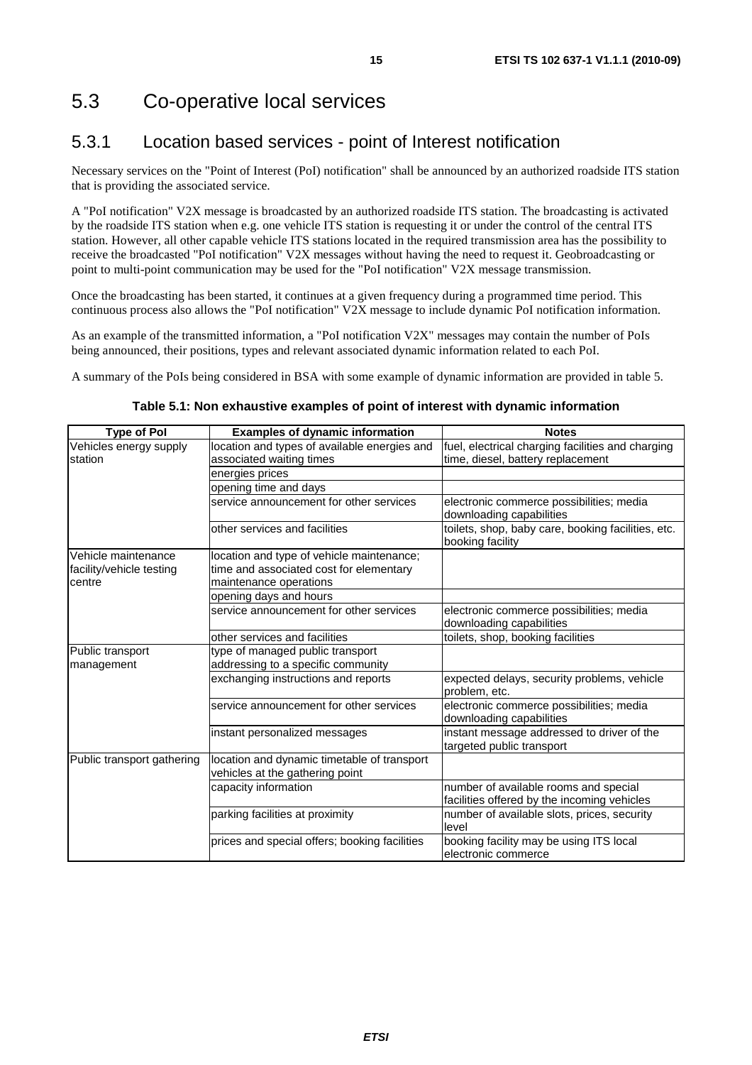## 5.3 Co-operative local services

### 5.3.1 Location based services - point of Interest notification

Necessary services on the "Point of Interest (PoI) notification" shall be announced by an authorized roadside ITS station that is providing the associated service.

A "PoI notification" V2X message is broadcasted by an authorized roadside ITS station. The broadcasting is activated by the roadside ITS station when e.g. one vehicle ITS station is requesting it or under the control of the central ITS station. However, all other capable vehicle ITS stations located in the required transmission area has the possibility to receive the broadcasted "PoI notification" V2X messages without having the need to request it. Geobroadcasting or point to multi-point communication may be used for the "PoI notification" V2X message transmission.

Once the broadcasting has been started, it continues at a given frequency during a programmed time period. This continuous process also allows the "PoI notification" V2X message to include dynamic PoI notification information.

As an example of the transmitted information, a "PoI notification V2X" messages may contain the number of PoIs being announced, their positions, types and relevant associated dynamic information related to each PoI.

A summary of the PoIs being considered in BSA with some example of dynamic information are provided in table 5.

**Table 5.1: Non exhaustive examples of point of interest with dynamic information**

| Type of PoI | Examples of dynamic information | Notes |
|---|---|---|
| Vehicles energy supply station | location and types of available energies and associated waiting times | fuel, electrical charging facilities and charging time, diesel, battery replacement |
| | energies prices | |
| | opening time and days | |
| | service announcement for other services | electronic commerce possibilities; media downloading capabilities |
| | other services and facilities | toilets, shop, baby care, booking facilities, etc. booking facility |
| Vehicle maintenance facility/vehicle testing centre | location and type of vehicle maintenance; time and associated cost for elementary maintenance operations | |
| | opening days and hours | |
| | service announcement for other services | electronic commerce possibilities; media downloading capabilities |
| | other services and facilities | toilets, shop, booking facilities |
| Public transport management | type of managed public transport addressing to a specific community | |
| | exchanging instructions and reports | expected delays, security problems, vehicle problem, etc. |
| | service announcement for other services | electronic commerce possibilities; media downloading capabilities |
| | instant personalized messages | instant message addressed to driver of the targeted public transport |
| Public transport gathering | location and dynamic timetable of transport vehicles at the gathering point | |
| | capacity information | number of available rooms and special facilities offered by the incoming vehicles |
| | parking facilities at proximity | number of available slots, prices, security level |
| | prices and special offers; booking facilities | booking facility may be using ITS local electronic commerce |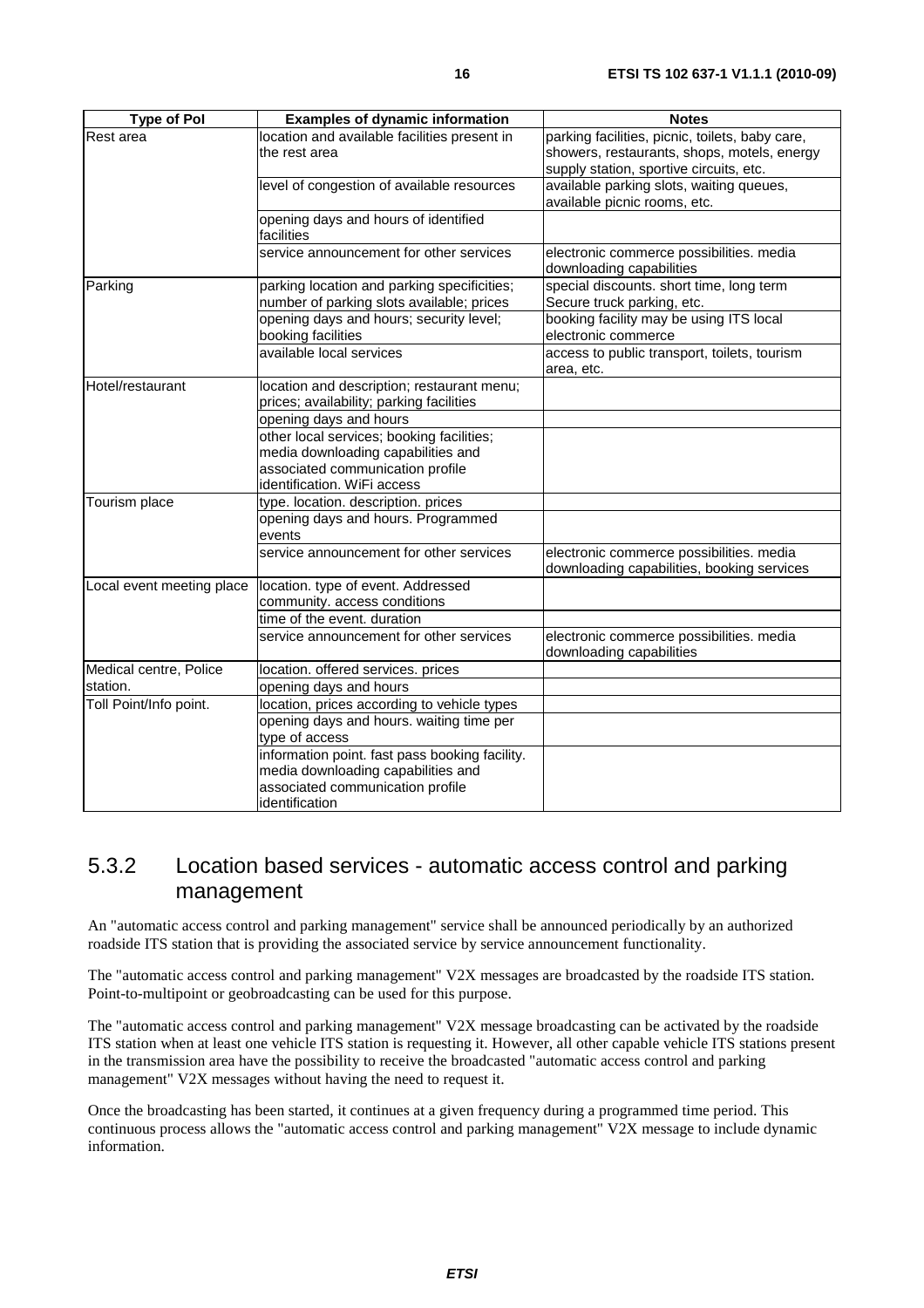| Type of PoI | Examples of dynamic information | Notes |
|---|---|---|
| Rest area | location and available facilities present in the rest area | parking facilities, picnic, toilets, baby care, showers, restaurants, shops, motels, energy supply station, sportive circuits, etc. |
| | level of congestion of available resources | available parking slots, waiting queues, available picnic rooms, etc. |
| | opening days and hours of identified facilities | |
| | service announcement for other services | electronic commerce possibilities. media downloading capabilities |
| Parking | parking location and parking specificities; number of parking slots available; prices | special discounts. short time, long term Secure truck parking, etc. |
| | opening days and hours; security level; booking facilities | booking facility may be using ITS local electronic commerce |
| | available local services | access to public transport, toilets, tourism area, etc. |
| Hotel/restaurant | location and description; restaurant menu; prices; availability; parking facilities | |
| | opening days and hours | |
| | other local services; booking facilities; media downloading capabilities and associated communication profile identification. WiFi access | |
| Tourism place | type. location. description. prices | |
| | opening days and hours. Programmed events | |
| | service announcement for other services | electronic commerce possibilities. media downloading capabilities, booking services |
| Local event meeting place | location. type of event. Addressed community. access conditions | |
| | time of the event. duration | |
| | service announcement for other services | electronic commerce possibilities. media downloading capabilities |
| Medical centre, Police station. | location. offered services. prices | |
| | opening days and hours | |
| Toll Point/Info point. | location, prices according to vehicle types | |
| | opening days and hours. waiting time per type of access | |
| | information point. fast pass booking facility. media downloading capabilities and associated communication profile identification | |

## 5.3.2 Location based services - automatic access control and parking management

An "automatic access control and parking management" service shall be announced periodically by an authorized roadside ITS station that is providing the associated service by service announcement functionality.

The "automatic access control and parking management" V2X messages are broadcasted by the roadside ITS station. Point-to-multipoint or geobroadcasting can be used for this purpose.

The "automatic access control and parking management" V2X message broadcasting can be activated by the roadside ITS station when at least one vehicle ITS station is requesting it. However, all other capable vehicle ITS stations present in the transmission area have the possibility to receive the broadcasted "automatic access control and parking management" V2X messages without having the need to request it.

Once the broadcasting has been started, it continues at a given frequency during a programmed time period. This continuous process allows the "automatic access control and parking management" V2X message to include dynamic information.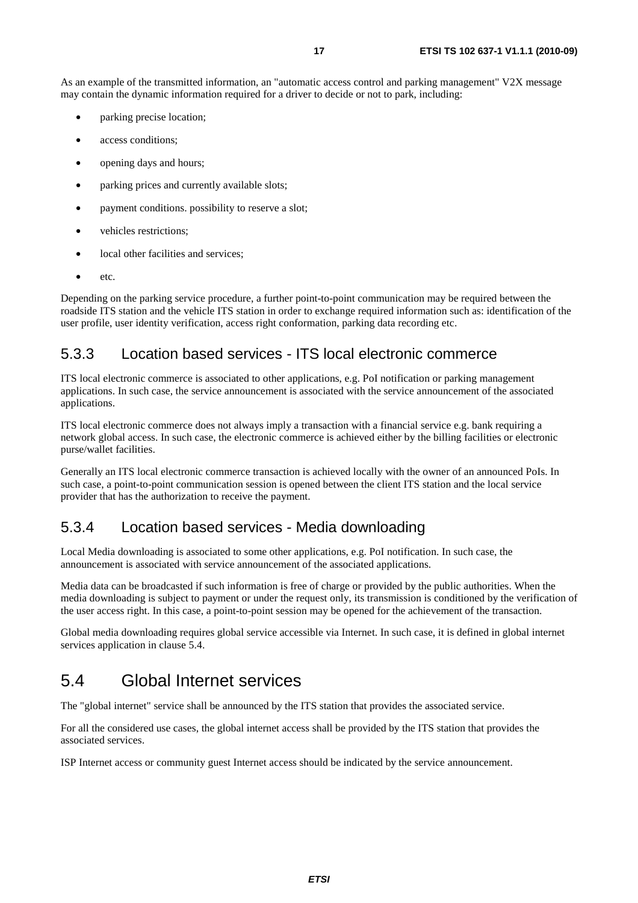As an example of the transmitted information, an "automatic access control and parking management" V2X message may contain the dynamic information required for a driver to decide or not to park, including:

- parking precise location;
- access conditions;
- opening days and hours;
- parking prices and currently available slots;
- payment conditions. possibility to reserve a slot;
- vehicles restrictions;
- local other facilities and services;
- etc.

Depending on the parking service procedure, a further point-to-point communication may be required between the roadside ITS station and the vehicle ITS station in order to exchange required information such as: identification of the user profile, user identity verification, access right conformation, parking data recording etc.

### 5.3.3 Location based services - ITS local electronic commerce

ITS local electronic commerce is associated to other applications, e.g. PoI notification or parking management applications. In such case, the service announcement is associated with the service announcement of the associated applications.

ITS local electronic commerce does not always imply a transaction with a financial service e.g. bank requiring a network global access. In such case, the electronic commerce is achieved either by the billing facilities or electronic purse/wallet facilities.

Generally an ITS local electronic commerce transaction is achieved locally with the owner of an announced PoIs. In such case, a point-to-point communication session is opened between the client ITS station and the local service provider that has the authorization to receive the payment.

### 5.3.4 Location based services - Media downloading

Local Media downloading is associated to some other applications, e.g. PoI notification. In such case, the announcement is associated with service announcement of the associated applications.

Media data can be broadcasted if such information is free of charge or provided by the public authorities. When the media downloading is subject to payment or under the request only, its transmission is conditioned by the verification of the user access right. In this case, a point-to-point session may be opened for the achievement of the transaction.

Global media downloading requires global service accessible via Internet. In such case, it is defined in global internet services application in clause 5.4.

## 5.4 Global Internet services

The "global internet" service shall be announced by the ITS station that provides the associated service.

For all the considered use cases, the global internet access shall be provided by the ITS station that provides the associated services.

ISP Internet access or community guest Internet access should be indicated by the service announcement.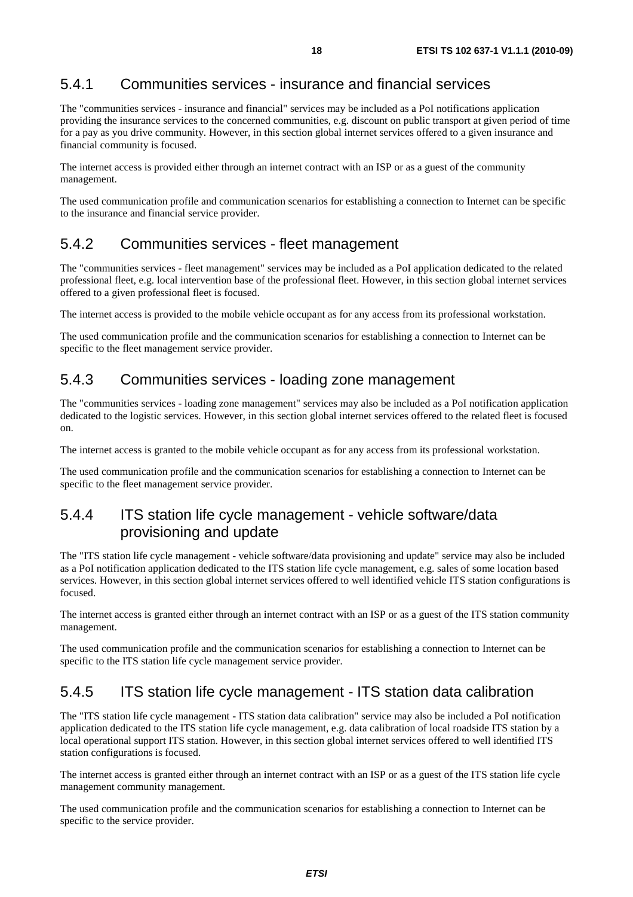### 5.4.1 Communities services - insurance and financial services

The "communities services - insurance and financial" services may be included as a PoI notifications application providing the insurance services to the concerned communities, e.g. discount on public transport at given period of time for a pay as you drive community. However, in this section global internet services offered to a given insurance and financial community is focused.

The internet access is provided either through an internet contract with an ISP or as a guest of the community management.

The used communication profile and communication scenarios for establishing a connection to Internet can be specific to the insurance and financial service provider.

### 5.4.2 Communities services - fleet management

The "communities services - fleet management" services may be included as a PoI application dedicated to the related professional fleet, e.g. local intervention base of the professional fleet. However, in this section global internet services offered to a given professional fleet is focused.

The internet access is provided to the mobile vehicle occupant as for any access from its professional workstation.

The used communication profile and the communication scenarios for establishing a connection to Internet can be specific to the fleet management service provider.

### 5.4.3 Communities services - loading zone management

The "communities services - loading zone management" services may also be included as a PoI notification application dedicated to the logistic services. However, in this section global internet services offered to the related fleet is focused on.

The internet access is granted to the mobile vehicle occupant as for any access from its professional workstation.

The used communication profile and the communication scenarios for establishing a connection to Internet can be specific to the fleet management service provider.

### 5.4.4 ITS station life cycle management - vehicle software/data provisioning and update

The "ITS station life cycle management - vehicle software/data provisioning and update" service may also be included as a PoI notification application dedicated to the ITS station life cycle management, e.g. sales of some location based services. However, in this section global internet services offered to well identified vehicle ITS station configurations is focused.

The internet access is granted either through an internet contract with an ISP or as a guest of the ITS station community management.

The used communication profile and the communication scenarios for establishing a connection to Internet can be specific to the ITS station life cycle management service provider.

### 5.4.5 ITS station life cycle management - ITS station data calibration

The "ITS station life cycle management - ITS station data calibration" service may also be included a PoI notification application dedicated to the ITS station life cycle management, e.g. data calibration of local roadside ITS station by a local operational support ITS station. However, in this section global internet services offered to well identified ITS station configurations is focused.

The internet access is granted either through an internet contract with an ISP or as a guest of the ITS station life cycle management community management.

The used communication profile and the communication scenarios for establishing a connection to Internet can be specific to the service provider.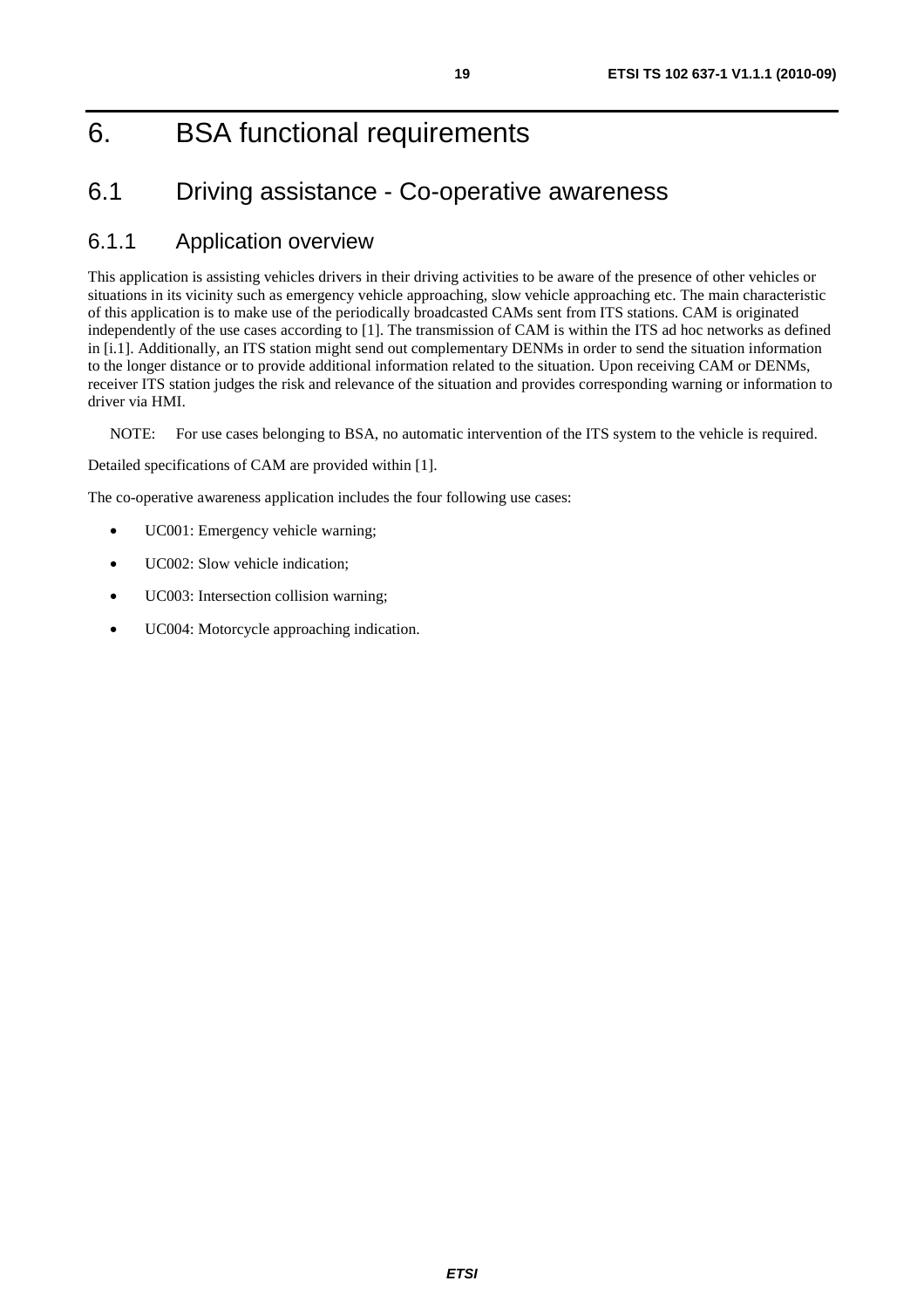# 6. BSA functional requirements

## 6.1 Driving assistance - Co-operative awareness

### 6.1.1 Application overview

This application is assisting vehicles drivers in their driving activities to be aware of the presence of other vehicles or situations in its vicinity such as emergency vehicle approaching, slow vehicle approaching etc. The main characteristic of this application is to make use of the periodically broadcasted CAMs sent from ITS stations. CAM is originated independently of the use cases according to [1]. The transmission of CAM is within the ITS ad hoc networks as defined in [i.1]. Additionally, an ITS station might send out complementary DENMs in order to send the situation information to the longer distance or to provide additional information related to the situation. Upon receiving CAM or DENMs, receiver ITS station judges the risk and relevance of the situation and provides corresponding warning or information to driver via HMI.

NOTE: For use cases belonging to BSA, no automatic intervention of the ITS system to the vehicle is required.

Detailed specifications of CAM are provided within [1].

The co-operative awareness application includes the four following use cases:

- UC001: Emergency vehicle warning;
- UC002: Slow vehicle indication;
- UC003: Intersection collision warning;
- UC004: Motorcycle approaching indication.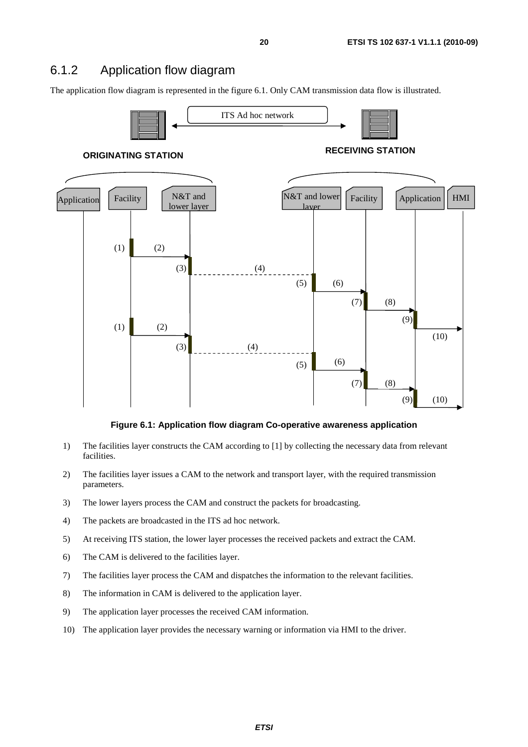### 6.1.2 Application flow diagram

The application flow diagram is represented in the figure 6.1. Only CAM transmission data flow is illustrated.

**Figure 6.1: Application flow diagram Co-operative awareness application**

1) The facilities layer constructs the CAM according to [1] by collecting the necessary data from relevant facilities.

2) The facilities layer issues a CAM to the network and transport layer, with the required transmission parameters.

3) The lower layers process the CAM and construct the packets for broadcasting.

4) The packets are broadcasted in the ITS ad hoc network.

5) At receiving ITS station, the lower layer processes the received packets and extract the CAM.

6) The CAM is delivered to the facilities layer.

7) The facilities layer process the CAM and dispatches the information to the relevant facilities.

8) The information in CAM is delivered to the application layer.

9) The application layer processes the received CAM information.

10) The application layer provides the necessary warning or information via HMI to the driver.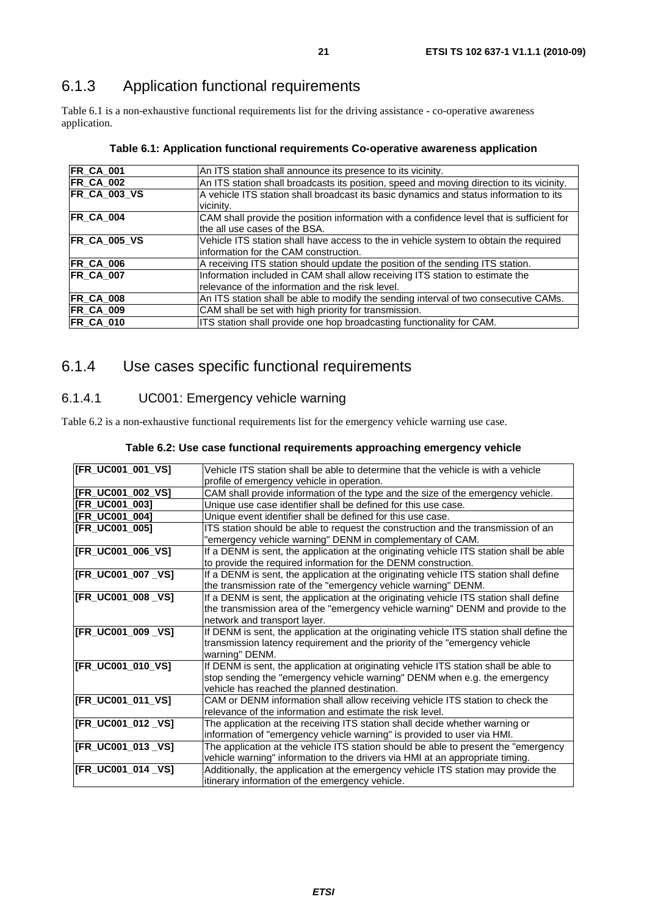### 6.1.3 Application functional requirements

Table 6.1 is a non-exhaustive functional requirements list for the driving assistance - co-operative awareness application.

**Table 6.1: Application functional requirements Co-operative awareness application**

| | |
|---|---|
| **FR_CA_001** | An ITS station shall announce its presence to its vicinity. |
| **FR_CA_002** | An ITS station shall broadcasts its position, speed and moving direction to its vicinity. |
| **FR_CA_003_VS** | A vehicle ITS station shall broadcast its basic dynamics and status information to its vicinity. |
| **FR_CA_004** | CAM shall provide the position information with a confidence level that is sufficient for the all use cases of the BSA. |
| **FR_CA_005_VS** | Vehicle ITS station shall have access to the in vehicle system to obtain the required information for the CAM construction. |
| **FR_CA_006** | A receiving ITS station should update the position of the sending ITS station. |
| **FR_CA_007** | Information included in CAM shall allow receiving ITS station to estimate the relevance of the information and the risk level. |
| **FR_CA_008** | An ITS station shall be able to modify the sending interval of two consecutive CAMs. |
| **FR_CA_009** | CAM shall be set with high priority for transmission. |
| **FR_CA_010** | ITS station shall provide one hop broadcasting functionality for CAM. |

## 6.1.4 Use cases specific functional requirements

### 6.1.4.1 UC001: Emergency vehicle warning

Table 6.2 is a non-exhaustive functional requirements list for the emergency vehicle warning use case.

**Table 6.2: Use case functional requirements approaching emergency vehicle**

| | |
|---|---|
| **[FR_UC001_001_VS]** | Vehicle ITS station shall be able to determine that the vehicle is with a vehicle profile of emergency vehicle in operation. |
| **[FR_UC001_002_VS]** | CAM shall provide information of the type and the size of the emergency vehicle. |
| **[FR_UC001_003]** | Unique use case identifier shall be defined for this use case. |
| **[FR_UC001_004]** | Unique event identifier shall be defined for this use case. |
| **[FR_UC001_005]** | ITS station should be able to request the construction and the transmission of an "emergency vehicle warning" DENM in complementary of CAM. |
| **[FR_UC001_006_VS]** | If a DENM is sent, the application at the originating vehicle ITS station shall be able to provide the required information for the DENM construction. |
| **[FR_UC001_007 _VS]** | If a DENM is sent, the application at the originating vehicle ITS station shall define the transmission rate of the "emergency vehicle warning" DENM. |
| **[FR_UC001_008 _VS]** | If a DENM is sent, the application at the originating vehicle ITS station shall define the transmission area of the "emergency vehicle warning" DENM and provide to the network and transport layer. |
| **[FR_UC001_009 _VS]** | If DENM is sent, the application at the originating vehicle ITS station shall define the transmission latency requirement and the priority of the "emergency vehicle warning" DENM. |
| **[FR_UC001_010_VS]** | If DENM is sent, the application at originating vehicle ITS station shall be able to stop sending the "emergency vehicle warning" DENM when e.g. the emergency vehicle has reached the planned destination. |
| **[FR_UC001_011_VS]** | CAM or DENM information shall allow receiving vehicle ITS station to check the relevance of the information and estimate the risk level. |
| **[FR_UC001_012 _VS]** | The application at the receiving ITS station shall decide whether warning or information of "emergency vehicle warning" is provided to user via HMI. |
| **[FR_UC001_013 _VS]** | The application at the vehicle ITS station should be able to present the "emergency vehicle warning" information to the drivers via HMI at an appropriate timing. |
| **[FR_UC001_014 _VS]** | Additionally, the application at the emergency vehicle ITS station may provide the itinerary information of the emergency vehicle. |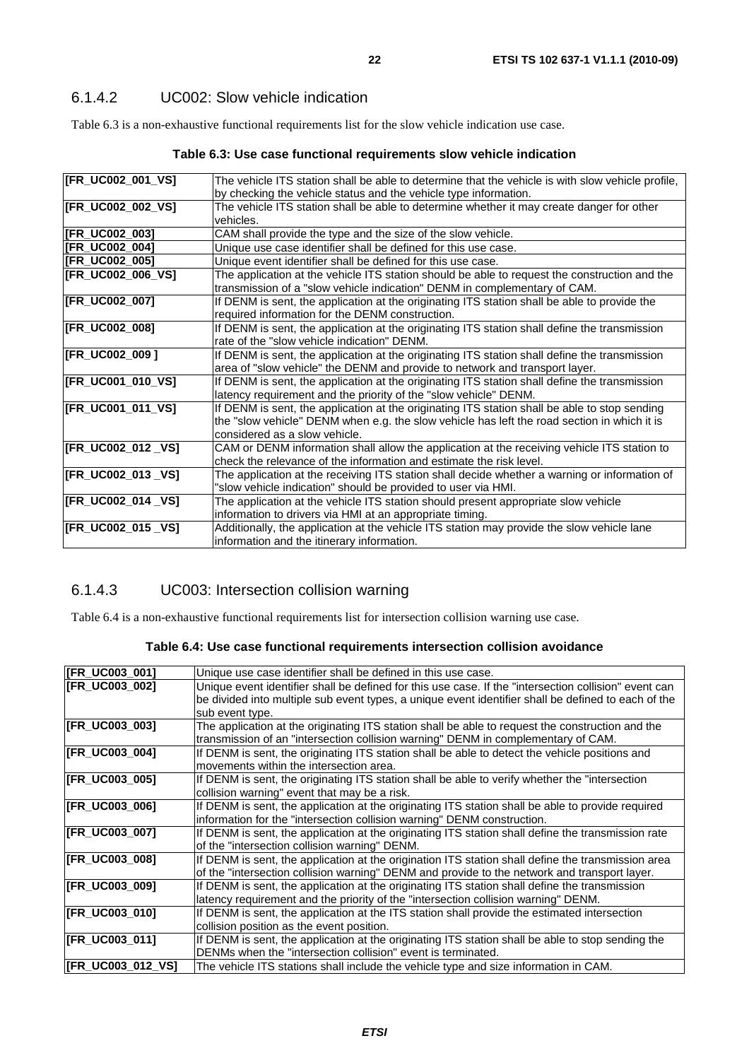### 6.1.4.2 UC002: Slow vehicle indication

Table 6.3 is a non-exhaustive functional requirements list for the slow vehicle indication use case.

**Table 6.3: Use case functional requirements slow vehicle indication**

| | |
|---|---|
| **[FR_UC002_001_VS]** | The vehicle ITS station shall be able to determine that the vehicle is with slow vehicle profile, by checking the vehicle status and the vehicle type information. |
| **[FR_UC002_002_VS]** | The vehicle ITS station shall be able to determine whether it may create danger for other vehicles. |
| **[FR_UC002_003]** | CAM shall provide the type and the size of the slow vehicle. |
| **[FR_UC002_004]** | Unique use case identifier shall be defined for this use case. |
| **[FR_UC002_005]** | Unique event identifier shall be defined for this use case. |
| **[FR_UC002_006_VS]** | The application at the vehicle ITS station should be able to request the construction and the transmission of a "slow vehicle indication" DENM in complementary of CAM. |
| **[FR_UC002_007]** | If DENM is sent, the application at the originating ITS station shall be able to provide the required information for the DENM construction. |
| **[FR_UC002_008]** | If DENM is sent, the application at the originating ITS station shall define the transmission rate of the "slow vehicle indication" DENM. |
| **[FR_UC002_009 ]** | If DENM is sent, the application at the originating ITS station shall define the transmission area of "slow vehicle" the DENM and provide to network and transport layer. |
| **[FR_UC001_010_VS]** | If DENM is sent, the application at the originating ITS station shall define the transmission latency requirement and the priority of the "slow vehicle" DENM. |
| **[FR_UC001_011_VS]** | If DENM is sent, the application at the originating ITS station shall be able to stop sending the "slow vehicle" DENM when e.g. the slow vehicle has left the road section in which it is considered as a slow vehicle. |
| **[FR_UC002_012 _VS]** | CAM or DENM information shall allow the application at the receiving vehicle ITS station to check the relevance of the information and estimate the risk level. |
| **[FR_UC002_013 _VS]** | The application at the receiving ITS station shall decide whether a warning or information of "slow vehicle indication" should be provided to user via HMI. |
| **[FR_UC002_014 _VS]** | The application at the vehicle ITS station should present appropriate slow vehicle information to drivers via HMI at an appropriate timing. |
| **[FR_UC002_015 _VS]** | Additionally, the application at the vehicle ITS station may provide the slow vehicle lane information and the itinerary information. |

### 6.1.4.3 UC003: Intersection collision warning

Table 6.4 is a non-exhaustive functional requirements list for intersection collision warning use case.

**Table 6.4: Use case functional requirements intersection collision avoidance**

| | |
|---|---|
| **[FR_UC003_001]** | Unique use case identifier shall be defined in this use case. |
| **[FR_UC003_002]** | Unique event identifier shall be defined for this use case. If the "intersection collision" event can be divided into multiple sub event types, a unique event identifier shall be defined to each of the sub event type. |
| **[FR_UC003_003]** | The application at the originating ITS station shall be able to request the construction and the transmission of an "intersection collision warning" DENM in complementary of CAM. |
| **[FR_UC003_004]** | If DENM is sent, the originating ITS station shall be able to detect the vehicle positions and movements within the intersection area. |
| **[FR_UC003_005]** | If DENM is sent, the originating ITS station shall be able to verify whether the "intersection collision warning" event that may be a risk. |
| **[FR_UC003_006]** | If DENM is sent, the application at the originating ITS station shall be able to provide required information for the "intersection collision warning" DENM construction. |
| **[FR_UC003_007]** | If DENM is sent, the application at the originating ITS station shall define the transmission rate of the "intersection collision warning" DENM. |
| **[FR_UC003_008]** | If DENM is sent, the application at the origination ITS station shall define the transmission area of the "intersection collision warning" DENM and provide to the network and transport layer. |
| **[FR_UC003_009]** | If DENM is sent, the application at the originating ITS station shall define the transmission latency requirement and the priority of the "intersection collision warning" DENM. |
| **[FR_UC003_010]** | If DENM is sent, the application at the ITS station shall provide the estimated intersection collision position as the event position. |
| **[FR_UC003_011]** | If DENM is sent, the application at the originating ITS station shall be able to stop sending the DENMs when the "intersection collision" event is terminated. |
| **[FR_UC003_012_VS]** | The vehicle ITS stations shall include the vehicle type and size information in CAM. |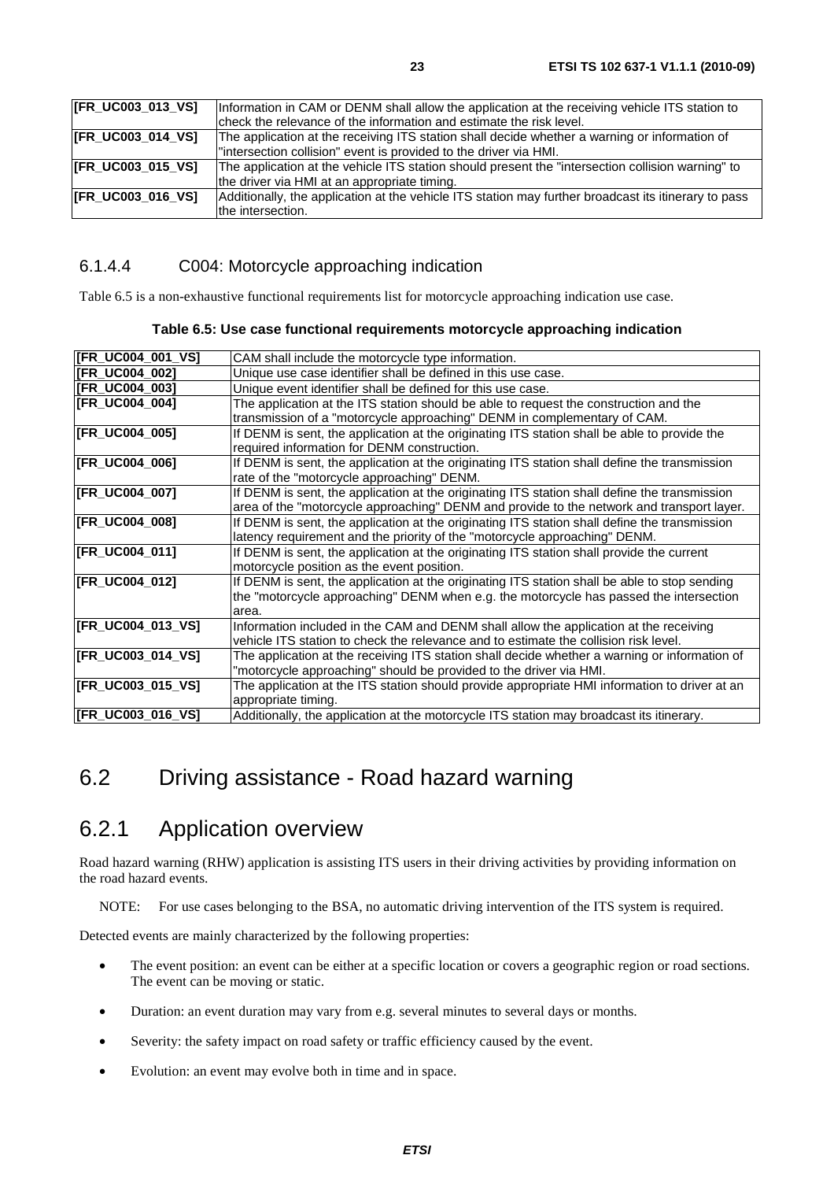| [FR_UC003_013_VS] | Information in CAM or DENM shall allow the application at the receiving vehicle ITS station to check the relevance of the information and estimate the risk level. |
|---|---|
| [FR_UC003_014_VS] | The application at the receiving ITS station shall decide whether a warning or information of "intersection collision" event is provided to the driver via HMI. |
| [FR_UC003_015_VS] | The application at the vehicle ITS station should present the "intersection collision warning" to the driver via HMI at an appropriate timing. |
| [FR_UC003_016_VS] | Additionally, the application at the vehicle ITS station may further broadcast its itinerary to pass the intersection. |

### 6.1.4.4 C004: Motorcycle approaching indication

Table 6.5 is a non-exhaustive functional requirements list for motorcycle approaching indication use case.

**Table 6.5: Use case functional requirements motorcycle approaching indication**

| [FR_UC004_001_VS] | CAM shall include the motorcycle type information. |
|---|---|
| [FR_UC004_002] | Unique use case identifier shall be defined in this use case. |
| [FR_UC004_003] | Unique event identifier shall be defined for this use case. |
| [FR_UC004_004] | The application at the ITS station should be able to request the construction and the transmission of a "motorcycle approaching" DENM in complementary of CAM. |
| [FR_UC004_005] | If DENM is sent, the application at the originating ITS station shall be able to provide the required information for DENM construction. |
| [FR_UC004_006] | If DENM is sent, the application at the originating ITS station shall define the transmission rate of the "motorcycle approaching" DENM. |
| [FR_UC004_007] | If DENM is sent, the application at the originating ITS station shall define the transmission area of the "motorcycle approaching" DENM and provide to the network and transport layer. |
| [FR_UC004_008] | If DENM is sent, the application at the originating ITS station shall define the transmission latency requirement and the priority of the "motorcycle approaching" DENM. |
| [FR_UC004_011] | If DENM is sent, the application at the originating ITS station shall provide the current motorcycle position as the event position. |
| [FR_UC004_012] | If DENM is sent, the application at the originating ITS station shall be able to stop sending the "motorcycle approaching" DENM when e.g. the motorcycle has passed the intersection area. |
| [FR_UC004_013_VS] | Information included in the CAM and DENM shall allow the application at the receiving vehicle ITS station to check the relevance and to estimate the collision risk level. |
| [FR_UC003_014_VS] | The application at the receiving ITS station shall decide whether a warning or information of "motorcycle approaching" should be provided to the driver via HMI. |
| [FR_UC003_015_VS] | The application at the ITS station should provide appropriate HMI information to driver at an appropriate timing. |
| [FR_UC003_016_VS] | Additionally, the application at the motorcycle ITS station may broadcast its itinerary. |

## 6.2 Driving assistance - Road hazard warning

## 6.2.1 Application overview

Road hazard warning (RHW) application is assisting ITS users in their driving activities by providing information on the road hazard events.

NOTE: For use cases belonging to the BSA, no automatic driving intervention of the ITS system is required.

Detected events are mainly characterized by the following properties:

- The event position: an event can be either at a specific location or covers a geographic region or road sections. The event can be moving or static.
- Duration: an event duration may vary from e.g. several minutes to several days or months.
- Severity: the safety impact on road safety or traffic efficiency caused by the event.
- Evolution: an event may evolve both in time and in space.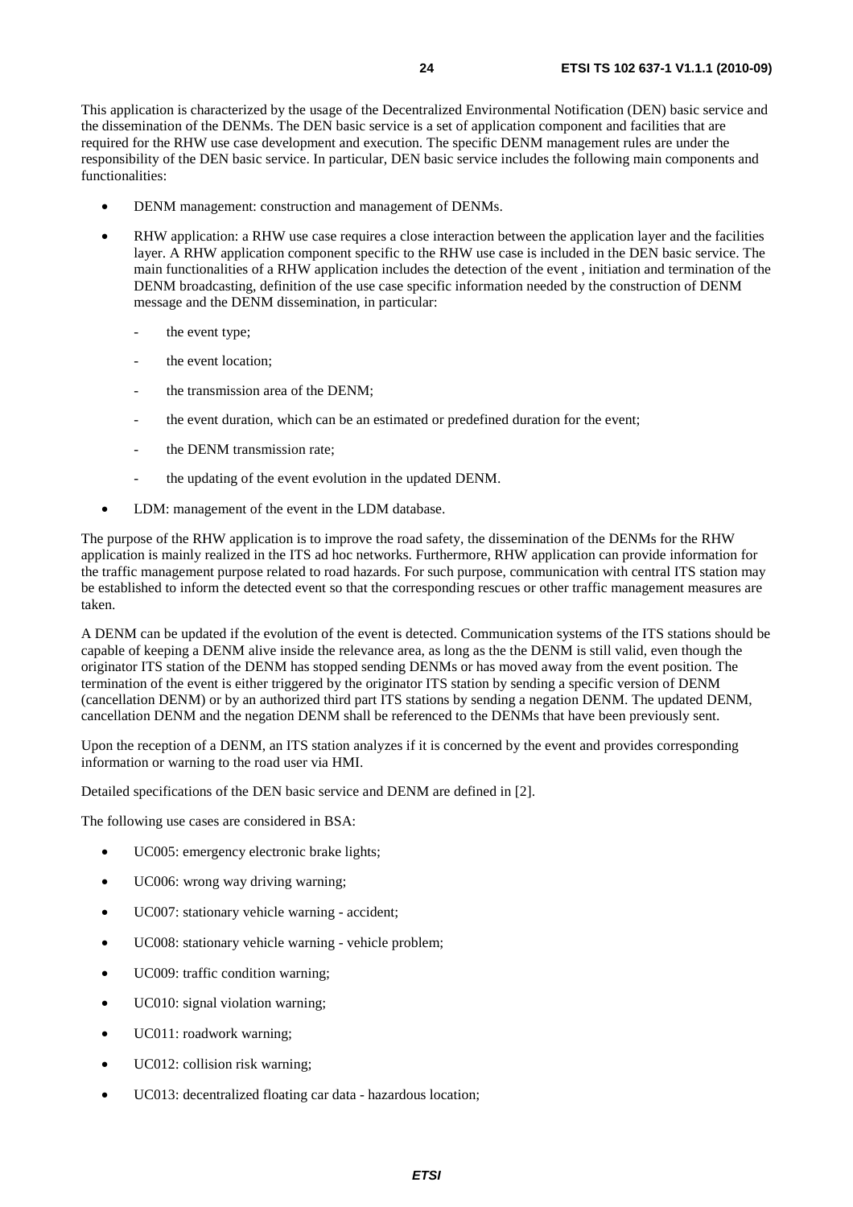This application is characterized by the usage of the Decentralized Environmental Notification (DEN) basic service and the dissemination of the DENMs. The DEN basic service is a set of application component and facilities that are required for the RHW use case development and execution. The specific DENM management rules are under the responsibility of the DEN basic service. In particular, DEN basic service includes the following main components and functionalities:

- DENM management: construction and management of DENMs.
- RHW application: a RHW use case requires a close interaction between the application layer and the facilities layer. A RHW application component specific to the RHW use case is included in the DEN basic service. The main functionalities of a RHW application includes the detection of the event , initiation and termination of the DENM broadcasting, definition of the use case specific information needed by the construction of DENM message and the DENM dissemination, in particular:
    - the event type;
    - the event location;
    - the transmission area of the DENM;
    - the event duration, which can be an estimated or predefined duration for the event;
    - the DENM transmission rate;
    - the updating of the event evolution in the updated DENM.
- LDM: management of the event in the LDM database.

The purpose of the RHW application is to improve the road safety, the dissemination of the DENMs for the RHW application is mainly realized in the ITS ad hoc networks. Furthermore, RHW application can provide information for the traffic management purpose related to road hazards. For such purpose, communication with central ITS station may be established to inform the detected event so that the corresponding rescues or other traffic management measures are taken.

A DENM can be updated if the evolution of the event is detected. Communication systems of the ITS stations should be capable of keeping a DENM alive inside the relevance area, as long as the the DENM is still valid, even though the originator ITS station of the DENM has stopped sending DENMs or has moved away from the event position. The termination of the event is either triggered by the originator ITS station by sending a specific version of DENM (cancellation DENM) or by an authorized third part ITS stations by sending a negation DENM. The updated DENM, cancellation DENM and the negation DENM shall be referenced to the DENMs that have been previously sent.

Upon the reception of a DENM, an ITS station analyzes if it is concerned by the event and provides corresponding information or warning to the road user via HMI.

Detailed specifications of the DEN basic service and DENM are defined in [2].

The following use cases are considered in BSA:

- UC005: emergency electronic brake lights;
- UC006: wrong way driving warning;
- UC007: stationary vehicle warning - accident;
- UC008: stationary vehicle warning - vehicle problem;
- UC009: traffic condition warning;
- UC010: signal violation warning;
- UC011: roadwork warning;
- UC012: collision risk warning;
- UC013: decentralized floating car data - hazardous location;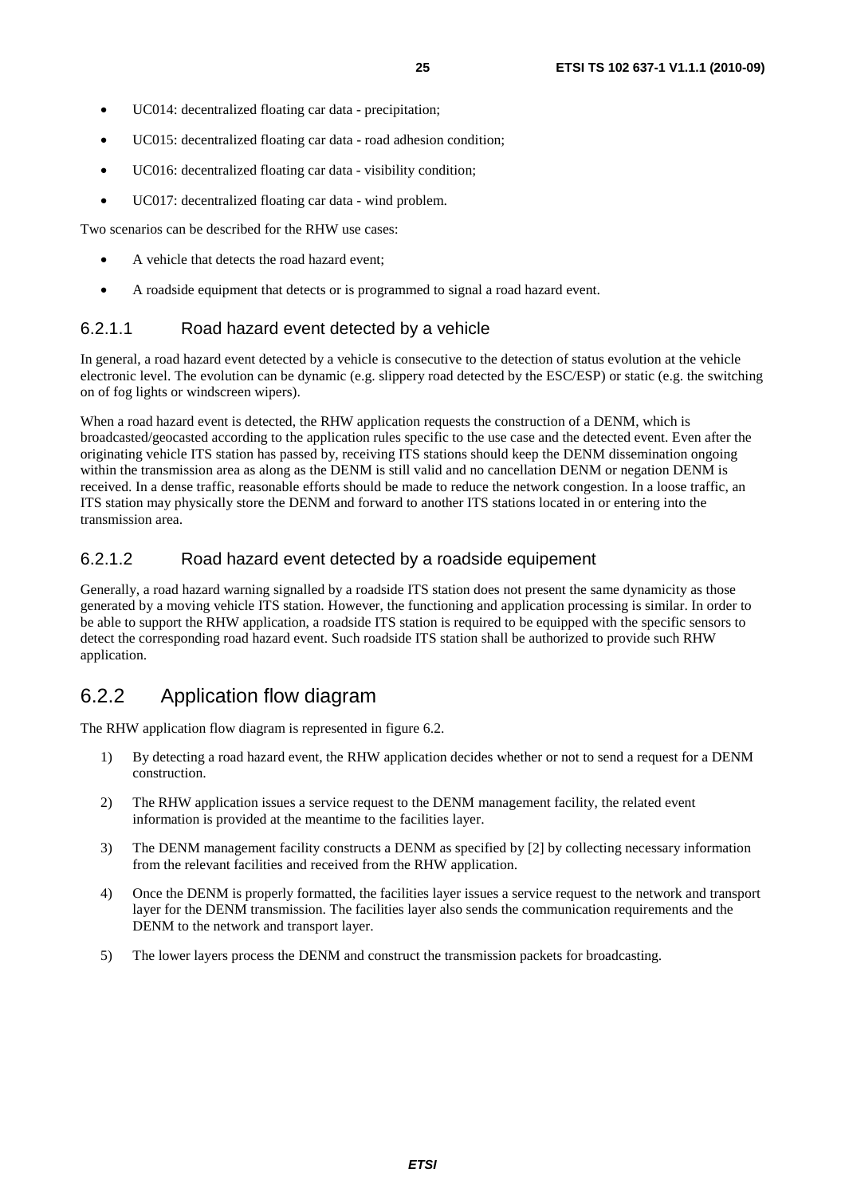- UC014: decentralized floating car data - precipitation;
- UC015: decentralized floating car data - road adhesion condition;
- UC016: decentralized floating car data - visibility condition;
- UC017: decentralized floating car data - wind problem.

Two scenarios can be described for the RHW use cases:

- A vehicle that detects the road hazard event;
- A roadside equipment that detects or is programmed to signal a road hazard event.

#### 6.2.1.1 Road hazard event detected by a vehicle

In general, a road hazard event detected by a vehicle is consecutive to the detection of status evolution at the vehicle electronic level. The evolution can be dynamic (e.g. slippery road detected by the ESC/ESP) or static (e.g. the switching on of fog lights or windscreen wipers).

When a road hazard event is detected, the RHW application requests the construction of a DENM, which is broadcasted/geocasted according to the application rules specific to the use case and the detected event. Even after the originating vehicle ITS station has passed by, receiving ITS stations should keep the DENM dissemination ongoing within the transmission area as along as the DENM is still valid and no cancellation DENM or negation DENM is received. In a dense traffic, reasonable efforts should be made to reduce the network congestion. In a loose traffic, an ITS station may physically store the DENM and forward to another ITS stations located in or entering into the transmission area.

#### 6.2.1.2 Road hazard event detected by a roadside equipement

Generally, a road hazard warning signalled by a roadside ITS station does not present the same dynamicity as those generated by a moving vehicle ITS station. However, the functioning and application processing is similar. In order to be able to support the RHW application, a roadside ITS station is required to be equipped with the specific sensors to detect the corresponding road hazard event. Such roadside ITS station shall be authorized to provide such RHW application.

### 6.2.2 Application flow diagram

The RHW application flow diagram is represented in figure 6.2.

1) By detecting a road hazard event, the RHW application decides whether or not to send a request for a DENM construction.
2) The RHW application issues a service request to the DENM management facility, the related event information is provided at the meantime to the facilities layer.
3) The DENM management facility constructs a DENM as specified by [2] by collecting necessary information from the relevant facilities and received from the RHW application.
4) Once the DENM is properly formatted, the facilities layer issues a service request to the network and transport layer for the DENM transmission. The facilities layer also sends the communication requirements and the DENM to the network and transport layer.
5) The lower layers process the DENM and construct the transmission packets for broadcasting.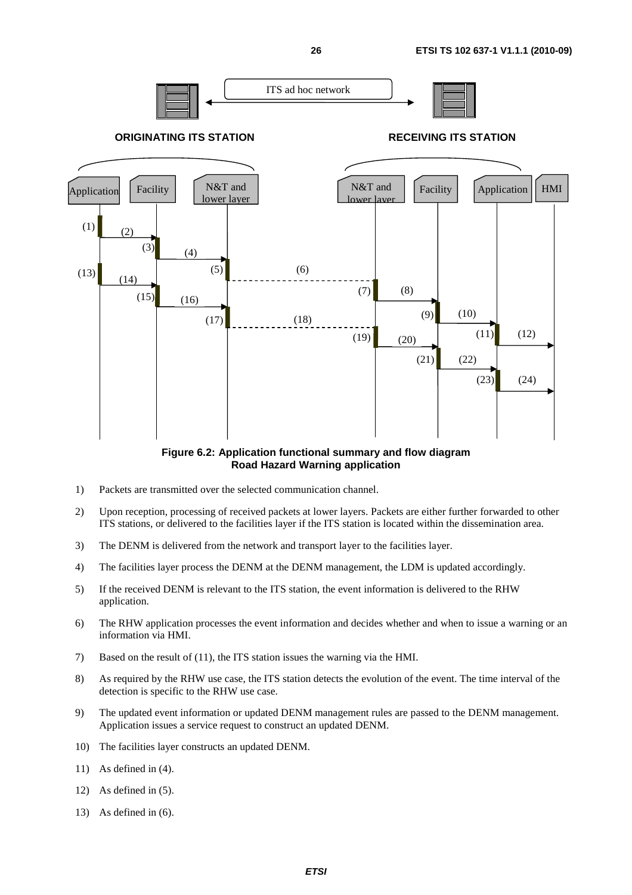**Figure 6.2: Application functional summary and flow diagram Road Hazard Warning application**

1) Packets are transmitted over the selected communication channel.

2) Upon reception, processing of received packets at lower layers. Packets are either further forwarded to other ITS stations, or delivered to the facilities layer if the ITS station is located within the dissemination area.

3) The DENM is delivered from the network and transport layer to the facilities layer.

4) The facilities layer process the DENM at the DENM management, the LDM is updated accordingly.

5) If the received DENM is relevant to the ITS station, the event information is delivered to the RHW application.

6) The RHW application processes the event information and decides whether and when to issue a warning or an information via HMI.

7) Based on the result of (11), the ITS station issues the warning via the HMI.

8) As required by the RHW use case, the ITS station detects the evolution of the event. The time interval of the detection is specific to the RHW use case.

9) The updated event information or updated DENM management rules are passed to the DENM management. Application issues a service request to construct an updated DENM.

10) The facilities layer constructs an updated DENM.

11) As defined in (4).

12) As defined in (5).

13) As defined in (6).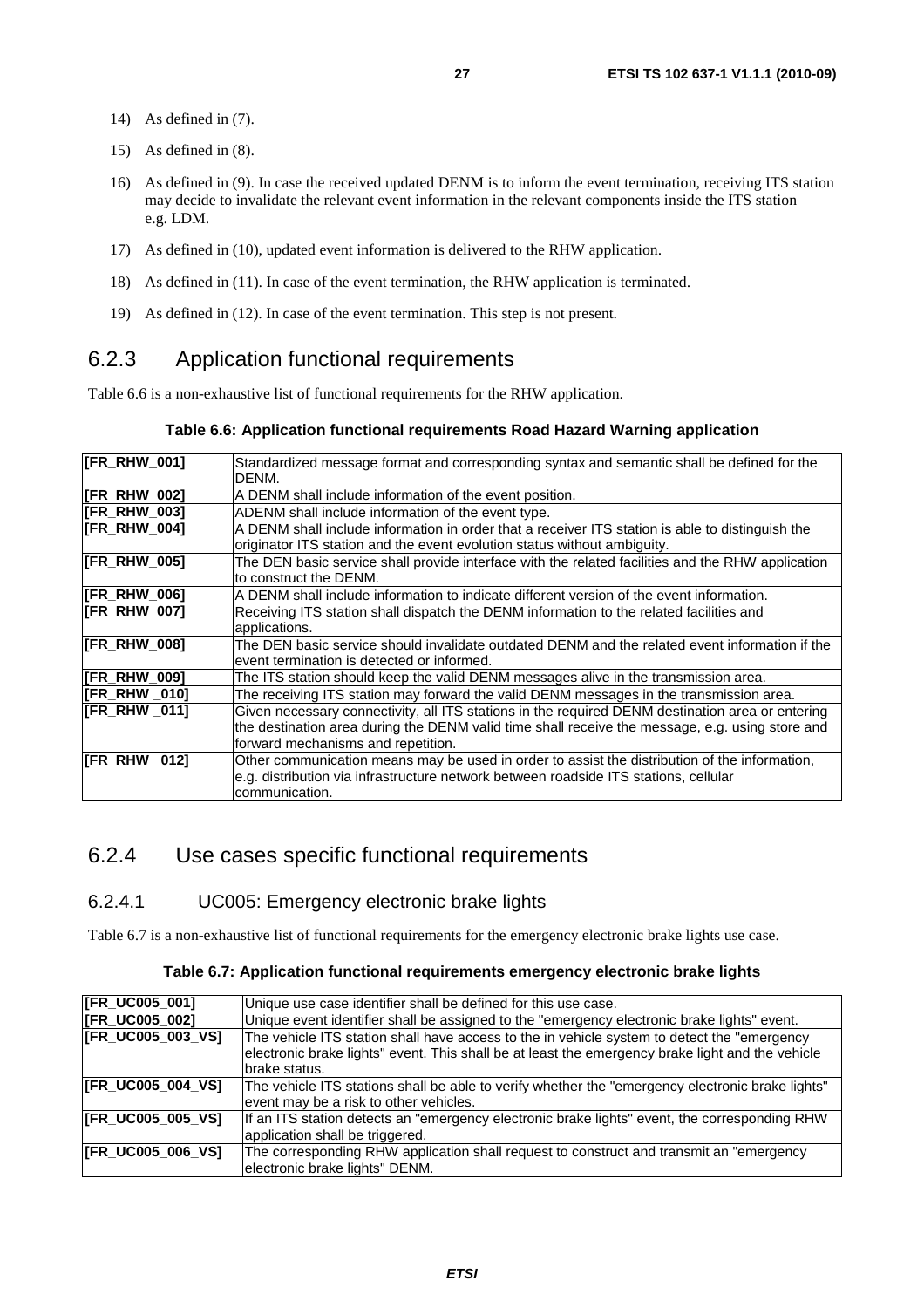14) As defined in (7).

15) As defined in (8).

16) As defined in (9). In case the received updated DENM is to inform the event termination, receiving ITS station may decide to invalidate the relevant event information in the relevant components inside the ITS station e.g. LDM.

17) As defined in (10), updated event information is delivered to the RHW application.

18) As defined in (11). In case of the event termination, the RHW application is terminated.

19) As defined in (12). In case of the event termination. This step is not present.

## 6.2.3 Application functional requirements

Table 6.6 is a non-exhaustive list of functional requirements for the RHW application.

**Table 6.6: Application functional requirements Road Hazard Warning application**

| | |
|---|---|
| **[FR_RHW_001]** | Standardized message format and corresponding syntax and semantic shall be defined for the DENM. |
| **[FR_RHW_002]** | A DENM shall include information of the event position. |
| **[FR_RHW_003]** | ADENM shall include information of the event type. |
| **[FR_RHW_004]** | A DENM shall include information in order that a receiver ITS station is able to distinguish the originator ITS station and the event evolution status without ambiguity. |
| **[FR_RHW_005]** | The DEN basic service shall provide interface with the related facilities and the RHW application to construct the DENM. |
| **[FR_RHW_006]** | A DENM shall include information to indicate different version of the event information. |
| **[FR_RHW_007]** | Receiving ITS station shall dispatch the DENM information to the related facilities and applications. |
| **[FR_RHW_008]** | The DEN basic service should invalidate outdated DENM and the related event information if the event termination is detected or informed. |
| **[FR_RHW_009]** | The ITS station should keep the valid DENM messages alive in the transmission area. |
| **[FR_RHW _010]** | The receiving ITS station may forward the valid DENM messages in the transmission area. |
| **[FR_RHW _011]** | Given necessary connectivity, all ITS stations in the required DENM destination area or entering the destination area during the DENM valid time shall receive the message, e.g. using store and forward mechanisms and repetition. |
| **[FR_RHW _012]** | Other communication means may be used in order to assist the distribution of the information, e.g. distribution via infrastructure network between roadside ITS stations, cellular communication. |

## 6.2.4 Use cases specific functional requirements

### 6.2.4.1 UC005: Emergency electronic brake lights

Table 6.7 is a non-exhaustive list of functional requirements for the emergency electronic brake lights use case.

**Table 6.7: Application functional requirements emergency electronic brake lights**

| | |
|---|---|
| **[FR_UC005_001]** | Unique use case identifier shall be defined for this use case. |
| **[FR_UC005_002]** | Unique event identifier shall be assigned to the "emergency electronic brake lights" event. |
| **[FR_UC005_003_VS]** | The vehicle ITS station shall have access to the in vehicle system to detect the "emergency electronic brake lights" event. This shall be at least the emergency brake light and the vehicle brake status. |
| **[FR_UC005_004_VS]** | The vehicle ITS stations shall be able to verify whether the "emergency electronic brake lights" event may be a risk to other vehicles. |
| **[FR_UC005_005_VS]** | If an ITS station detects an "emergency electronic brake lights" event, the corresponding RHW application shall be triggered. |
| **[FR_UC005_006_VS]** | The corresponding RHW application shall request to construct and transmit an "emergency electronic brake lights" DENM. |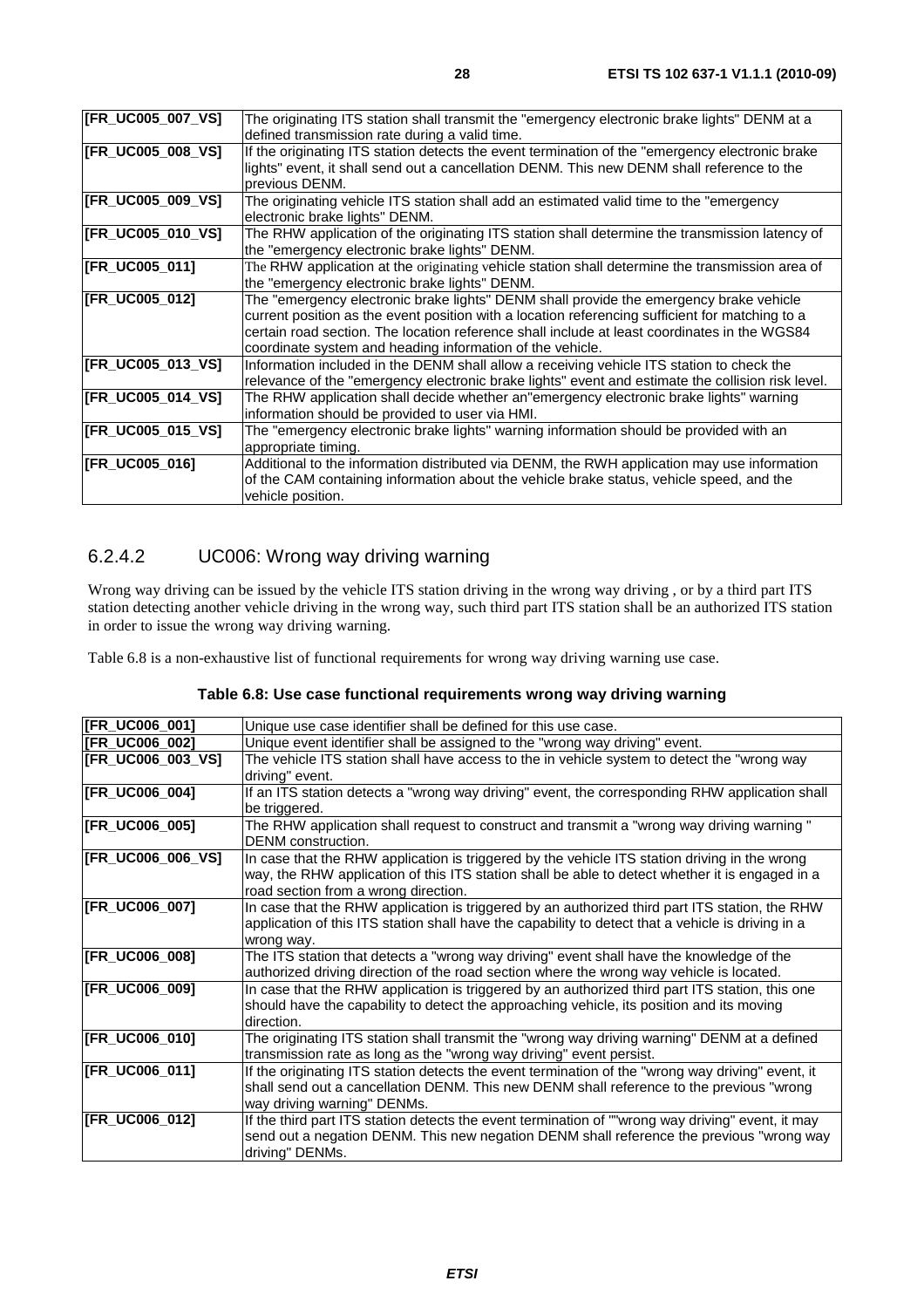| | |
|---|---|
| **[FR_UC005_007_VS]** | The originating ITS station shall transmit the "emergency electronic brake lights" DENM at a defined transmission rate during a valid time. |
| **[FR_UC005_008_VS]** | If the originating ITS station detects the event termination of the "emergency electronic brake lights" event, it shall send out a cancellation DENM. This new DENM shall reference to the previous DENM. |
| **[FR_UC005_009_VS]** | The originating vehicle ITS station shall add an estimated valid time to the "emergency electronic brake lights" DENM. |
| **[FR_UC005_010_VS]** | The RHW application of the originating ITS station shall determine the transmission latency of the "emergency electronic brake lights" DENM. |
| **[FR_UC005_011]** | The RHW application at the originating vehicle station shall determine the transmission area of the "emergency electronic brake lights" DENM. |
| **[FR_UC005_012]** | The "emergency electronic brake lights" DENM shall provide the emergency brake vehicle current position as the event position with a location referencing sufficient for matching to a certain road section. The location reference shall include at least coordinates in the WGS84 coordinate system and heading information of the vehicle. |
| **[FR_UC005_013_VS]** | Information included in the DENM shall allow a receiving vehicle ITS station to check the relevance of the "emergency electronic brake lights" event and estimate the collision risk level. |
| **[FR_UC005_014_VS]** | The RHW application shall decide whether an"emergency electronic brake lights" warning information should be provided to user via HMI. |
| **[FR_UC005_015_VS]** | The "emergency electronic brake lights" warning information should be provided with an appropriate timing. |
| **[FR_UC005_016]** | Additional to the information distributed via DENM, the RWH application may use information of the CAM containing information about the vehicle brake status, vehicle speed, and the vehicle position. |

### 6.2.4.2 UC006: Wrong way driving warning

Wrong way driving can be issued by the vehicle ITS station driving in the wrong way driving , or by a third part ITS station detecting another vehicle driving in the wrong way, such third part ITS station shall be an authorized ITS station in order to issue the wrong way driving warning.

Table 6.8 is a non-exhaustive list of functional requirements for wrong way driving warning use case.

**Table 6.8: Use case functional requirements wrong way driving warning**

| | |
|---|---|
| **[FR_UC006_001]** | Unique use case identifier shall be defined for this use case. |
| **[FR_UC006_002]** | Unique event identifier shall be assigned to the "wrong way driving" event. |
| **[FR_UC006_003_VS]** | The vehicle ITS station shall have access to the in vehicle system to detect the "wrong way driving" event. |
| **[FR_UC006_004]** | If an ITS station detects a "wrong way driving" event, the corresponding RHW application shall be triggered. |
| **[FR_UC006_005]** | The RHW application shall request to construct and transmit a "wrong way driving warning " DENM construction. |
| **[FR_UC006_006_VS]** | In case that the RHW application is triggered by the vehicle ITS station driving in the wrong way, the RHW application of this ITS station shall be able to detect whether it is engaged in a road section from a wrong direction. |
| **[FR_UC006_007]** | In case that the RHW application is triggered by an authorized third part ITS station, the RHW application of this ITS station shall have the capability to detect that a vehicle is driving in a wrong way. |
| **[FR_UC006_008]** | The ITS station that detects a "wrong way driving" event shall have the knowledge of the authorized driving direction of the road section where the wrong way vehicle is located. |
| **[FR_UC006_009]** | In case that the RHW application is triggered by an authorized third part ITS station, this one should have the capability to detect the approaching vehicle, its position and its moving direction. |
| **[FR_UC006_010]** | The originating ITS station shall transmit the "wrong way driving warning" DENM at a defined transmission rate as long as the "wrong way driving" event persist. |
| **[FR_UC006_011]** | If the originating ITS station detects the event termination of the "wrong way driving" event, it shall send out a cancellation DENM. This new DENM shall reference to the previous "wrong way driving warning" DENMs. |
| **[FR_UC006_012]** | If the third part ITS station detects the event termination of ""wrong way driving" event, it may send out a negation DENM. This new negation DENM shall reference the previous "wrong way driving" DENMs. |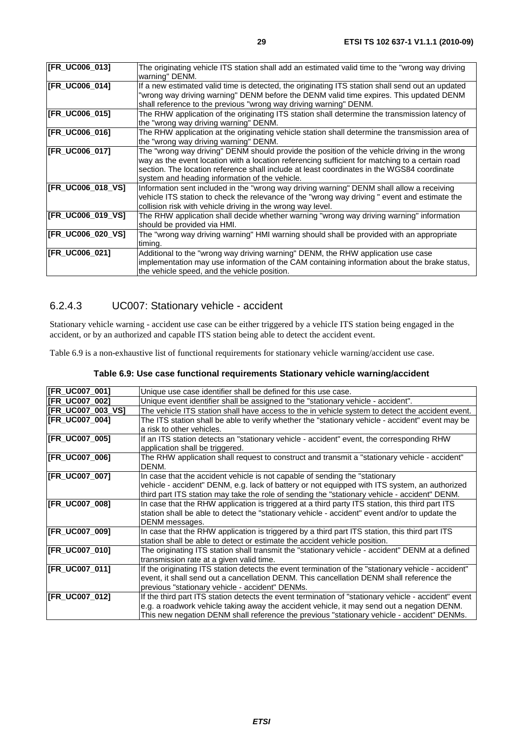| | |
|---|---|
| **[FR_UC006_013]** | The originating vehicle ITS station shall add an estimated valid time to the "wrong way driving warning" DENM. |
| **[FR_UC006_014]** | If a new estimated valid time is detected, the originating ITS station shall send out an updated "wrong way driving warning" DENM before the DENM valid time expires. This updated DENM shall reference to the previous "wrong way driving warning" DENM. |
| **[FR_UC006_015]** | The RHW application of the originating ITS station shall determine the transmission latency of the "wrong way driving warning" DENM. |
| **[FR_UC006_016]** | The RHW application at the originating vehicle station shall determine the transmission area of the "wrong way driving warning" DENM. |
| **[FR_UC006_017]** | The "wrong way driving" DENM should provide the position of the vehicle driving in the wrong way as the event location with a location referencing sufficient for matching to a certain road section. The location reference shall include at least coordinates in the WGS84 coordinate system and heading information of the vehicle. |
| **[FR_UC006_018_VS]** | Information sent included in the "wrong way driving warning" DENM shall allow a receiving vehicle ITS station to check the relevance of the "wrong way driving " event and estimate the collision risk with vehicle driving in the wrong way level. |
| **[FR_UC006_019_VS]** | The RHW application shall decide whether warning "wrong way driving warning" information should be provided via HMI. |
| **[FR_UC006_020_VS]** | The "wrong way driving warning" HMI warning should shall be provided with an appropriate timing. |
| **[FR_UC006_021]** | Additional to the "wrong way driving warning" DENM, the RHW application use case implementation may use information of the CAM containing information about the brake status, the vehicle speed, and the vehicle position. |

### 6.2.4.3 UC007: Stationary vehicle - accident

Stationary vehicle warning - accident use case can be either triggered by a vehicle ITS station being engaged in the accident, or by an authorized and capable ITS station being able to detect the accident event.

Table 6.9 is a non-exhaustive list of functional requirements for stationary vehicle warning/accident use case.

**Table 6.9: Use case functional requirements Stationary vehicle warning/accident**

| | |
|---|---|
| **[FR_UC007_001]** | Unique use case identifier shall be defined for this use case. |
| **[FR_UC007_002]** | Unique event identifier shall be assigned to the "stationary vehicle - accident". |
| **[FR_UC007_003_VS]** | The vehicle ITS station shall have access to the in vehicle system to detect the accident event. |
| **[FR_UC007_004]** | The ITS station shall be able to verify whether the "stationary vehicle - accident" event may be a risk to other vehicles. |
| **[FR_UC007_005]** | If an ITS station detects an "stationary vehicle - accident" event, the corresponding RHW application shall be triggered. |
| **[FR_UC007_006]** | The RHW application shall request to construct and transmit a "stationary vehicle - accident" DENM. |
| **[FR_UC007_007]** | In case that the accident vehicle is not capable of sending the "stationary vehicle - accident" DENM, e.g. lack of battery or not equipped with ITS system, an authorized third part ITS station may take the role of sending the "stationary vehicle - accident" DENM. |
| **[FR_UC007_008]** | In case that the RHW application is triggered at a third party ITS station, this third part ITS station shall be able to detect the "stationary vehicle - accident" event and/or to update the DENM messages. |
| **[FR_UC007_009]** | In case that the RHW application is triggered by a third part ITS station, this third part ITS station shall be able to detect or estimate the accident vehicle position. |
| **[FR_UC007_010]** | The originating ITS station shall transmit the "stationary vehicle - accident" DENM at a defined transmission rate at a given valid time. |
| **[FR_UC007_011]** | If the originating ITS station detects the event termination of the "stationary vehicle - accident" event, it shall send out a cancellation DENM. This cancellation DENM shall reference the previous "stationary vehicle - accident" DENMs. |
| **[FR_UC007_012]** | If the third part ITS station detects the event termination of "stationary vehicle - accident" event e.g. a roadwork vehicle taking away the accident vehicle, it may send out a negation DENM. This new negation DENM shall reference the previous "stationary vehicle - accident" DENMs. |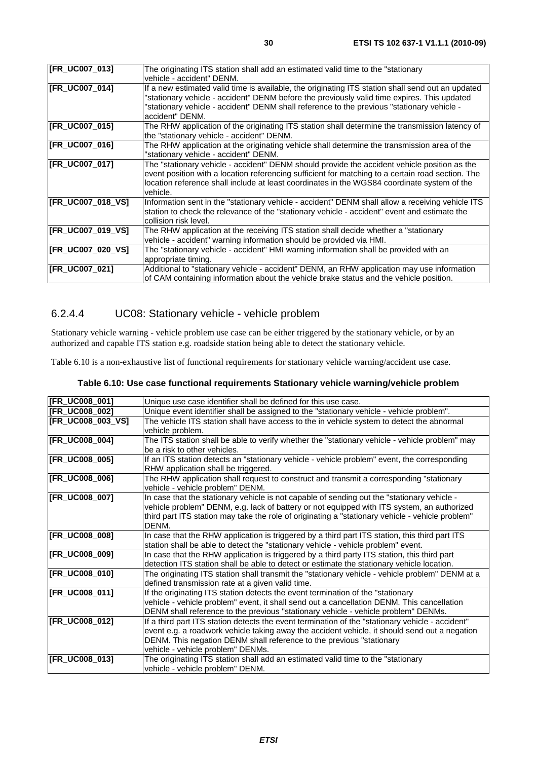| [FR_UC007_013] | The originating ITS station shall add an estimated valid time to the "stationary vehicle - accident" DENM. |
|---|---|
| [FR_UC007_014] | If a new estimated valid time is available, the originating ITS station shall send out an updated "stationary vehicle - accident" DENM before the previously valid time expires. This updated "stationary vehicle - accident" DENM shall reference to the previous "stationary vehicle - accident" DENM. |
| [FR_UC007_015] | The RHW application of the originating ITS station shall determine the transmission latency of the "stationary vehicle - accident" DENM. |
| [FR_UC007_016] | The RHW application at the originating vehicle shall determine the transmission area of the "stationary vehicle - accident" DENM. |
| [FR_UC007_017] | The "stationary vehicle - accident" DENM should provide the accident vehicle position as the event position with a location referencing sufficient for matching to a certain road section. The location reference shall include at least coordinates in the WGS84 coordinate system of the vehicle. |
| [FR_UC007_018_VS] | Information sent in the "stationary vehicle - accident" DENM shall allow a receiving vehicle ITS station to check the relevance of the "stationary vehicle - accident" event and estimate the collision risk level. |
| [FR_UC007_019_VS] | The RHW application at the receiving ITS station shall decide whether a "stationary vehicle - accident" warning information should be provided via HMI. |
| [FR_UC007_020_VS] | The "stationary vehicle - accident" HMI warning information shall be provided with an appropriate timing. |
| [FR_UC007_021] | Additional to "stationary vehicle - accident" DENM, an RHW application may use information of CAM containing information about the vehicle brake status and the vehicle position. |

### 6.2.4.4 UC08: Stationary vehicle - vehicle problem

Stationary vehicle warning - vehicle problem use case can be either triggered by the stationary vehicle, or by an authorized and capable ITS station e.g. roadside station being able to detect the stationary vehicle.

Table 6.10 is a non-exhaustive list of functional requirements for stationary vehicle warning/accident use case.

**Table 6.10: Use case functional requirements Stationary vehicle warning/vehicle problem**

| [FR_UC008_001] | Unique use case identifier shall be defined for this use case. |
|---|---|
| [FR_UC008_002] | Unique event identifier shall be assigned to the "stationary vehicle - vehicle problem". |
| [FR_UC008_003_VS] | The vehicle ITS station shall have access to the in vehicle system to detect the abnormal vehicle problem. |
| [FR_UC008_004] | The ITS station shall be able to verify whether the "stationary vehicle - vehicle problem" may be a risk to other vehicles. |
| [FR_UC008_005] | If an ITS station detects an "stationary vehicle - vehicle problem" event, the corresponding RHW application shall be triggered. |
| [FR_UC008_006] | The RHW application shall request to construct and transmit a corresponding "stationary vehicle - vehicle problem" DENM. |
| [FR_UC008_007] | In case that the stationary vehicle is not capable of sending out the "stationary vehicle - vehicle problem" DENM, e.g. lack of battery or not equipped with ITS system, an authorized third part ITS station may take the role of originating a "stationary vehicle - vehicle problem" DENM. |
| [FR_UC008_008] | In case that the RHW application is triggered by a third part ITS station, this third part ITS station shall be able to detect the "stationary vehicle - vehicle problem" event. |
| [FR_UC008_009] | In case that the RHW application is triggered by a third party ITS station, this third part detection ITS station shall be able to detect or estimate the stationary vehicle location. |
| [FR_UC008_010] | The originating ITS station shall transmit the "stationary vehicle - vehicle problem" DENM at a defined transmission rate at a given valid time. |
| [FR_UC008_011] | If the originating ITS station detects the event termination of the "stationary vehicle - vehicle problem" event, it shall send out a cancellation DENM. This cancellation DENM shall reference to the previous "stationary vehicle - vehicle problem" DENMs. |
| [FR_UC008_012] | If a third part ITS station detects the event termination of the "stationary vehicle - accident" event e.g. a roadwork vehicle taking away the accident vehicle, it should send out a negation DENM. This negation DENM shall reference to the previous "stationary vehicle - vehicle problem" DENMs. |
| [FR_UC008_013] | The originating ITS station shall add an estimated valid time to the "stationary vehicle - vehicle problem" DENM. |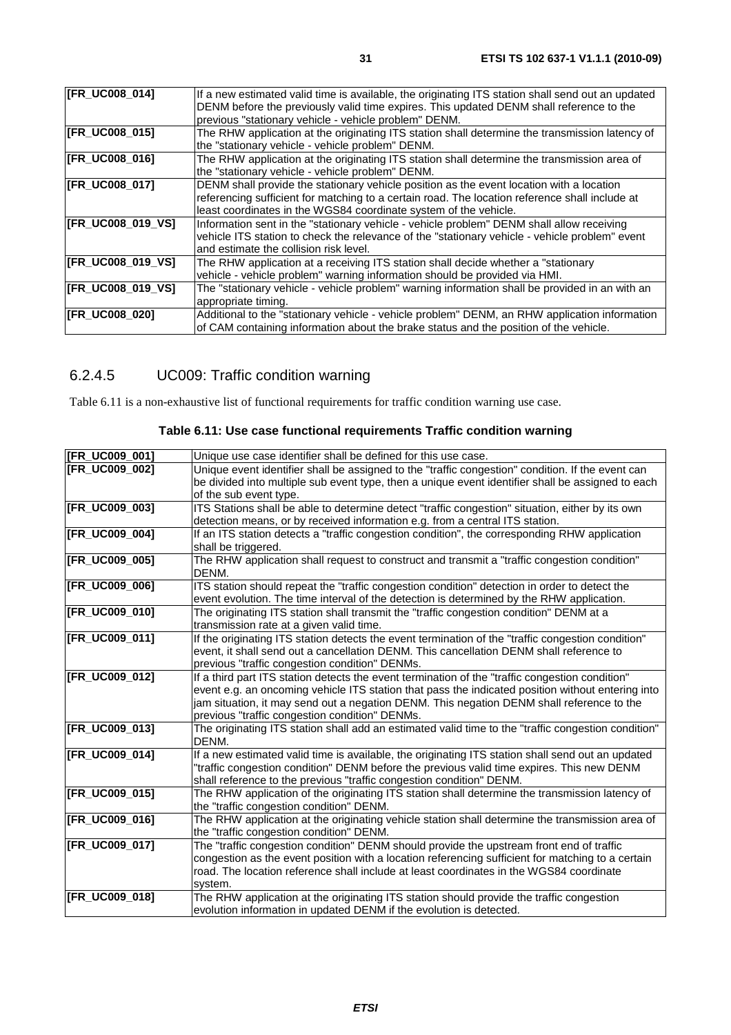| | |
|---|---|
| [FR_UC008_014] | If a new estimated valid time is available, the originating ITS station shall send out an updated DENM before the previously valid time expires. This updated DENM shall reference to the previous "stationary vehicle - vehicle problem" DENM. |
| [FR_UC008_015] | The RHW application at the originating ITS station shall determine the transmission latency of the "stationary vehicle - vehicle problem" DENM. |
| [FR_UC008_016] | The RHW application at the originating ITS station shall determine the transmission area of the "stationary vehicle - vehicle problem" DENM. |
| [FR_UC008_017] | DENM shall provide the stationary vehicle position as the event location with a location referencing sufficient for matching to a certain road. The location reference shall include at least coordinates in the WGS84 coordinate system of the vehicle. |
| [FR_UC008_019_VS] | Information sent in the "stationary vehicle - vehicle problem" DENM shall allow receiving vehicle ITS station to check the relevance of the "stationary vehicle - vehicle problem" event and estimate the collision risk level. |
| [FR_UC008_019_VS] | The RHW application at a receiving ITS station shall decide whether a "stationary vehicle - vehicle problem" warning information should be provided via HMI. |
| [FR_UC008_019_VS] | The "stationary vehicle - vehicle problem" warning information shall be provided in an with an appropriate timing. |
| [FR_UC008_020] | Additional to the "stationary vehicle - vehicle problem" DENM, an RHW application information of CAM containing information about the brake status and the position of the vehicle. |

### 6.2.4.5 UC009: Traffic condition warning

Table 6.11 is a non-exhaustive list of functional requirements for traffic condition warning use case.

**Table 6.11: Use case functional requirements Traffic condition warning**

| | |
|---|---|
| [FR_UC009_001] | Unique use case identifier shall be defined for this use case. |
| [FR_UC009_002] | Unique event identifier shall be assigned to the "traffic congestion" condition. If the event can be divided into multiple sub event type, then a unique event identifier shall be assigned to each of the sub event type. |
| [FR_UC009_003] | ITS Stations shall be able to determine detect "traffic congestion" situation, either by its own detection means, or by received information e.g. from a central ITS station. |
| [FR_UC009_004] | If an ITS station detects a "traffic congestion condition", the corresponding RHW application shall be triggered. |
| [FR_UC009_005] | The RHW application shall request to construct and transmit a "traffic congestion condition" DENM. |
| [FR_UC009_006] | ITS station should repeat the "traffic congestion condition" detection in order to detect the event evolution. The time interval of the detection is determined by the RHW application. |
| [FR_UC009_010] | The originating ITS station shall transmit the "traffic congestion condition" DENM at a transmission rate at a given valid time. |
| [FR_UC009_011] | If the originating ITS station detects the event termination of the "traffic congestion condition" event, it shall send out a cancellation DENM. This cancellation DENM shall reference to previous "traffic congestion condition" DENMs. |
| [FR_UC009_012] | If a third part ITS station detects the event termination of the "traffic congestion condition" event e.g. an oncoming vehicle ITS station that pass the indicated position without entering into jam situation, it may send out a negation DENM. This negation DENM shall reference to the previous "traffic congestion condition" DENMs. |
| [FR_UC009_013] | The originating ITS station shall add an estimated valid time to the "traffic congestion condition" DENM. |
| [FR_UC009_014] | If a new estimated valid time is available, the originating ITS station shall send out an updated "traffic congestion condition" DENM before the previous valid time expires. This new DENM shall reference to the previous "traffic congestion condition" DENM. |
| [FR_UC009_015] | The RHW application of the originating ITS station shall determine the transmission latency of the "traffic congestion condition" DENM. |
| [FR_UC009_016] | The RHW application at the originating vehicle station shall determine the transmission area of the "traffic congestion condition" DENM. |
| [FR_UC009_017] | The "traffic congestion condition" DENM should provide the upstream front end of traffic congestion as the event position with a location referencing sufficient for matching to a certain road. The location reference shall include at least coordinates in the WGS84 coordinate system. |
| [FR_UC009_018] | The RHW application at the originating ITS station should provide the traffic congestion evolution information in updated DENM if the evolution is detected. |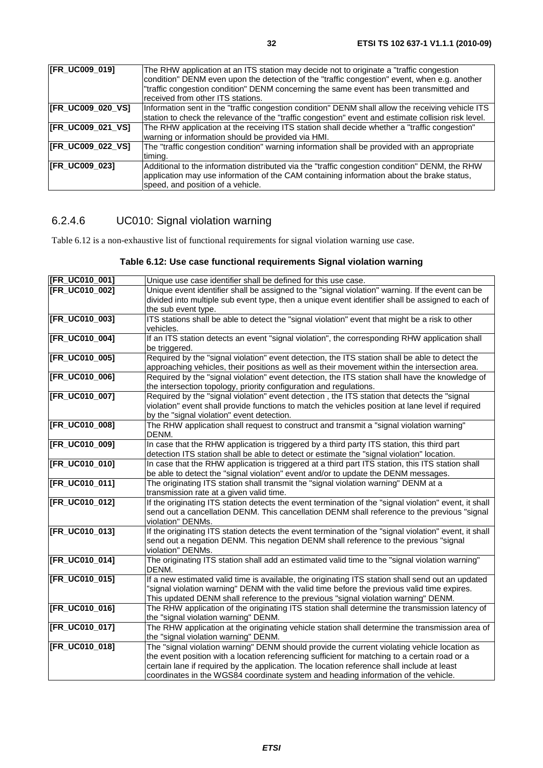| [FR_UC009_019] | The RHW application at an ITS station may decide not to originate a "traffic congestion condition" DENM even upon the detection of the "traffic congestion" event, when e.g. another "traffic congestion condition" DENM concerning the same event has been transmitted and received from other ITS stations. |
|---|---|
| [FR_UC009_020_VS] | Information sent in the "traffic congestion condition" DENM shall allow the receiving vehicle ITS station to check the relevance of the "traffic congestion" event and estimate collision risk level. |
| [FR_UC009_021_VS] | The RHW application at the receiving ITS station shall decide whether a "traffic congestion" warning or information should be provided via HMI. |
| [FR_UC009_022_VS] | The "traffic congestion condition" warning information shall be provided with an appropriate timing. |
| [FR_UC009_023] | Additional to the information distributed via the "traffic congestion condition" DENM, the RHW application may use information of the CAM containing information about the brake status, speed, and position of a vehicle. |

### 6.2.4.6 UC010: Signal violation warning

Table 6.12 is a non-exhaustive list of functional requirements for signal violation warning use case.

**Table 6.12: Use case functional requirements Signal violation warning**

| [FR_UC010_001] | Unique use case identifier shall be defined for this use case. |
|---|---|
| [FR_UC010_002] | Unique event identifier shall be assigned to the "signal violation" warning. If the event can be divided into multiple sub event type, then a unique event identifier shall be assigned to each of the sub event type. |
| [FR_UC010_003] | ITS stations shall be able to detect the "signal violation" event that might be a risk to other vehicles. |
| [FR_UC010_004] | If an ITS station detects an event "signal violation", the corresponding RHW application shall be triggered. |
| [FR_UC010_005] | Required by the "signal violation" event detection, the ITS station shall be able to detect the approaching vehicles, their positions as well as their movement within the intersection area. |
| [FR_UC010_006] | Required by the "signal violation" event detection, the ITS station shall have the knowledge of the intersection topology, priority configuration and regulations. |
| [FR_UC010_007] | Required by the "signal violation" event detection , the ITS station that detects the "signal violation" event shall provide functions to match the vehicles position at lane level if required by the "signal violation" event detection. |
| [FR_UC010_008] | The RHW application shall request to construct and transmit a "signal violation warning" DENM. |
| [FR_UC010_009] | In case that the RHW application is triggered by a third party ITS station, this third part detection ITS station shall be able to detect or estimate the "signal violation" location. |
| [FR_UC010_010] | In case that the RHW application is triggered at a third part ITS station, this ITS station shall be able to detect the "signal violation" event and/or to update the DENM messages. |
| [FR_UC010_011] | The originating ITS station shall transmit the "signal violation warning" DENM at a transmission rate at a given valid time. |
| [FR_UC010_012] | If the originating ITS station detects the event termination of the "signal violation" event, it shall send out a cancellation DENM. This cancellation DENM shall reference to the previous "signal violation" DENMs. |
| [FR_UC010_013] | If the originating ITS station detects the event termination of the "signal violation" event, it shall send out a negation DENM. This negation DENM shall reference to the previous "signal violation" DENMs. |
| [FR_UC010_014] | The originating ITS station shall add an estimated valid time to the "signal violation warning" DENM. |
| [FR_UC010_015] | If a new estimated valid time is available, the originating ITS station shall send out an updated "signal violation warning" DENM with the valid time before the previous valid time expires. This updated DENM shall reference to the previous "signal violation warning" DENM. |
| [FR_UC010_016] | The RHW application of the originating ITS station shall determine the transmission latency of the "signal violation warning" DENM. |
| [FR_UC010_017] | The RHW application at the originating vehicle station shall determine the transmission area of the "signal violation warning" DENM. |
| [FR_UC010_018] | The "signal violation warning" DENM should provide the current violating vehicle location as the event position with a location referencing sufficient for matching to a certain road or a certain lane if required by the application. The location reference shall include at least coordinates in the WGS84 coordinate system and heading information of the vehicle. |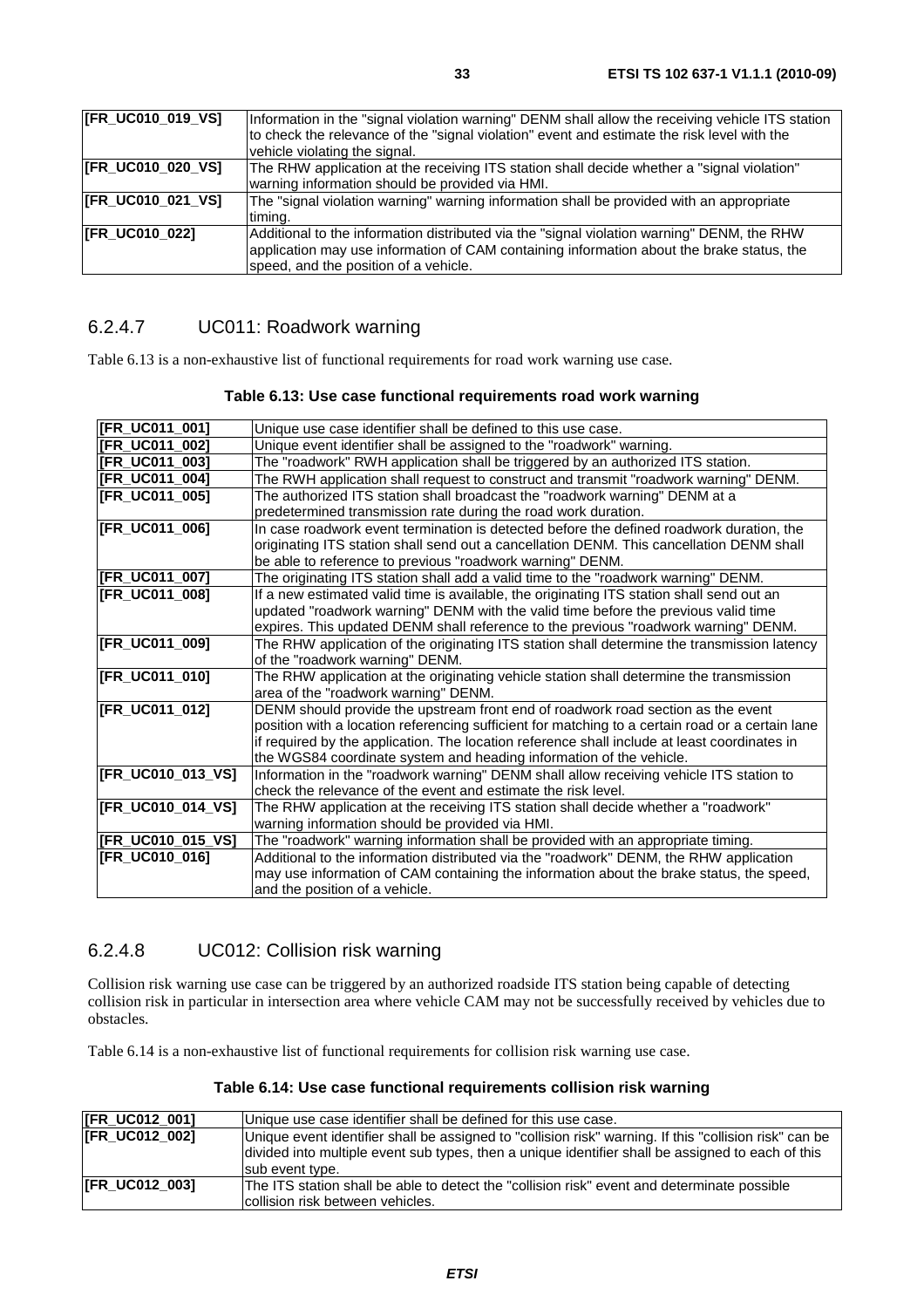| [FR_UC010_019_VS] | Information in the "signal violation warning" DENM shall allow the receiving vehicle ITS station to check the relevance of the "signal violation" event and estimate the risk level with the vehicle violating the signal. |
|---|---|
| [FR_UC010_020_VS] | The RHW application at the receiving ITS station shall decide whether a "signal violation" warning information should be provided via HMI. |
| [FR_UC010_021_VS] | The "signal violation warning" warning information shall be provided with an appropriate timing. |
| [FR_UC010_022] | Additional to the information distributed via the "signal violation warning" DENM, the RHW application may use information of CAM containing information about the brake status, the speed, and the position of a vehicle. |

### 6.2.4.7 UC011: Roadwork warning

Table 6.13 is a non-exhaustive list of functional requirements for road work warning use case.

**Table 6.13: Use case functional requirements road work warning**

| [FR_UC011_001] | Unique use case identifier shall be defined to this use case. |
|---|---|
| [FR_UC011_002] | Unique event identifier shall be assigned to the "roadwork" warning. |
| [FR_UC011_003] | The "roadwork" RWH application shall be triggered by an authorized ITS station. |
| [FR_UC011_004] | The RWH application shall request to construct and transmit "roadwork warning" DENM. |
| [FR_UC011_005] | The authorized ITS station shall broadcast the "roadwork warning" DENM at a predetermined transmission rate during the road work duration. |
| [FR_UC011_006] | In case roadwork event termination is detected before the defined roadwork duration, the originating ITS station shall send out a cancellation DENM. This cancellation DENM shall be able to reference to previous "roadwork warning" DENM. |
| [FR_UC011_007] | The originating ITS station shall add a valid time to the "roadwork warning" DENM. |
| [FR_UC011_008] | If a new estimated valid time is available, the originating ITS station shall send out an updated "roadwork warning" DENM with the valid time before the previous valid time expires. This updated DENM shall reference to the previous "roadwork warning" DENM. |
| [FR_UC011_009] | The RHW application of the originating ITS station shall determine the transmission latency of the "roadwork warning" DENM. |
| [FR_UC011_010] | The RHW application at the originating vehicle station shall determine the transmission area of the "roadwork warning" DENM. |
| [FR_UC011_012] | DENM should provide the upstream front end of roadwork road section as the event position with a location referencing sufficient for matching to a certain road or a certain lane if required by the application. The location reference shall include at least coordinates in the WGS84 coordinate system and heading information of the vehicle. |
| [FR_UC010_013_VS] | Information in the "roadwork warning" DENM shall allow receiving vehicle ITS station to check the relevance of the event and estimate the risk level. |
| [FR_UC010_014_VS] | The RHW application at the receiving ITS station shall decide whether a "roadwork" warning information should be provided via HMI. |
| [FR_UC010_015_VS] | The "roadwork" warning information shall be provided with an appropriate timing. |
| [FR_UC010_016] | Additional to the information distributed via the "roadwork" DENM, the RHW application may use information of CAM containing the information about the brake status, the speed, and the position of a vehicle. |

### 6.2.4.8 UC012: Collision risk warning

Collision risk warning use case can be triggered by an authorized roadside ITS station being capable of detecting collision risk in particular in intersection area where vehicle CAM may not be successfully received by vehicles due to obstacles.

Table 6.14 is a non-exhaustive list of functional requirements for collision risk warning use case.

**Table 6.14: Use case functional requirements collision risk warning**

| [FR_UC012_001] | Unique use case identifier shall be defined for this use case. |
|---|---|
| [FR_UC012_002] | Unique event identifier shall be assigned to "collision risk" warning. If this "collision risk" can be divided into multiple event sub types, then a unique identifier shall be assigned to each of this sub event type. |
| [FR_UC012_003] | The ITS station shall be able to detect the "collision risk" event and determinate possible collision risk between vehicles. |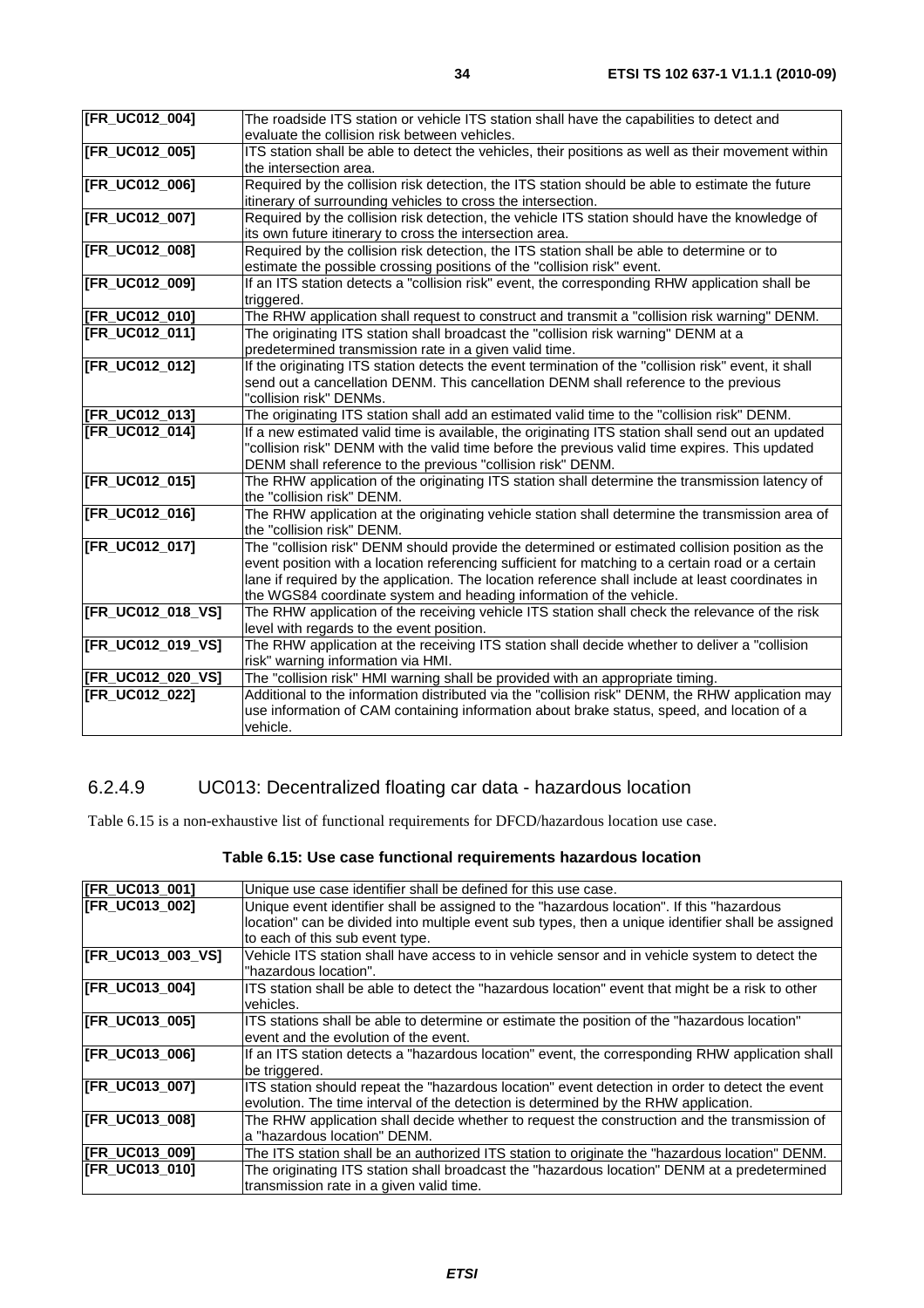| | |
|---|---|
| [FR_UC012_004] | The roadside ITS station or vehicle ITS station shall have the capabilities to detect and evaluate the collision risk between vehicles. |
| [FR_UC012_005] | ITS station shall be able to detect the vehicles, their positions as well as their movement within the intersection area. |
| [FR_UC012_006] | Required by the collision risk detection, the ITS station should be able to estimate the future itinerary of surrounding vehicles to cross the intersection. |
| [FR_UC012_007] | Required by the collision risk detection, the vehicle ITS station should have the knowledge of its own future itinerary to cross the intersection area. |
| [FR_UC012_008] | Required by the collision risk detection, the ITS station shall be able to determine or to estimate the possible crossing positions of the "collision risk" event. |
| [FR_UC012_009] | If an ITS station detects a "collision risk" event, the corresponding RHW application shall be triggered. |
| [FR_UC012_010] | The RHW application shall request to construct and transmit a "collision risk warning" DENM. |
| [FR_UC012_011] | The originating ITS station shall broadcast the "collision risk warning" DENM at a predetermined transmission rate in a given valid time. |
| [FR_UC012_012] | If the originating ITS station detects the event termination of the "collision risk" event, it shall send out a cancellation DENM. This cancellation DENM shall reference to the previous "collision risk" DENMs. |
| [FR_UC012_013] | The originating ITS station shall add an estimated valid time to the "collision risk" DENM. |
| [FR_UC012_014] | If a new estimated valid time is available, the originating ITS station shall send out an updated "collision risk" DENM with the valid time before the previous valid time expires. This updated DENM shall reference to the previous "collision risk" DENM. |
| [FR_UC012_015] | The RHW application of the originating ITS station shall determine the transmission latency of the "collision risk" DENM. |
| [FR_UC012_016] | The RHW application at the originating vehicle station shall determine the transmission area of the "collision risk" DENM. |
| [FR_UC012_017] | The "collision risk" DENM should provide the determined or estimated collision position as the event position with a location referencing sufficient for matching to a certain road or a certain lane if required by the application. The location reference shall include at least coordinates in the WGS84 coordinate system and heading information of the vehicle. |
| [FR_UC012_018_VS] | The RHW application of the receiving vehicle ITS station shall check the relevance of the risk level with regards to the event position. |
| [FR_UC012_019_VS] | The RHW application at the receiving ITS station shall decide whether to deliver a "collision risk" warning information via HMI. |
| [FR_UC012_020_VS] | The "collision risk" HMI warning shall be provided with an appropriate timing. |
| [FR_UC012_022] | Additional to the information distributed via the "collision risk" DENM, the RHW application may use information of CAM containing information about brake status, speed, and location of a vehicle. |

### 6.2.4.9 UC013: Decentralized floating car data - hazardous location

Table 6.15 is a non-exhaustive list of functional requirements for DFCD/hazardous location use case.

**Table 6.15: Use case functional requirements hazardous location**

| | |
|---|---|
| [FR_UC013_001] | Unique use case identifier shall be defined for this use case. |
| [FR_UC013_002] | Unique event identifier shall be assigned to the "hazardous location". If this "hazardous location" can be divided into multiple event sub types, then a unique identifier shall be assigned to each of this sub event type. |
| [FR_UC013_003_VS] | Vehicle ITS station shall have access to in vehicle sensor and in vehicle system to detect the "hazardous location". |
| [FR_UC013_004] | ITS station shall be able to detect the "hazardous location" event that might be a risk to other vehicles. |
| [FR_UC013_005] | ITS stations shall be able to determine or estimate the position of the "hazardous location" event and the evolution of the event. |
| [FR_UC013_006] | If an ITS station detects a "hazardous location" event, the corresponding RHW application shall be triggered. |
| [FR_UC013_007] | ITS station should repeat the "hazardous location" event detection in order to detect the event evolution. The time interval of the detection is determined by the RHW application. |
| [FR_UC013_008] | The RHW application shall decide whether to request the construction and the transmission of a "hazardous location" DENM. |
| [FR_UC013_009] | The ITS station shall be an authorized ITS station to originate the "hazardous location" DENM. |
| [FR_UC013_010] | The originating ITS station shall broadcast the "hazardous location" DENM at a predetermined transmission rate in a given valid time. |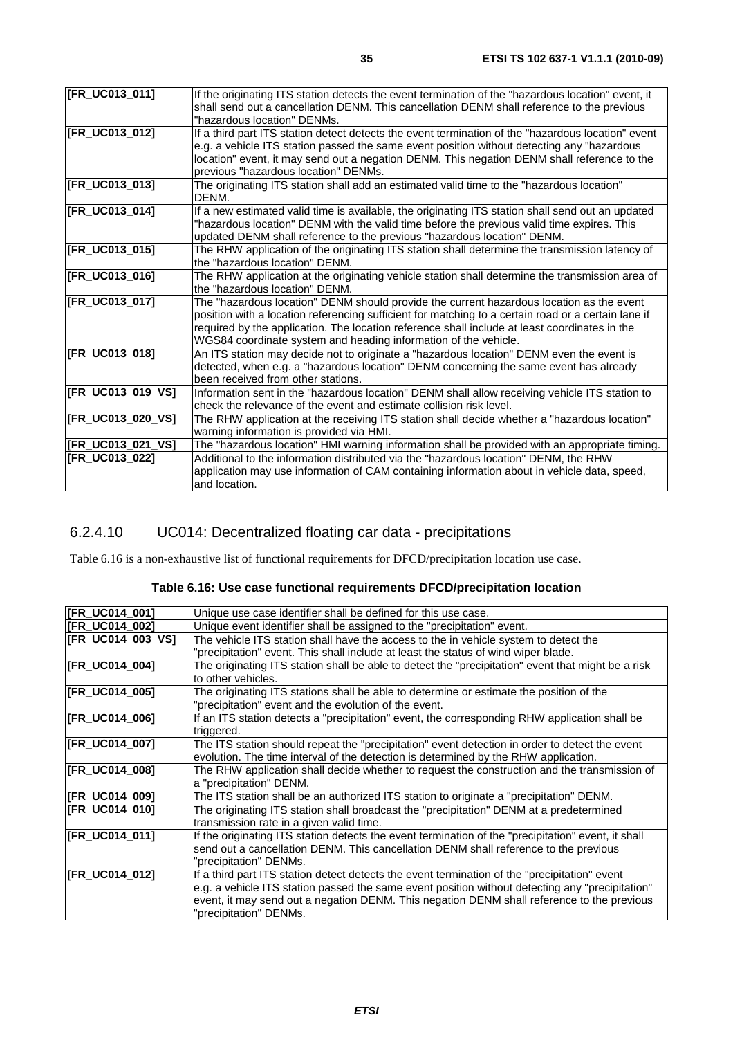| [FR_UC013_011] | If the originating ITS station detects the event termination of the "hazardous location" event, it shall send out a cancellation DENM. This cancellation DENM shall reference to the previous "hazardous location" DENMs. |
|---|---|
| [FR_UC013_012] | If a third part ITS station detect detects the event termination of the "hazardous location" event e.g. a vehicle ITS station passed the same event position without detecting any "hazardous location" event, it may send out a negation DENM. This negation DENM shall reference to the previous "hazardous location" DENMs. |
| [FR_UC013_013] | The originating ITS station shall add an estimated valid time to the "hazardous location" DENM. |
| [FR_UC013_014] | If a new estimated valid time is available, the originating ITS station shall send out an updated "hazardous location" DENM with the valid time before the previous valid time expires. This updated DENM shall reference to the previous "hazardous location" DENM. |
| [FR_UC013_015] | The RHW application of the originating ITS station shall determine the transmission latency of the "hazardous location" DENM. |
| [FR_UC013_016] | The RHW application at the originating vehicle station shall determine the transmission area of the "hazardous location" DENM. |
| [FR_UC013_017] | The "hazardous location" DENM should provide the current hazardous location as the event position with a location referencing sufficient for matching to a certain road or a certain lane if required by the application. The location reference shall include at least coordinates in the WGS84 coordinate system and heading information of the vehicle. |
| [FR_UC013_018] | An ITS station may decide not to originate a "hazardous location" DENM even the event is detected, when e.g. a "hazardous location" DENM concerning the same event has already been received from other stations. |
| [FR_UC013_019_VS] | Information sent in the "hazardous location" DENM shall allow receiving vehicle ITS station to check the relevance of the event and estimate collision risk level. |
| [FR_UC013_020_VS] | The RHW application at the receiving ITS station shall decide whether a "hazardous location" warning information is provided via HMI. |
| [FR_UC013_021_VS] | The "hazardous location" HMI warning information shall be provided with an appropriate timing. |
| [FR_UC013_022] | Additional to the information distributed via the "hazardous location" DENM, the RHW application may use information of CAM containing information about in vehicle data, speed, and location. |

### 6.2.4.10 UC014: Decentralized floating car data - precipitations

Table 6.16 is a non-exhaustive list of functional requirements for DFCD/precipitation location use case.

**Table 6.16: Use case functional requirements DFCD/precipitation location**

| [FR_UC014_001] | Unique use case identifier shall be defined for this use case. |
|---|---|
| [FR_UC014_002] | Unique event identifier shall be assigned to the "precipitation" event. |
| [FR_UC014_003_VS] | The vehicle ITS station shall have the access to the in vehicle system to detect the "precipitation" event. This shall include at least the status of wind wiper blade. |
| [FR_UC014_004] | The originating ITS station shall be able to detect the "precipitation" event that might be a risk to other vehicles. |
| [FR_UC014_005] | The originating ITS stations shall be able to determine or estimate the position of the "precipitation" event and the evolution of the event. |
| [FR_UC014_006] | If an ITS station detects a "precipitation" event, the corresponding RHW application shall be triggered. |
| [FR_UC014_007] | The ITS station should repeat the "precipitation" event detection in order to detect the event evolution. The time interval of the detection is determined by the RHW application. |
| [FR_UC014_008] | The RHW application shall decide whether to request the construction and the transmission of a "precipitation" DENM. |
| [FR_UC014_009] | The ITS station shall be an authorized ITS station to originate a "precipitation" DENM. |
| [FR_UC014_010] | The originating ITS station shall broadcast the "precipitation" DENM at a predetermined transmission rate in a given valid time. |
| [FR_UC014_011] | If the originating ITS station detects the event termination of the "precipitation" event, it shall send out a cancellation DENM. This cancellation DENM shall reference to the previous "precipitation" DENMs. |
| [FR_UC014_012] | If a third part ITS station detect detects the event termination of the "precipitation" event e.g. a vehicle ITS station passed the same event position without detecting any "precipitation" event, it may send out a negation DENM. This negation DENM shall reference to the previous "precipitation" DENMs. |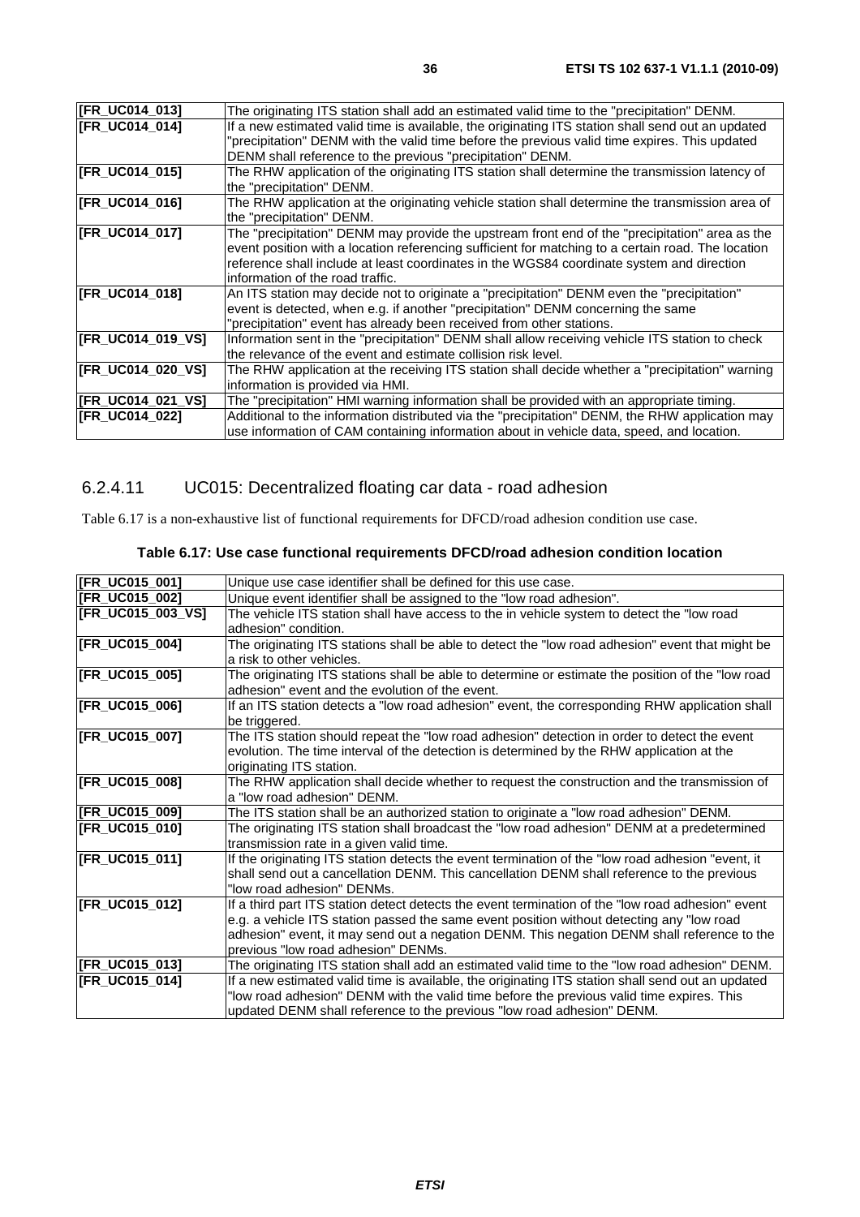| | |
|---|---|
| [FR_UC014_013] | The originating ITS station shall add an estimated valid time to the "precipitation" DENM. |
| [FR_UC014_014] | If a new estimated valid time is available, the originating ITS station shall send out an updated "precipitation" DENM with the valid time before the previous valid time expires. This updated DENM shall reference to the previous "precipitation" DENM. |
| [FR_UC014_015] | The RHW application of the originating ITS station shall determine the transmission latency of the "precipitation" DENM. |
| [FR_UC014_016] | The RHW application at the originating vehicle station shall determine the transmission area of the "precipitation" DENM. |
| [FR_UC014_017] | The "precipitation" DENM may provide the upstream front end of the "precipitation" area as the event position with a location referencing sufficient for matching to a certain road. The location reference shall include at least coordinates in the WGS84 coordinate system and direction information of the road traffic. |
| [FR_UC014_018] | An ITS station may decide not to originate a "precipitation" DENM even the "precipitation" event is detected, when e.g. if another "precipitation" DENM concerning the same "precipitation" event has already been received from other stations. |
| [FR_UC014_019_VS] | Information sent in the "precipitation" DENM shall allow receiving vehicle ITS station to check the relevance of the event and estimate collision risk level. |
| [FR_UC014_020_VS] | The RHW application at the receiving ITS station shall decide whether a "precipitation" warning information is provided via HMI. |
| [FR_UC014_021_VS] | The "precipitation" HMI warning information shall be provided with an appropriate timing. |
| [FR_UC014_022] | Additional to the information distributed via the "precipitation" DENM, the RHW application may use information of CAM containing information about in vehicle data, speed, and location. |

### 6.2.4.11 UC015: Decentralized floating car data - road adhesion

Table 6.17 is a non-exhaustive list of functional requirements for DFCD/road adhesion condition use case.

**Table 6.17: Use case functional requirements DFCD/road adhesion condition location**

| | |
|---|---|
| [FR_UC015_001] | Unique use case identifier shall be defined for this use case. |
| [FR_UC015_002] | Unique event identifier shall be assigned to the "low road adhesion". |
| [FR_UC015_003_VS] | The vehicle ITS station shall have access to the in vehicle system to detect the "low road adhesion" condition. |
| [FR_UC015_004] | The originating ITS stations shall be able to detect the "low road adhesion" event that might be a risk to other vehicles. |
| [FR_UC015_005] | The originating ITS stations shall be able to determine or estimate the position of the "low road adhesion" event and the evolution of the event. |
| [FR_UC015_006] | If an ITS station detects a "low road adhesion" event, the corresponding RHW application shall be triggered. |
| [FR_UC015_007] | The ITS station should repeat the "low road adhesion" detection in order to detect the event evolution. The time interval of the detection is determined by the RHW application at the originating ITS station. |
| [FR_UC015_008] | The RHW application shall decide whether to request the construction and the transmission of a "low road adhesion" DENM. |
| [FR_UC015_009] | The ITS station shall be an authorized station to originate a "low road adhesion" DENM. |
| [FR_UC015_010] | The originating ITS station shall broadcast the "low road adhesion" DENM at a predetermined transmission rate in a given valid time. |
| [FR_UC015_011] | If the originating ITS station detects the event termination of the "low road adhesion "event, it shall send out a cancellation DENM. This cancellation DENM shall reference to the previous "low road adhesion" DENMs. |
| [FR_UC015_012] | If a third part ITS station detect detects the event termination of the "low road adhesion" event e.g. a vehicle ITS station passed the same event position without detecting any "low road adhesion" event, it may send out a negation DENM. This negation DENM shall reference to the previous "low road adhesion" DENMs. |
| [FR_UC015_013] | The originating ITS station shall add an estimated valid time to the "low road adhesion" DENM. |
| [FR_UC015_014] | If a new estimated valid time is available, the originating ITS station shall send out an updated "low road adhesion" DENM with the valid time before the previous valid time expires. This updated DENM shall reference to the previous "low road adhesion" DENM. |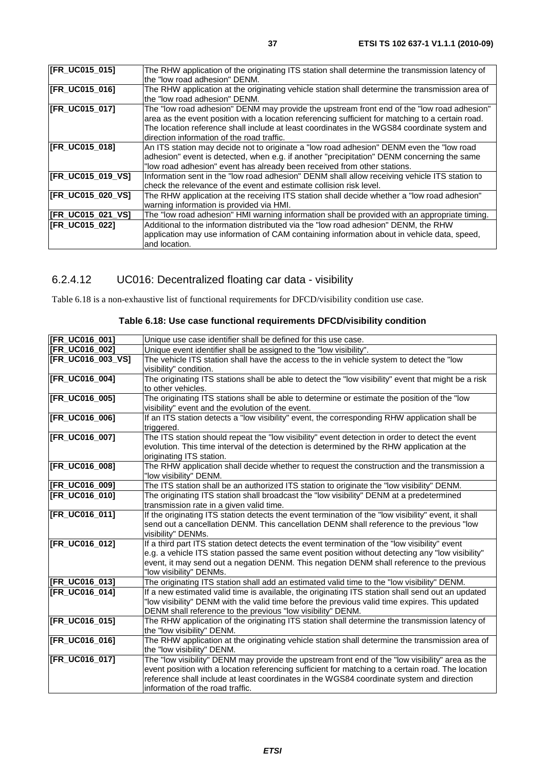| | |
|---|---|
| **[FR_UC015_015]** | The RHW application of the originating ITS station shall determine the transmission latency of the "low road adhesion" DENM. |
| **[FR_UC015_016]** | The RHW application at the originating vehicle station shall determine the transmission area of the "low road adhesion" DENM. |
| **[FR_UC015_017]** | The "low road adhesion" DENM may provide the upstream front end of the "low road adhesion" area as the event position with a location referencing sufficient for matching to a certain road. The location reference shall include at least coordinates in the WGS84 coordinate system and direction information of the road traffic. |
| **[FR_UC015_018]** | An ITS station may decide not to originate a "low road adhesion" DENM even the "low road adhesion" event is detected, when e.g. if another "precipitation" DENM concerning the same "low road adhesion" event has already been received from other stations. |
| **[FR_UC015_019_VS]** | Information sent in the "low road adhesion" DENM shall allow receiving vehicle ITS station to check the relevance of the event and estimate collision risk level. |
| **[FR_UC015_020_VS]** | The RHW application at the receiving ITS station shall decide whether a "low road adhesion" warning information is provided via HMI. |
| **[FR_UC015_021_VS]** | The "low road adhesion" HMI warning information shall be provided with an appropriate timing. |
| **[FR_UC015_022]** | Additional to the information distributed via the "low road adhesion" DENM, the RHW application may use information of CAM containing information about in vehicle data, speed, and location. |

### 6.2.4.12 UC016: Decentralized floating car data - visibility

Table 6.18 is a non-exhaustive list of functional requirements for DFCD/visibility condition use case.

**Table 6.18: Use case functional requirements DFCD/visibility condition**

| | |
|---|---|
| **[FR_UC016_001]** | Unique use case identifier shall be defined for this use case. |
| **[FR_UC016_002]** | Unique event identifier shall be assigned to the "low visibility". |
| **[FR_UC016_003_VS]** | The vehicle ITS station shall have the access to the in vehicle system to detect the "low visibility" condition. |
| **[FR_UC016_004]** | The originating ITS stations shall be able to detect the "low visibility" event that might be a risk to other vehicles. |
| **[FR_UC016_005]** | The originating ITS stations shall be able to determine or estimate the position of the "low visibility" event and the evolution of the event. |
| **[FR_UC016_006]** | If an ITS station detects a "low visibility" event, the corresponding RHW application shall be triggered. |
| **[FR_UC016_007]** | The ITS station should repeat the "low visibility" event detection in order to detect the event evolution. This time interval of the detection is determined by the RHW application at the originating ITS station. |
| **[FR_UC016_008]** | The RHW application shall decide whether to request the construction and the transmission a "low visibility" DENM. |
| **[FR_UC016_009]** | The ITS station shall be an authorized ITS station to originate the "low visibility" DENM. |
| **[FR_UC016_010]** | The originating ITS station shall broadcast the "low visibility" DENM at a predetermined transmission rate in a given valid time. |
| **[FR_UC016_011]** | If the originating ITS station detects the event termination of the "low visibility" event, it shall send out a cancellation DENM. This cancellation DENM shall reference to the previous "low visibility" DENMs. |
| **[FR_UC016_012]** | If a third part ITS station detect detects the event termination of the "low visibility" event e.g. a vehicle ITS station passed the same event position without detecting any "low visibility" event, it may send out a negation DENM. This negation DENM shall reference to the previous "low visibility" DENMs. |
| **[FR_UC016_013]** | The originating ITS station shall add an estimated valid time to the "low visibility" DENM. |
| **[FR_UC016_014]** | If a new estimated valid time is available, the originating ITS station shall send out an updated "low visibility" DENM with the valid time before the previous valid time expires. This updated DENM shall reference to the previous "low visibility" DENM. |
| **[FR_UC016_015]** | The RHW application of the originating ITS station shall determine the transmission latency of the "low visibility" DENM. |
| **[FR_UC016_016]** | The RHW application at the originating vehicle station shall determine the transmission area of the "low visibility" DENM. |
| **[FR_UC016_017]** | The "low visibility" DENM may provide the upstream front end of the "low visibility" area as the event position with a location referencing sufficient for matching to a certain road. The location reference shall include at least coordinates in the WGS84 coordinate system and direction information of the road traffic. |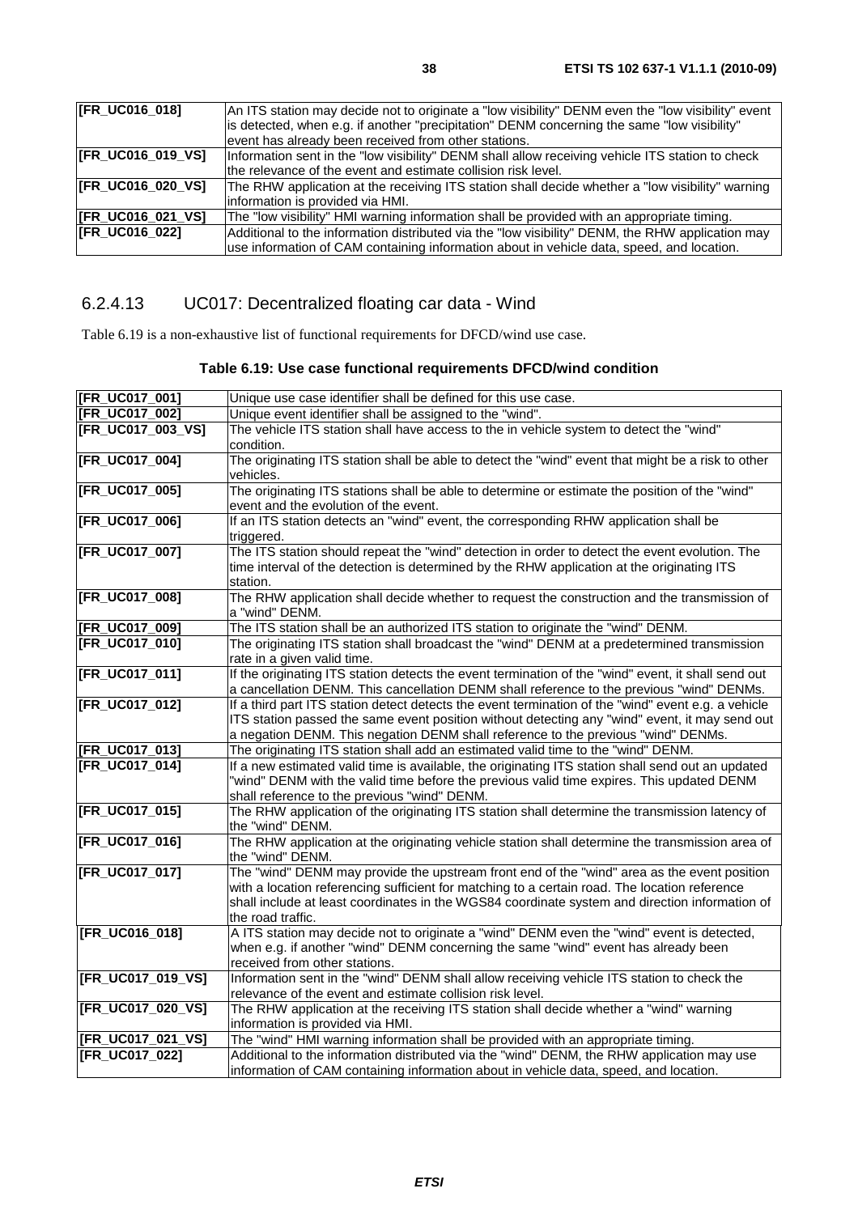| | |
|---|---|
| **[FR_UC016_018]** | An ITS station may decide not to originate a "low visibility" DENM even the "low visibility" event is detected, when e.g. if another "precipitation" DENM concerning the same "low visibility" event has already been received from other stations. |
| **[FR_UC016_019_VS]** | Information sent in the "low visibility" DENM shall allow receiving vehicle ITS station to check the relevance of the event and estimate collision risk level. |
| **[FR_UC016_020_VS]** | The RHW application at the receiving ITS station shall decide whether a "low visibility" warning information is provided via HMI. |
| **[FR_UC016_021_VS]** | The "low visibility" HMI warning information shall be provided with an appropriate timing. |
| **[FR_UC016_022]** | Additional to the information distributed via the "low visibility" DENM, the RHW application may use information of CAM containing information about in vehicle data, speed, and location. |

### 6.2.4.13 UC017: Decentralized floating car data - Wind

Table 6.19 is a non-exhaustive list of functional requirements for DFCD/wind use case.

**Table 6.19: Use case functional requirements DFCD/wind condition**

| | |
|---|---|
| **[FR_UC017_001]** | Unique use case identifier shall be defined for this use case. |
| **[FR_UC017_002]** | Unique event identifier shall be assigned to the "wind". |
| **[FR_UC017_003_VS]** | The vehicle ITS station shall have access to the in vehicle system to detect the "wind" condition. |
| **[FR_UC017_004]** | The originating ITS station shall be able to detect the "wind" event that might be a risk to other vehicles. |
| **[FR_UC017_005]** | The originating ITS stations shall be able to determine or estimate the position of the "wind" event and the evolution of the event. |
| **[FR_UC017_006]** | If an ITS station detects an "wind" event, the corresponding RHW application shall be triggered. |
| **[FR_UC017_007]** | The ITS station should repeat the "wind" detection in order to detect the event evolution. The time interval of the detection is determined by the RHW application at the originating ITS station. |
| **[FR_UC017_008]** | The RHW application shall decide whether to request the construction and the transmission of a "wind" DENM. |
| **[FR_UC017_009]** | The ITS station shall be an authorized ITS station to originate the "wind" DENM. |
| **[FR_UC017_010]** | The originating ITS station shall broadcast the "wind" DENM at a predetermined transmission rate in a given valid time. |
| **[FR_UC017_011]** | If the originating ITS station detects the event termination of the "wind" event, it shall send out a cancellation DENM. This cancellation DENM shall reference to the previous "wind" DENMs. |
| **[FR_UC017_012]** | If a third part ITS station detect detects the event termination of the "wind" event e.g. a vehicle ITS station passed the same event position without detecting any "wind" event, it may send out a negation DENM. This negation DENM shall reference to the previous "wind" DENMs. |
| **[FR_UC017_013]** | The originating ITS station shall add an estimated valid time to the "wind" DENM. |
| **[FR_UC017_014]** | If a new estimated valid time is available, the originating ITS station shall send out an updated "wind" DENM with the valid time before the previous valid time expires. This updated DENM shall reference to the previous "wind" DENM. |
| **[FR_UC017_015]** | The RHW application of the originating ITS station shall determine the transmission latency of the "wind" DENM. |
| **[FR_UC017_016]** | The RHW application at the originating vehicle station shall determine the transmission area of the "wind" DENM. |
| **[FR_UC017_017]** | The "wind" DENM may provide the upstream front end of the "wind" area as the event position with a location referencing sufficient for matching to a certain road. The location reference shall include at least coordinates in the WGS84 coordinate system and direction information of the road traffic. |
| **[FR_UC016_018]** | A ITS station may decide not to originate a "wind" DENM even the "wind" event is detected, when e.g. if another "wind" DENM concerning the same "wind" event has already been received from other stations. |
| **[FR_UC017_019_VS]** | Information sent in the "wind" DENM shall allow receiving vehicle ITS station to check the relevance of the event and estimate collision risk level. |
| **[FR_UC017_020_VS]** | The RHW application at the receiving ITS station shall decide whether a "wind" warning information is provided via HMI. |
| **[FR_UC017_021_VS]** | The "wind" HMI warning information shall be provided with an appropriate timing. |
| **[FR_UC017_022]** | Additional to the information distributed via the "wind" DENM, the RHW application may use information of CAM containing information about in vehicle data, speed, and location. |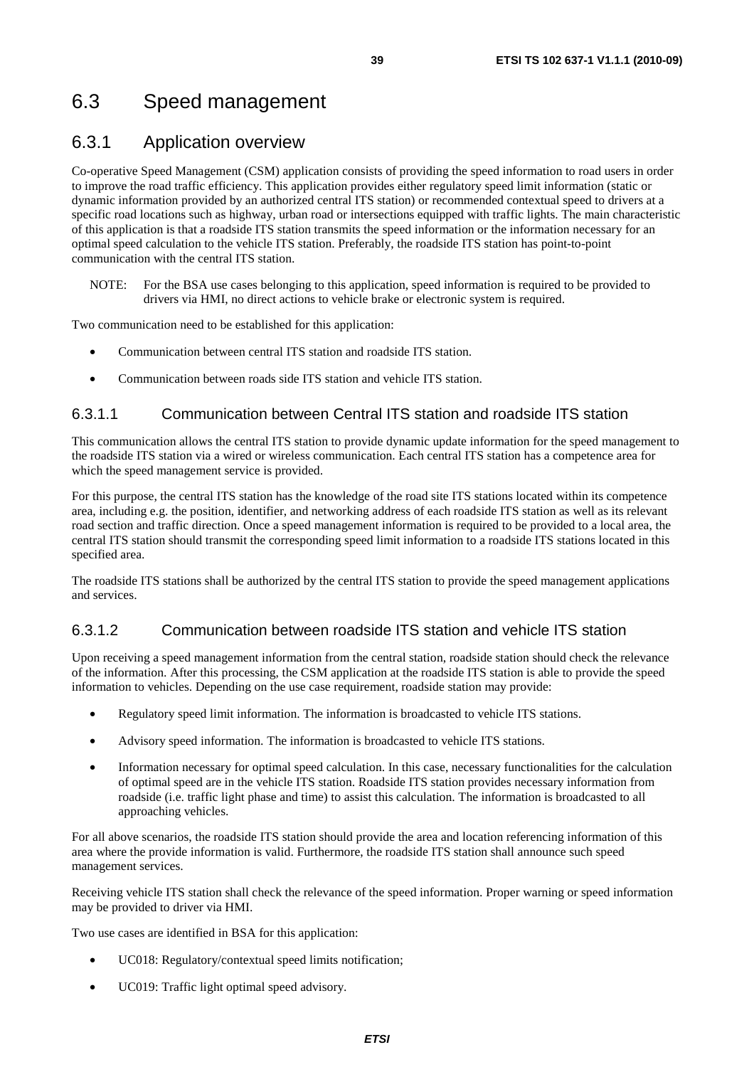## 6.3 Speed management

### 6.3.1 Application overview

Co-operative Speed Management (CSM) application consists of providing the speed information to road users in order to improve the road traffic efficiency. This application provides either regulatory speed limit information (static or dynamic information provided by an authorized central ITS station) or recommended contextual speed to drivers at a specific road locations such as highway, urban road or intersections equipped with traffic lights. The main characteristic of this application is that a roadside ITS station transmits the speed information or the information necessary for an optimal speed calculation to the vehicle ITS station. Preferably, the roadside ITS station has point-to-point communication with the central ITS station.

NOTE: For the BSA use cases belonging to this application, speed information is required to be provided to drivers via HMI, no direct actions to vehicle brake or electronic system is required.

Two communication need to be established for this application:

- Communication between central ITS station and roadside ITS station.
- Communication between roads side ITS station and vehicle ITS station.

#### 6.3.1.1 Communication between Central ITS station and roadside ITS station

This communication allows the central ITS station to provide dynamic update information for the speed management to the roadside ITS station via a wired or wireless communication. Each central ITS station has a competence area for which the speed management service is provided.

For this purpose, the central ITS station has the knowledge of the road site ITS stations located within its competence area, including e.g. the position, identifier, and networking address of each roadside ITS station as well as its relevant road section and traffic direction. Once a speed management information is required to be provided to a local area, the central ITS station should transmit the corresponding speed limit information to a roadside ITS stations located in this specified area.

The roadside ITS stations shall be authorized by the central ITS station to provide the speed management applications and services.

#### 6.3.1.2 Communication between roadside ITS station and vehicle ITS station

Upon receiving a speed management information from the central station, roadside station should check the relevance of the information. After this processing, the CSM application at the roadside ITS station is able to provide the speed information to vehicles. Depending on the use case requirement, roadside station may provide:

- Regulatory speed limit information. The information is broadcasted to vehicle ITS stations.
- Advisory speed information. The information is broadcasted to vehicle ITS stations.
- Information necessary for optimal speed calculation. In this case, necessary functionalities for the calculation of optimal speed are in the vehicle ITS station. Roadside ITS station provides necessary information from roadside (i.e. traffic light phase and time) to assist this calculation. The information is broadcasted to all approaching vehicles.

For all above scenarios, the roadside ITS station should provide the area and location referencing information of this area where the provide information is valid. Furthermore, the roadside ITS station shall announce such speed management services.

Receiving vehicle ITS station shall check the relevance of the speed information. Proper warning or speed information may be provided to driver via HMI.

Two use cases are identified in BSA for this application:

- UC018: Regulatory/contextual speed limits notification;
- UC019: Traffic light optimal speed advisory.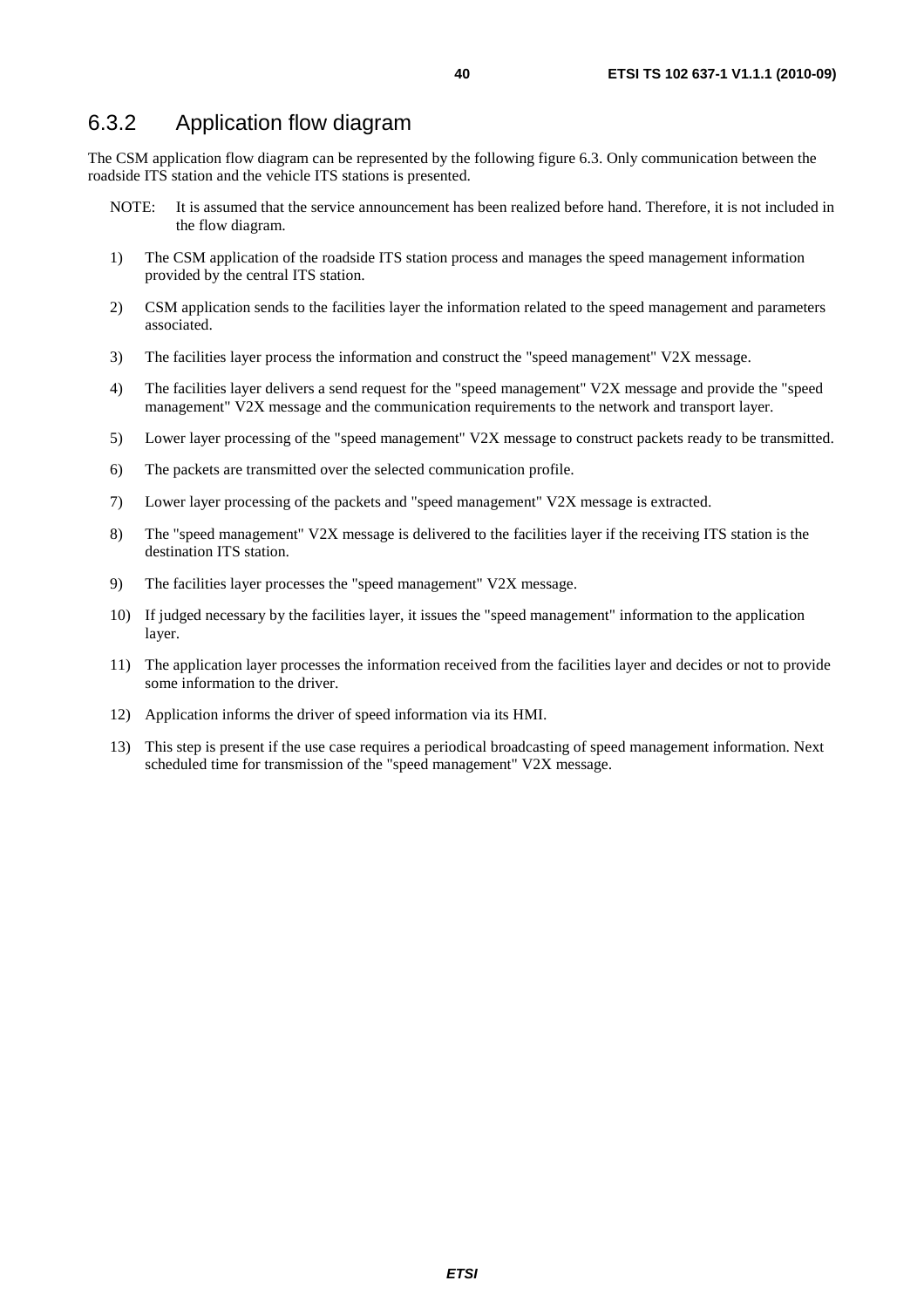### 6.3.2 Application flow diagram

The CSM application flow diagram can be represented by the following figure 6.3. Only communication between the roadside ITS station and the vehicle ITS stations is presented.

NOTE: It is assumed that the service announcement has been realized before hand. Therefore, it is not included in the flow diagram.

1) The CSM application of the roadside ITS station process and manages the speed management information provided by the central ITS station.

2) CSM application sends to the facilities layer the information related to the speed management and parameters associated.

3) The facilities layer process the information and construct the "speed management" V2X message.

4) The facilities layer delivers a send request for the "speed management" V2X message and provide the "speed management" V2X message and the communication requirements to the network and transport layer.

5) Lower layer processing of the "speed management" V2X message to construct packets ready to be transmitted.

6) The packets are transmitted over the selected communication profile.

7) Lower layer processing of the packets and "speed management" V2X message is extracted.

8) The "speed management" V2X message is delivered to the facilities layer if the receiving ITS station is the destination ITS station.

9) The facilities layer processes the "speed management" V2X message.

10) If judged necessary by the facilities layer, it issues the "speed management" information to the application layer.

11) The application layer processes the information received from the facilities layer and decides or not to provide some information to the driver.

12) Application informs the driver of speed information via its HMI.

13) This step is present if the use case requires a periodical broadcasting of speed management information. Next scheduled time for transmission of the "speed management" V2X message.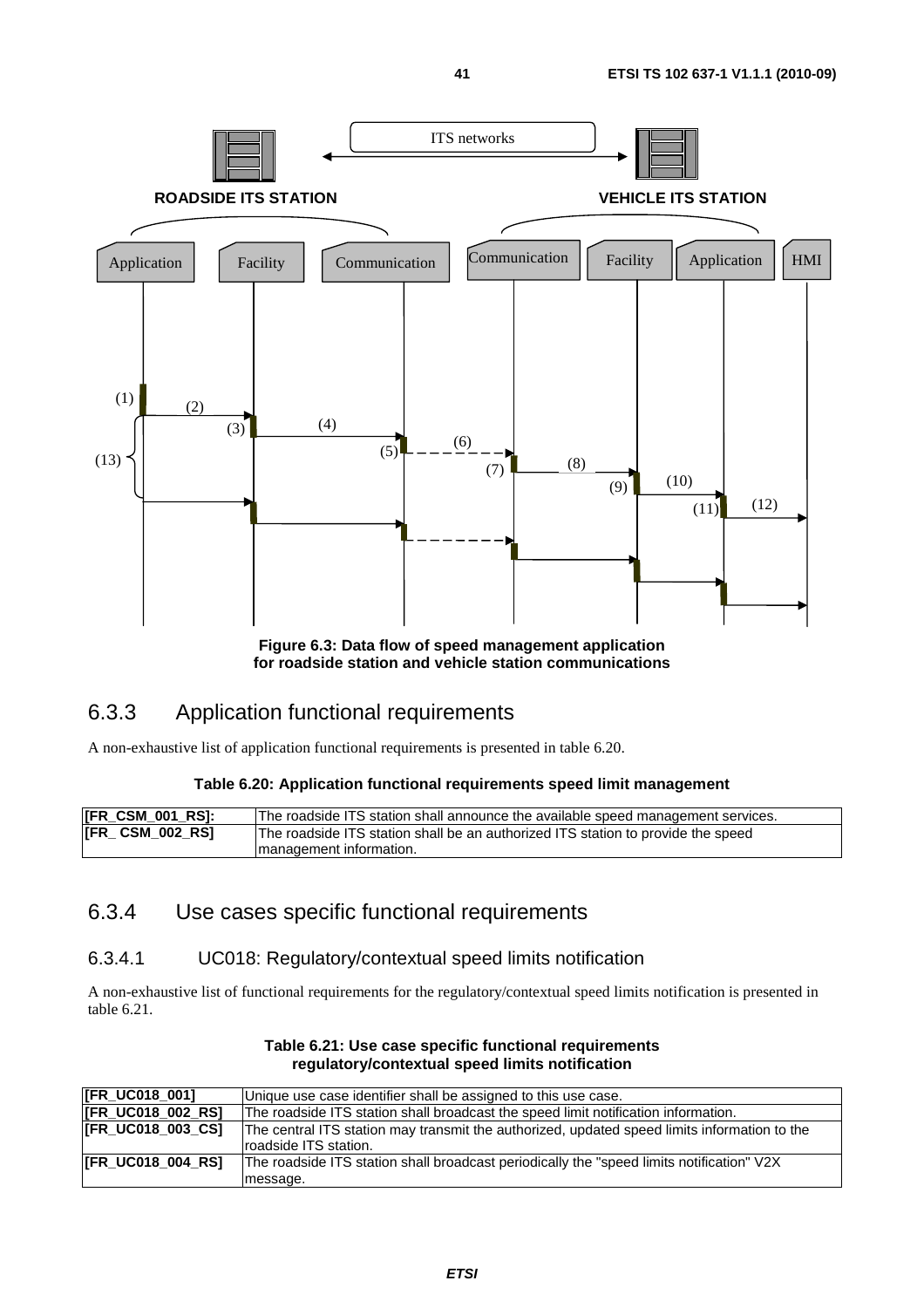Figure 6.3: Data flow of speed management application for roadside station and vehicle station communications

### 6.3.3 Application functional requirements

A non-exhaustive list of application functional requirements is presented in table 6.20.

**Table 6.20: Application functional requirements speed limit management**

| | |
|---|---|
| **[FR_CSM_001_RS]:** | The roadside ITS station shall announce the available speed management services. |
| **[FR_ CSM_002_RS]** | The roadside ITS station shall be an authorized ITS station to provide the speed management information. |

### 6.3.4 Use cases specific functional requirements

#### 6.3.4.1 UC018: Regulatory/contextual speed limits notification

A non-exhaustive list of functional requirements for the regulatory/contextual speed limits notification is presented in table 6.21.

**Table 6.21: Use case specific functional requirements regulatory/contextual speed limits notification**

| | |
|---|---|
| **[FR_UC018_001]** | Unique use case identifier shall be assigned to this use case. |
| **[FR_UC018_002_RS]** | The roadside ITS station shall broadcast the speed limit notification information. |
| **[FR_UC018_003_CS]** | The central ITS station may transmit the authorized, updated speed limits information to the roadside ITS station. |
| **[FR_UC018_004_RS]** | The roadside ITS station shall broadcast periodically the "speed limits notification" V2X message. |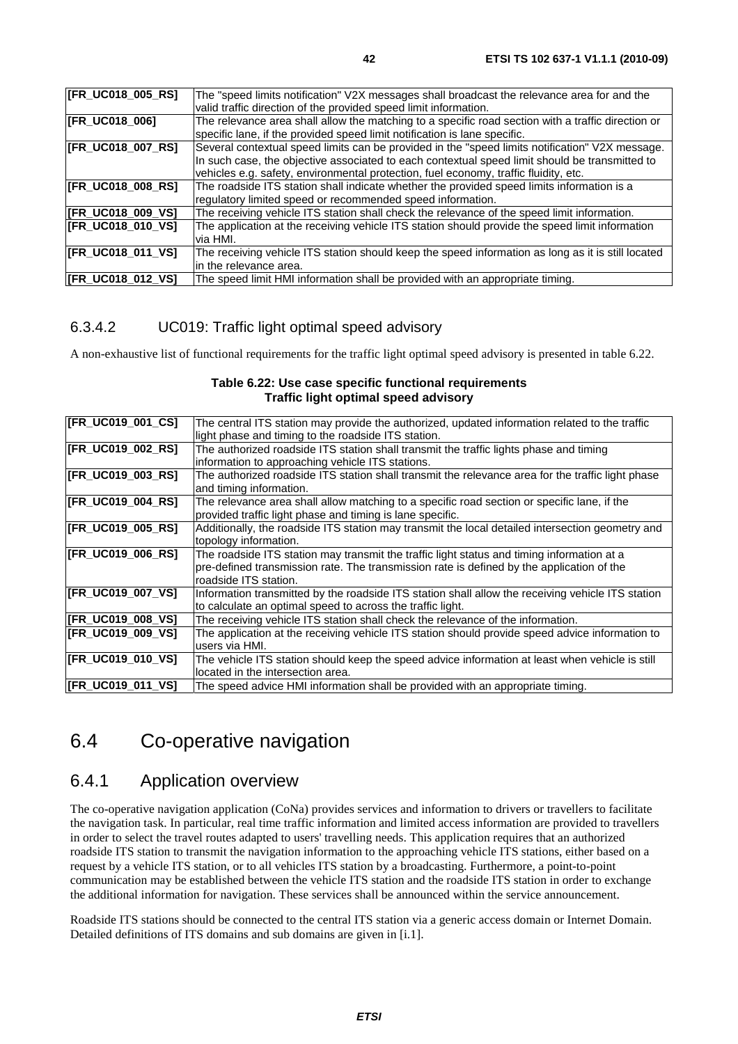| [FR_UC018_005_RS] | The "speed limits notification" V2X messages shall broadcast the relevance area for and the valid traffic direction of the provided speed limit information. |
|---|---|
| [FR_UC018_006] | The relevance area shall allow the matching to a specific road section with a traffic direction or specific lane, if the provided speed limit notification is lane specific. |
| [FR_UC018_007_RS] | Several contextual speed limits can be provided in the "speed limits notification" V2X message. In such case, the objective associated to each contextual speed limit should be transmitted to vehicles e.g. safety, environmental protection, fuel economy, traffic fluidity, etc. |
| [FR_UC018_008_RS] | The roadside ITS station shall indicate whether the provided speed limits information is a regulatory limited speed or recommended speed information. |
| [FR_UC018_009_VS] | The receiving vehicle ITS station shall check the relevance of the speed limit information. |
| [FR_UC018_010_VS] | The application at the receiving vehicle ITS station should provide the speed limit information via HMI. |
| [FR_UC018_011_VS] | The receiving vehicle ITS station should keep the speed information as long as it is still located in the relevance area. |
| [FR_UC018_012_VS] | The speed limit HMI information shall be provided with an appropriate timing. |

### 6.3.4.2 UC019: Traffic light optimal speed advisory

A non-exhaustive list of functional requirements for the traffic light optimal speed advisory is presented in table 6.22.

**Table 6.22: Use case specific functional requirements Traffic light optimal speed advisory**

| [FR_UC019_001_CS] | The central ITS station may provide the authorized, updated information related to the traffic light phase and timing to the roadside ITS station. |
|---|---|
| [FR_UC019_002_RS] | The authorized roadside ITS station shall transmit the traffic lights phase and timing information to approaching vehicle ITS stations. |
| [FR_UC019_003_RS] | The authorized roadside ITS station shall transmit the relevance area for the traffic light phase and timing information. |
| [FR_UC019_004_RS] | The relevance area shall allow matching to a specific road section or specific lane, if the provided traffic light phase and timing is lane specific. |
| [FR_UC019_005_RS] | Additionally, the roadside ITS station may transmit the local detailed intersection geometry and topology information. |
| [FR_UC019_006_RS] | The roadside ITS station may transmit the traffic light status and timing information at a pre-defined transmission rate. The transmission rate is defined by the application of the roadside ITS station. |
| [FR_UC019_007_VS] | Information transmitted by the roadside ITS station shall allow the receiving vehicle ITS station to calculate an optimal speed to across the traffic light. |
| [FR_UC019_008_VS] | The receiving vehicle ITS station shall check the relevance of the information. |
| [FR_UC019_009_VS] | The application at the receiving vehicle ITS station should provide speed advice information to users via HMI. |
| [FR_UC019_010_VS] | The vehicle ITS station should keep the speed advice information at least when vehicle is still located in the intersection area. |
| [FR_UC019_011_VS] | The speed advice HMI information shall be provided with an appropriate timing. |

# 6.4 Co-operative navigation

## 6.4.1 Application overview

The co-operative navigation application (CoNa) provides services and information to drivers or travellers to facilitate the navigation task. In particular, real time traffic information and limited access information are provided to travellers in order to select the travel routes adapted to users' travelling needs. This application requires that an authorized roadside ITS station to transmit the navigation information to the approaching vehicle ITS stations, either based on a request by a vehicle ITS station, or to all vehicles ITS station by a broadcasting. Furthermore, a point-to-point communication may be established between the vehicle ITS station and the roadside ITS station in order to exchange the additional information for navigation. These services shall be announced within the service announcement.

Roadside ITS stations should be connected to the central ITS station via a generic access domain or Internet Domain. Detailed definitions of ITS domains and sub domains are given in [i.1].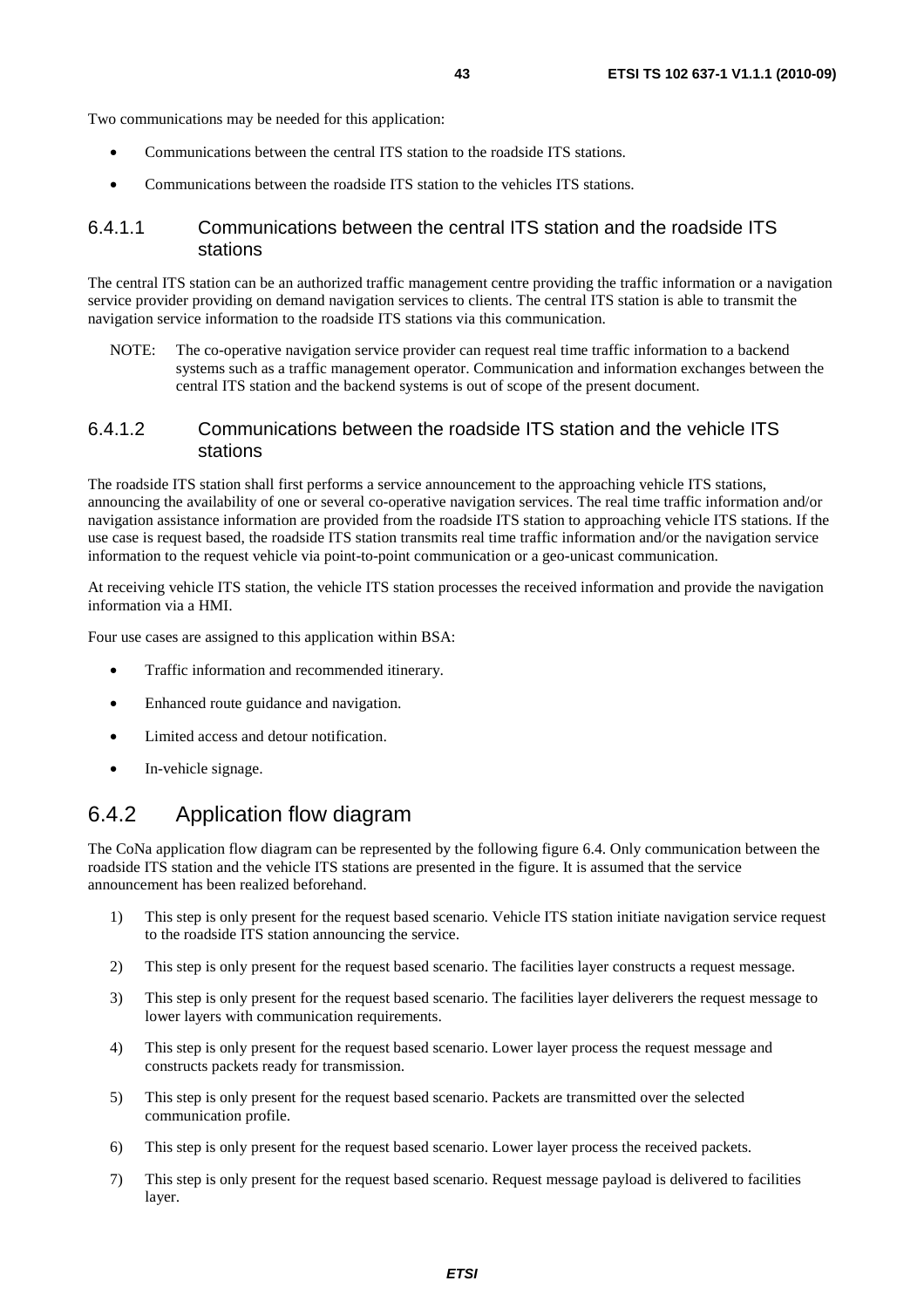Two communications may be needed for this application:

- Communications between the central ITS station to the roadside ITS stations.
- Communications between the roadside ITS station to the vehicles ITS stations.

#### 6.4.1.1 Communications between the central ITS station and the roadside ITS stations

The central ITS station can be an authorized traffic management centre providing the traffic information or a navigation service provider providing on demand navigation services to clients. The central ITS station is able to transmit the navigation service information to the roadside ITS stations via this communication.

NOTE: The co-operative navigation service provider can request real time traffic information to a backend systems such as a traffic management operator. Communication and information exchanges between the central ITS station and the backend systems is out of scope of the present document.

#### 6.4.1.2 Communications between the roadside ITS station and the vehicle ITS stations

The roadside ITS station shall first performs a service announcement to the approaching vehicle ITS stations, announcing the availability of one or several co-operative navigation services. The real time traffic information and/or navigation assistance information are provided from the roadside ITS station to approaching vehicle ITS stations. If the use case is request based, the roadside ITS station transmits real time traffic information and/or the navigation service information to the request vehicle via point-to-point communication or a geo-unicast communication.

At receiving vehicle ITS station, the vehicle ITS station processes the received information and provide the navigation information via a HMI.

Four use cases are assigned to this application within BSA:

- Traffic information and recommended itinerary.
- Enhanced route guidance and navigation.
- Limited access and detour notification.
- In-vehicle signage.

### 6.4.2 Application flow diagram

The CoNa application flow diagram can be represented by the following figure 6.4. Only communication between the roadside ITS station and the vehicle ITS stations are presented in the figure. It is assumed that the service announcement has been realized beforehand.

1) This step is only present for the request based scenario. Vehicle ITS station initiate navigation service request to the roadside ITS station announcing the service.
2) This step is only present for the request based scenario. The facilities layer constructs a request message.
3) This step is only present for the request based scenario. The facilities layer deliverers the request message to lower layers with communication requirements.
4) This step is only present for the request based scenario. Lower layer process the request message and constructs packets ready for transmission.
5) This step is only present for the request based scenario. Packets are transmitted over the selected communication profile.
6) This step is only present for the request based scenario. Lower layer process the received packets.
7) This step is only present for the request based scenario. Request message payload is delivered to facilities layer.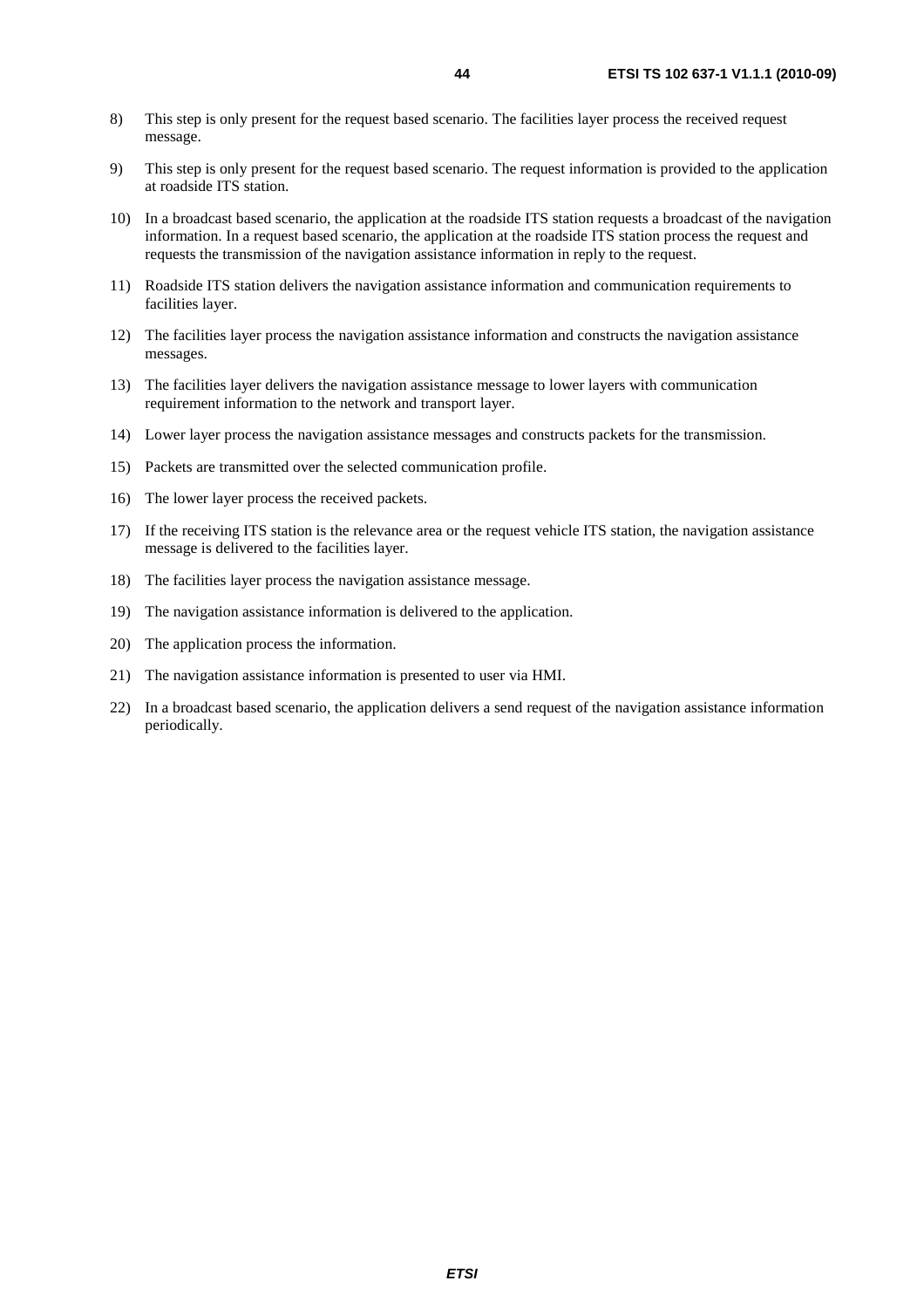8) This step is only present for the request based scenario. The facilities layer process the received request message.

9) This step is only present for the request based scenario. The request information is provided to the application at roadside ITS station.

10) In a broadcast based scenario, the application at the roadside ITS station requests a broadcast of the navigation information. In a request based scenario, the application at the roadside ITS station process the request and requests the transmission of the navigation assistance information in reply to the request.

11) Roadside ITS station delivers the navigation assistance information and communication requirements to facilities layer.

12) The facilities layer process the navigation assistance information and constructs the navigation assistance messages.

13) The facilities layer delivers the navigation assistance message to lower layers with communication requirement information to the network and transport layer.

14) Lower layer process the navigation assistance messages and constructs packets for the transmission.

15) Packets are transmitted over the selected communication profile.

16) The lower layer process the received packets.

17) If the receiving ITS station is the relevance area or the request vehicle ITS station, the navigation assistance message is delivered to the facilities layer.

18) The facilities layer process the navigation assistance message.

19) The navigation assistance information is delivered to the application.

20) The application process the information.

21) The navigation assistance information is presented to user via HMI.

22) In a broadcast based scenario, the application delivers a send request of the navigation assistance information periodically.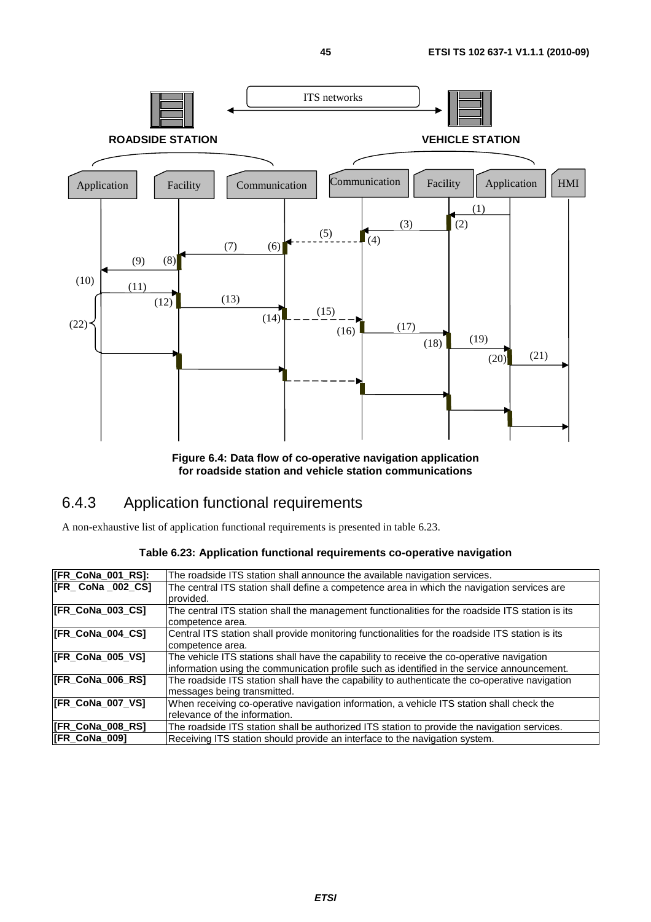Figure 6.4: Data flow of co-operative navigation application for roadside station and vehicle station communications

### 6.4.3 Application functional requirements

A non-exhaustive list of application functional requirements is presented in table 6.23.

**Table 6.23: Application functional requirements co-operative navigation**

| | |
|---|---|
| **[FR_CoNa_001_RS]:** | The roadside ITS station shall announce the available navigation services. |
| **[FR_ CoNa _002_CS]** | The central ITS station shall define a competence area in which the navigation services are provided. |
| **[FR_CoNa_003_CS]** | The central ITS station shall the management functionalities for the roadside ITS station is its competence area. |
| **[FR_CoNa_004_CS]** | Central ITS station shall provide monitoring functionalities for the roadside ITS station is its competence area. |
| **[FR_CoNa_005_VS]** | The vehicle ITS stations shall have the capability to receive the co-operative navigation information using the communication profile such as identified in the service announcement. |
| **[FR_CoNa_006_RS]** | The roadside ITS station shall have the capability to authenticate the co-operative navigation messages being transmitted. |
| **[FR_CoNa_007_VS]** | When receiving co-operative navigation information, a vehicle ITS station shall check the relevance of the information. |
| **[FR_CoNa_008_RS]** | The roadside ITS station shall be authorized ITS station to provide the navigation services. |
| **[FR_CoNa_009]** | Receiving ITS station should provide an interface to the navigation system. |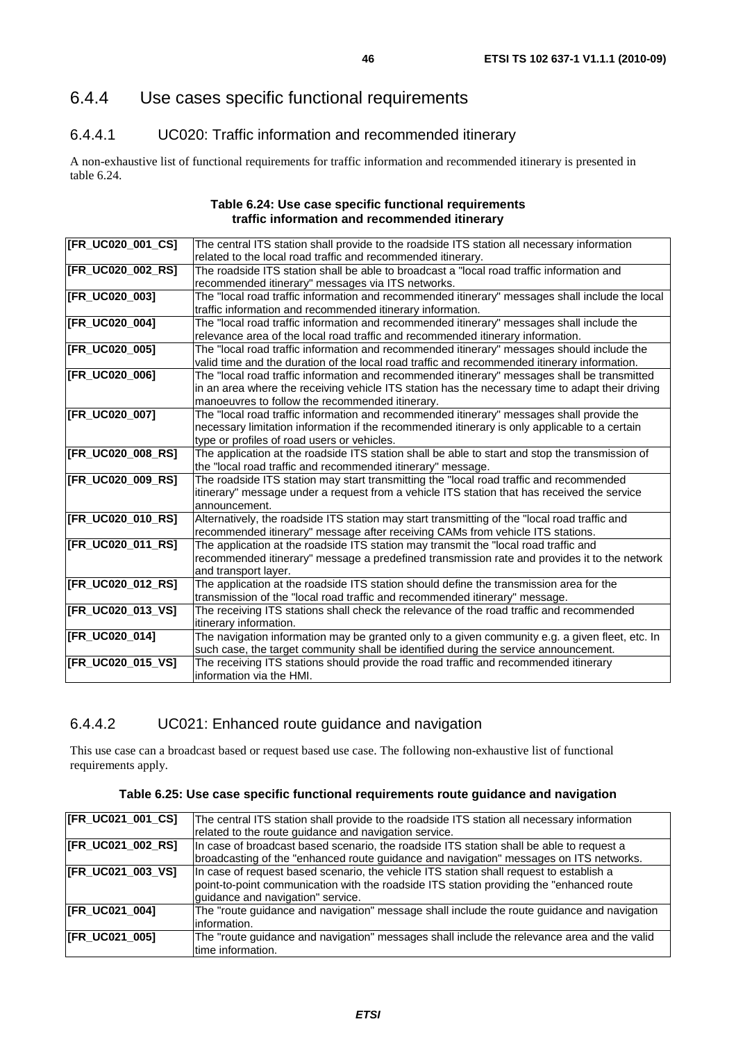### 6.4.4 Use cases specific functional requirements

#### 6.4.4.1 UC020: Traffic information and recommended itinerary

A non-exhaustive list of functional requirements for traffic information and recommended itinerary is presented in table 6.24.

**Table 6.24: Use case specific functional requirements traffic information and recommended itinerary**

| | |
|---|---|
| **[FR_UC020_001_CS]** | The central ITS station shall provide to the roadside ITS station all necessary information related to the local road traffic and recommended itinerary. |
| **[FR_UC020_002_RS]** | The roadside ITS station shall be able to broadcast a "local road traffic information and recommended itinerary" messages via ITS networks. |
| **[FR_UC020_003]** | The "local road traffic information and recommended itinerary" messages shall include the local traffic information and recommended itinerary information. |
| **[FR_UC020_004]** | The "local road traffic information and recommended itinerary" messages shall include the relevance area of the local road traffic and recommended itinerary information. |
| **[FR_UC020_005]** | The "local road traffic information and recommended itinerary" messages should include the valid time and the duration of the local road traffic and recommended itinerary information. |
| **[FR_UC020_006]** | The "local road traffic information and recommended itinerary" messages shall be transmitted in an area where the receiving vehicle ITS station has the necessary time to adapt their driving manoeuvres to follow the recommended itinerary. |
| **[FR_UC020_007]** | The "local road traffic information and recommended itinerary" messages shall provide the necessary limitation information if the recommended itinerary is only applicable to a certain type or profiles of road users or vehicles. |
| **[FR_UC020_008_RS]** | The application at the roadside ITS station shall be able to start and stop the transmission of the "local road traffic and recommended itinerary" message. |
| **[FR_UC020_009_RS]** | The roadside ITS station may start transmitting the "local road traffic and recommended itinerary" message under a request from a vehicle ITS station that has received the service announcement. |
| **[FR_UC020_010_RS]** | Alternatively, the roadside ITS station may start transmitting of the "local road traffic and recommended itinerary" message after receiving CAMs from vehicle ITS stations. |
| **[FR_UC020_011_RS]** | The application at the roadside ITS station may transmit the "local road traffic and recommended itinerary" message a predefined transmission rate and provides it to the network and transport layer. |
| **[FR_UC020_012_RS]** | The application at the roadside ITS station should define the transmission area for the transmission of the "local road traffic and recommended itinerary" message. |
| **[FR_UC020_013_VS]** | The receiving ITS stations shall check the relevance of the road traffic and recommended itinerary information. |
| **[FR_UC020_014]** | The navigation information may be granted only to a given community e.g. a given fleet, etc. In such case, the target community shall be identified during the service announcement. |
| **[FR_UC020_015_VS]** | The receiving ITS stations should provide the road traffic and recommended itinerary information via the HMI. |

#### 6.4.4.2 UC021: Enhanced route guidance and navigation

This use case can a broadcast based or request based use case. The following non-exhaustive list of functional requirements apply.

**Table 6.25: Use case specific functional requirements route guidance and navigation**

| | |
|---|---|
| **[FR_UC021_001_CS]** | The central ITS station shall provide to the roadside ITS station all necessary information related to the route guidance and navigation service. |
| **[FR_UC021_002_RS]** | In case of broadcast based scenario, the roadside ITS station shall be able to request a broadcasting of the "enhanced route guidance and navigation" messages on ITS networks. |
| **[FR_UC021_003_VS]** | In case of request based scenario, the vehicle ITS station shall request to establish a point-to-point communication with the roadside ITS station providing the "enhanced route guidance and navigation" service. |
| **[FR_UC021_004]** | The "route guidance and navigation" message shall include the route guidance and navigation information. |
| **[FR_UC021_005]** | The "route guidance and navigation" messages shall include the relevance area and the valid time information. |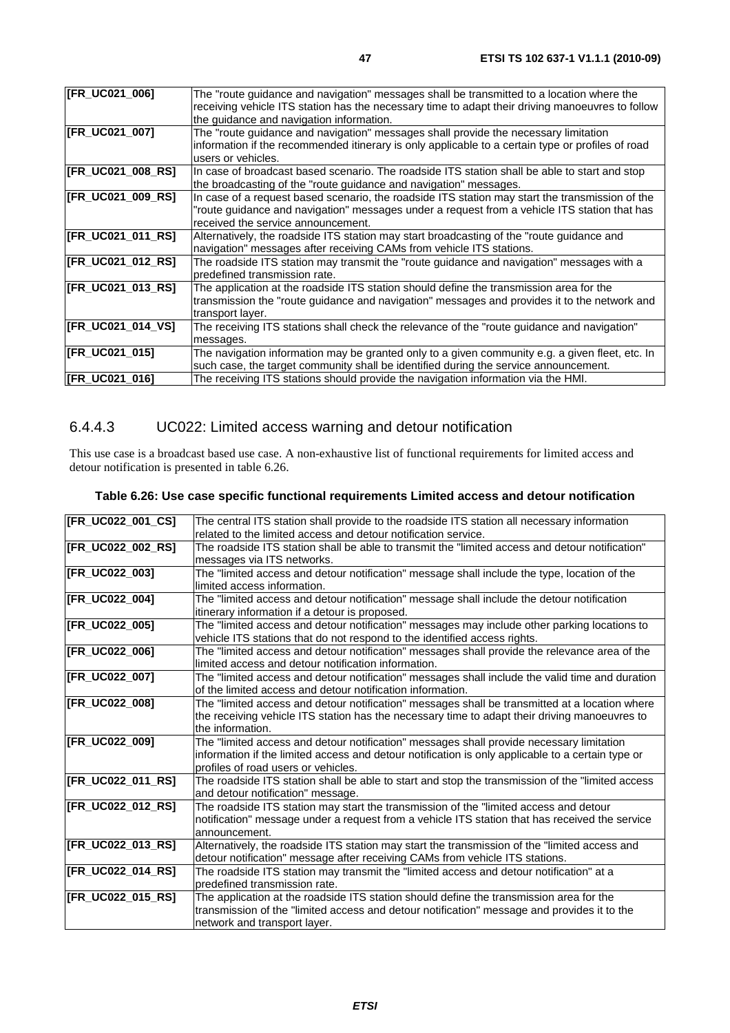| [FR_UC021_006] | The "route guidance and navigation" messages shall be transmitted to a location where the receiving vehicle ITS station has the necessary time to adapt their driving manoeuvres to follow the guidance and navigation information. |
|---|---|
| [FR_UC021_007] | The "route guidance and navigation" messages shall provide the necessary limitation information if the recommended itinerary is only applicable to a certain type or profiles of road users or vehicles. |
| [FR_UC021_008_RS] | In case of broadcast based scenario. The roadside ITS station shall be able to start and stop the broadcasting of the "route guidance and navigation" messages. |
| [FR_UC021_009_RS] | In case of a request based scenario, the roadside ITS station may start the transmission of the "route guidance and navigation" messages under a request from a vehicle ITS station that has received the service announcement. |
| [FR_UC021_011_RS] | Alternatively, the roadside ITS station may start broadcasting of the "route guidance and navigation" messages after receiving CAMs from vehicle ITS stations. |
| [FR_UC021_012_RS] | The roadside ITS station may transmit the "route guidance and navigation" messages with a predefined transmission rate. |
| [FR_UC021_013_RS] | The application at the roadside ITS station should define the transmission area for the transmission the "route guidance and navigation" messages and provides it to the network and transport layer. |
| [FR_UC021_014_VS] | The receiving ITS stations shall check the relevance of the "route guidance and navigation" messages. |
| [FR_UC021_015] | The navigation information may be granted only to a given community e.g. a given fleet, etc. In such case, the target community shall be identified during the service announcement. |
| [FR_UC021_016] | The receiving ITS stations should provide the navigation information via the HMI. |

### 6.4.4.3 UC022: Limited access warning and detour notification

This use case is a broadcast based use case. A non-exhaustive list of functional requirements for limited access and detour notification is presented in table 6.26.

**Table 6.26: Use case specific functional requirements Limited access and detour notification**

| [FR_UC022_001_CS] | The central ITS station shall provide to the roadside ITS station all necessary information related to the limited access and detour notification service. |
|---|---|
| [FR_UC022_002_RS] | The roadside ITS station shall be able to transmit the "limited access and detour notification" messages via ITS networks. |
| [FR_UC022_003] | The "limited access and detour notification" message shall include the type, location of the limited access information. |
| [FR_UC022_004] | The "limited access and detour notification" message shall include the detour notification itinerary information if a detour is proposed. |
| [FR_UC022_005] | The "limited access and detour notification" messages may include other parking locations to vehicle ITS stations that do not respond to the identified access rights. |
| [FR_UC022_006] | The "limited access and detour notification" messages shall provide the relevance area of the limited access and detour notification information. |
| [FR_UC022_007] | The "limited access and detour notification" messages shall include the valid time and duration of the limited access and detour notification information. |
| [FR_UC022_008] | The "limited access and detour notification" messages shall be transmitted at a location where the receiving vehicle ITS station has the necessary time to adapt their driving manoeuvres to the information. |
| [FR_UC022_009] | The "limited access and detour notification" messages shall provide necessary limitation information if the limited access and detour notification is only applicable to a certain type or profiles of road users or vehicles. |
| [FR_UC022_011_RS] | The roadside ITS station shall be able to start and stop the transmission of the "limited access and detour notification" message. |
| [FR_UC022_012_RS] | The roadside ITS station may start the transmission of the "limited access and detour notification" message under a request from a vehicle ITS station that has received the service announcement. |
| [FR_UC022_013_RS] | Alternatively, the roadside ITS station may start the transmission of the "limited access and detour notification" message after receiving CAMs from vehicle ITS stations. |
| [FR_UC022_014_RS] | The roadside ITS station may transmit the "limited access and detour notification" at a predefined transmission rate. |
| [FR_UC022_015_RS] | The application at the roadside ITS station should define the transmission area for the transmission of the "limited access and detour notification" message and provides it to the network and transport layer. |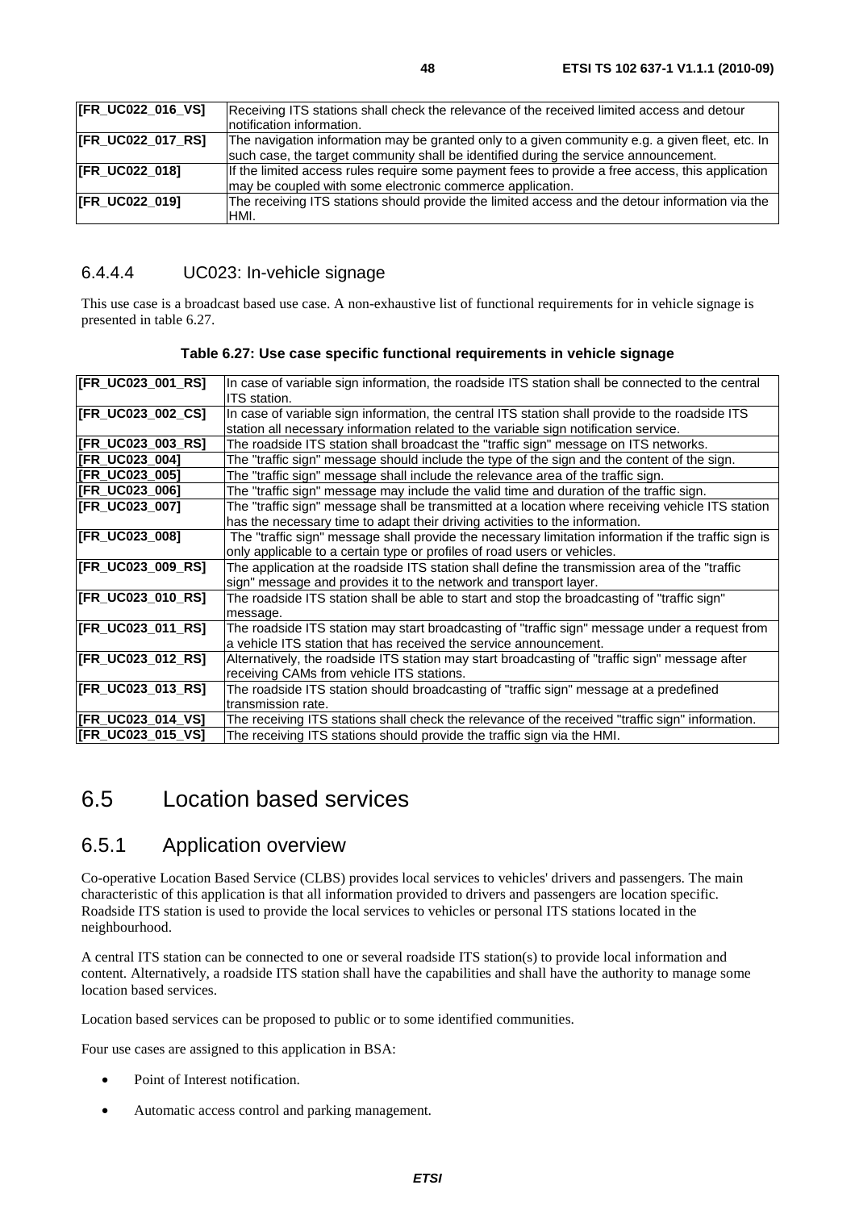| [FR_UC022_016_VS] | Receiving ITS stations shall check the relevance of the received limited access and detour notification information. |
|---|---|
| [FR_UC022_017_RS] | The navigation information may be granted only to a given community e.g. a given fleet, etc. In such case, the target community shall be identified during the service announcement. |
| [FR_UC022_018] | If the limited access rules require some payment fees to provide a free access, this application may be coupled with some electronic commerce application. |
| [FR_UC022_019] | The receiving ITS stations should provide the limited access and the detour information via the HMI. |

#### 6.4.4.4 UC023: In-vehicle signage

This use case is a broadcast based use case. A non-exhaustive list of functional requirements for in vehicle signage is presented in table 6.27.

**Table 6.27: Use case specific functional requirements in vehicle signage**

| [FR_UC023_001_RS] | In case of variable sign information, the roadside ITS station shall be connected to the central ITS station. |
|---|---|
| [FR_UC023_002_CS] | In case of variable sign information, the central ITS station shall provide to the roadside ITS station all necessary information related to the variable sign notification service. |
| [FR_UC023_003_RS] | The roadside ITS station shall broadcast the "traffic sign" message on ITS networks. |
| [FR_UC023_004] | The "traffic sign" message should include the type of the sign and the content of the sign. |
| [FR_UC023_005] | The "traffic sign" message shall include the relevance area of the traffic sign. |
| [FR_UC023_006] | The "traffic sign" message may include the valid time and duration of the traffic sign. |
| [FR_UC023_007] | The "traffic sign" message shall be transmitted at a location where receiving vehicle ITS station has the necessary time to adapt their driving activities to the information. |
| [FR_UC023_008] | The "traffic sign" message shall provide the necessary limitation information if the traffic sign is only applicable to a certain type or profiles of road users or vehicles. |
| [FR_UC023_009_RS] | The application at the roadside ITS station shall define the transmission area of the "traffic sign" message and provides it to the network and transport layer. |
| [FR_UC023_010_RS] | The roadside ITS station shall be able to start and stop the broadcasting of "traffic sign" message. |
| [FR_UC023_011_RS] | The roadside ITS station may start broadcasting of "traffic sign" message under a request from a vehicle ITS station that has received the service announcement. |
| [FR_UC023_012_RS] | Alternatively, the roadside ITS station may start broadcasting of "traffic sign" message after receiving CAMs from vehicle ITS stations. |
| [FR_UC023_013_RS] | The roadside ITS station should broadcasting of "traffic sign" message at a predefined transmission rate. |
| [FR_UC023_014_VS] | The receiving ITS stations shall check the relevance of the received "traffic sign" information. |
| [FR_UC023_015_VS] | The receiving ITS stations should provide the traffic sign via the HMI. |

## 6.5 Location based services

### 6.5.1 Application overview

Co-operative Location Based Service (CLBS) provides local services to vehicles' drivers and passengers. The main characteristic of this application is that all information provided to drivers and passengers are location specific. Roadside ITS station is used to provide the local services to vehicles or personal ITS stations located in the neighbourhood.

A central ITS station can be connected to one or several roadside ITS station(s) to provide local information and content. Alternatively, a roadside ITS station shall have the capabilities and shall have the authority to manage some location based services.

Location based services can be proposed to public or to some identified communities.

Four use cases are assigned to this application in BSA:

- Point of Interest notification.
- Automatic access control and parking management.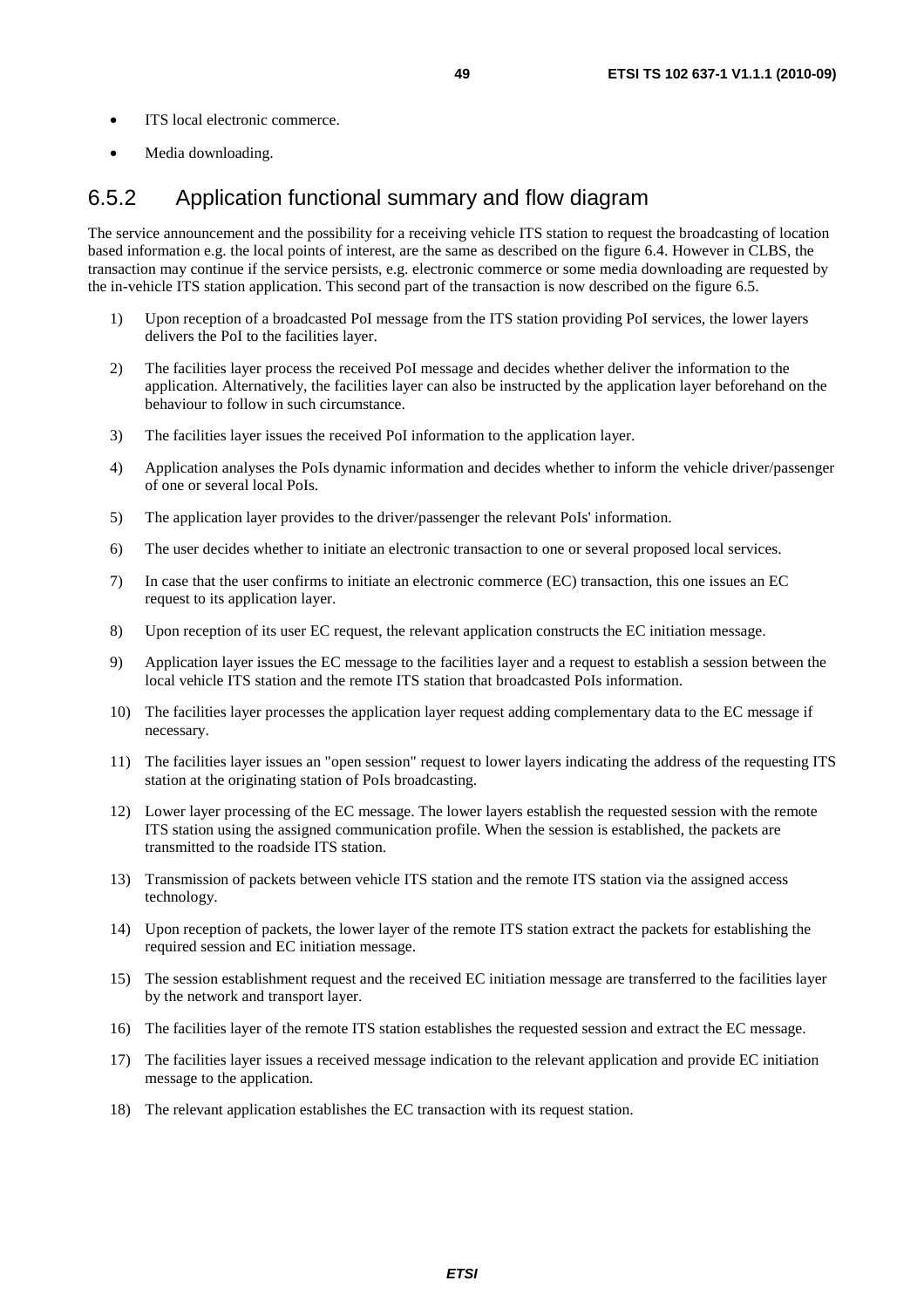- ITS local electronic commerce.
- Media downloading.

### 6.5.2 Application functional summary and flow diagram

The service announcement and the possibility for a receiving vehicle ITS station to request the broadcasting of location based information e.g. the local points of interest, are the same as described on the figure 6.4. However in CLBS, the transaction may continue if the service persists, e.g. electronic commerce or some media downloading are requested by the in-vehicle ITS station application. This second part of the transaction is now described on the figure 6.5.

1) Upon reception of a broadcasted PoI message from the ITS station providing PoI services, the lower layers delivers the PoI to the facilities layer.
2) The facilities layer process the received PoI message and decides whether deliver the information to the application. Alternatively, the facilities layer can also be instructed by the application layer beforehand on the behaviour to follow in such circumstance.
3) The facilities layer issues the received PoI information to the application layer.
4) Application analyses the PoIs dynamic information and decides whether to inform the vehicle driver/passenger of one or several local PoIs.
5) The application layer provides to the driver/passenger the relevant PoIs' information.
6) The user decides whether to initiate an electronic transaction to one or several proposed local services.
7) In case that the user confirms to initiate an electronic commerce (EC) transaction, this one issues an EC request to its application layer.
8) Upon reception of its user EC request, the relevant application constructs the EC initiation message.
9) Application layer issues the EC message to the facilities layer and a request to establish a session between the local vehicle ITS station and the remote ITS station that broadcasted PoIs information.
10) The facilities layer processes the application layer request adding complementary data to the EC message if necessary.
11) The facilities layer issues an "open session" request to lower layers indicating the address of the requesting ITS station at the originating station of PoIs broadcasting.
12) Lower layer processing of the EC message. The lower layers establish the requested session with the remote ITS station using the assigned communication profile. When the session is established, the packets are transmitted to the roadside ITS station.
13) Transmission of packets between vehicle ITS station and the remote ITS station via the assigned access technology.
14) Upon reception of packets, the lower layer of the remote ITS station extract the packets for establishing the required session and EC initiation message.
15) The session establishment request and the received EC initiation message are transferred to the facilities layer by the network and transport layer.
16) The facilities layer of the remote ITS station establishes the requested session and extract the EC message.
17) The facilities layer issues a received message indication to the relevant application and provide EC initiation message to the application.
18) The relevant application establishes the EC transaction with its request station.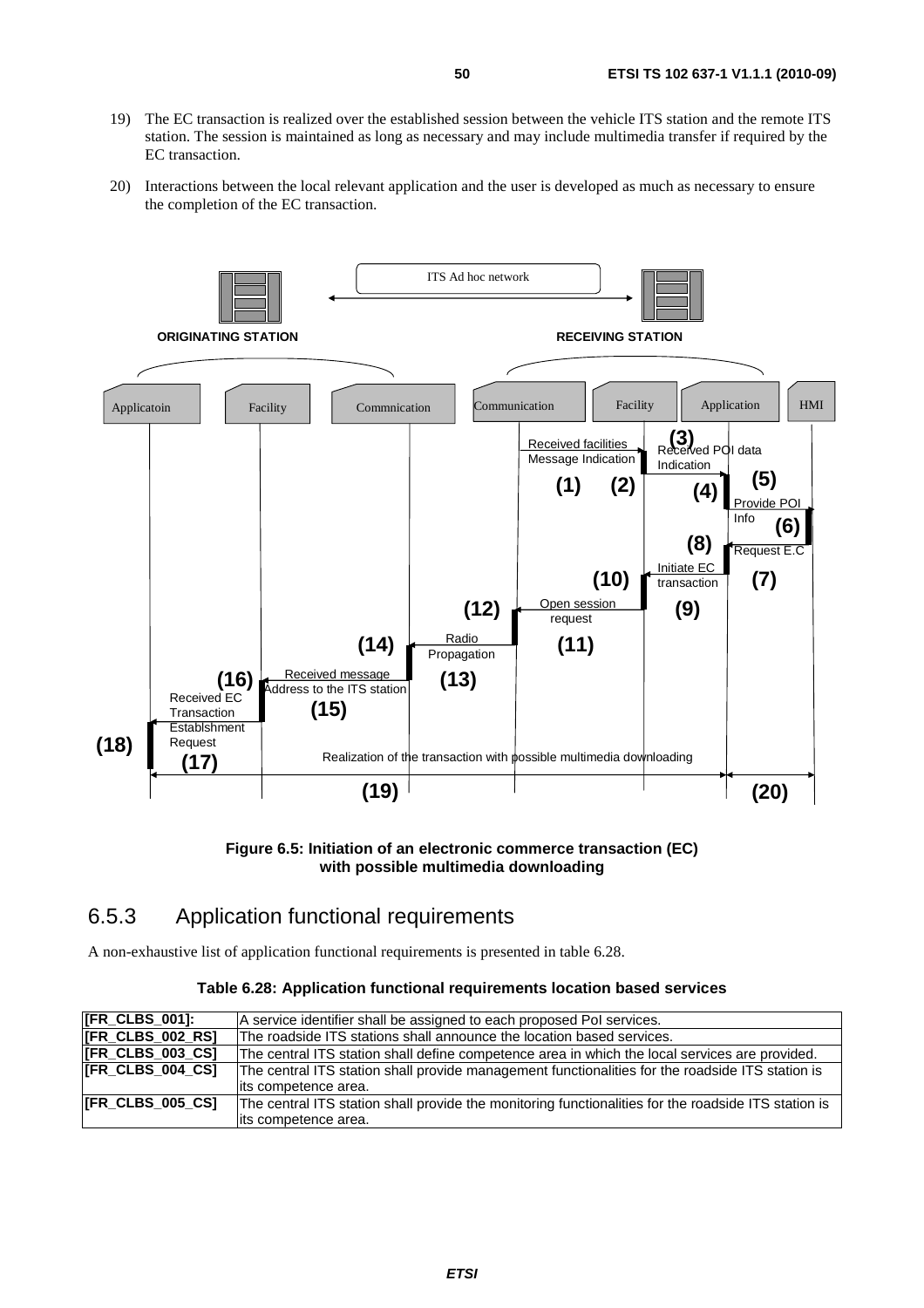19) The EC transaction is realized over the established session between the vehicle ITS station and the remote ITS station. The session is maintained as long as necessary and may include multimedia transfer if required by the EC transaction.

20) Interactions between the local relevant application and the user is developed as much as necessary to ensure the completion of the EC transaction.

**Figure 6.5: Initiation of an electronic commerce transaction (EC) with possible multimedia downloading**

## 6.5.3 Application functional requirements

A non-exhaustive list of application functional requirements is presented in table 6.28.

**Table 6.28: Application functional requirements location based services**

| | |
|---|---|
| **[FR_CLBS_001]:** | A service identifier shall be assigned to each proposed PoI services. |
| **[FR_CLBS_002_RS]** | The roadside ITS stations shall announce the location based services. |
| **[FR_CLBS_003_CS]** | The central ITS station shall define competence area in which the local services are provided. |
| **[FR_CLBS_004_CS]** | The central ITS station shall provide management functionalities for the roadside ITS station is its competence area. |
| **[FR_CLBS_005_CS]** | The central ITS station shall provide the monitoring functionalities for the roadside ITS station is its competence area. |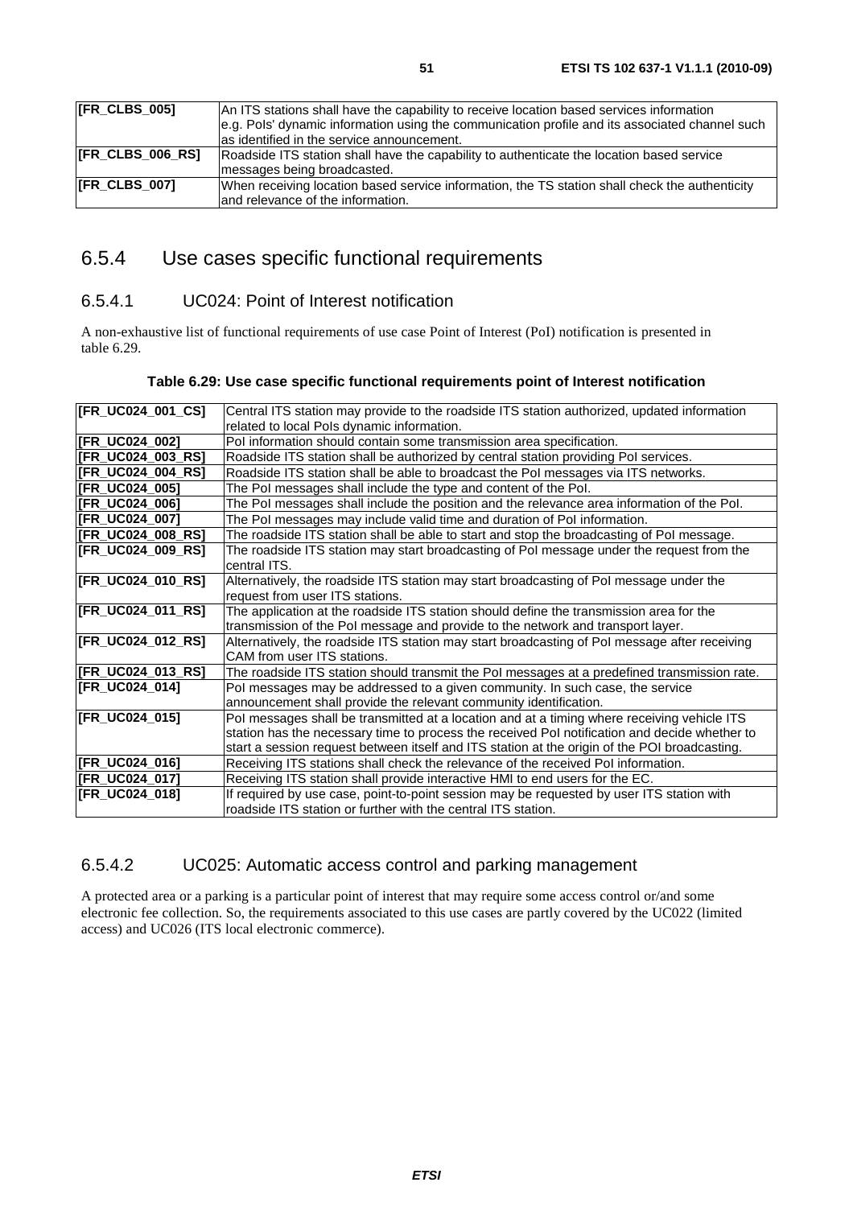| | |
|---|---|
| [FR_CLBS_005] | An ITS stations shall have the capability to receive location based services information e.g. PoIs' dynamic information using the communication profile and its associated channel such as identified in the service announcement. |
| [FR_CLBS_006_RS] | Roadside ITS station shall have the capability to authenticate the location based service messages being broadcasted. |
| [FR_CLBS_007] | When receiving location based service information, the TS station shall check the authenticity and relevance of the information. |

## 6.5.4 Use cases specific functional requirements

### 6.5.4.1 UC024: Point of Interest notification

A non-exhaustive list of functional requirements of use case Point of Interest (PoI) notification is presented in table 6.29.

**Table 6.29: Use case specific functional requirements point of Interest notification**

| | |
|---|---|
| [FR_UC024_001_CS] | Central ITS station may provide to the roadside ITS station authorized, updated information related to local PoIs dynamic information. |
| [FR_UC024_002] | PoI information should contain some transmission area specification. |
| [FR_UC024_003_RS] | Roadside ITS station shall be authorized by central station providing PoI services. |
| [FR_UC024_004_RS] | Roadside ITS station shall be able to broadcast the PoI messages via ITS networks. |
| [FR_UC024_005] | The PoI messages shall include the type and content of the PoI. |
| [FR_UC024_006] | The PoI messages shall include the position and the relevance area information of the PoI. |
| [FR_UC024_007] | The PoI messages may include valid time and duration of PoI information. |
| [FR_UC024_008_RS] | The roadside ITS station shall be able to start and stop the broadcasting of PoI message. |
| [FR_UC024_009_RS] | The roadside ITS station may start broadcasting of PoI message under the request from the central ITS. |
| [FR_UC024_010_RS] | Alternatively, the roadside ITS station may start broadcasting of PoI message under the request from user ITS stations. |
| [FR_UC024_011_RS] | The application at the roadside ITS station should define the transmission area for the transmission of the PoI message and provide to the network and transport layer. |
| [FR_UC024_012_RS] | Alternatively, the roadside ITS station may start broadcasting of PoI message after receiving CAM from user ITS stations. |
| [FR_UC024_013_RS] | The roadside ITS station should transmit the PoI messages at a predefined transmission rate. |
| [FR_UC024_014] | PoI messages may be addressed to a given community. In such case, the service announcement shall provide the relevant community identification. |
| [FR_UC024_015] | PoI messages shall be transmitted at a location and at a timing where receiving vehicle ITS station has the necessary time to process the received PoI notification and decide whether to start a session request between itself and ITS station at the origin of the POI broadcasting. |
| [FR_UC024_016] | Receiving ITS stations shall check the relevance of the received PoI information. |
| [FR_UC024_017] | Receiving ITS station shall provide interactive HMI to end users for the EC. |
| [FR_UC024_018] | If required by use case, point-to-point session may be requested by user ITS station with roadside ITS station or further with the central ITS station. |

### 6.5.4.2 UC025: Automatic access control and parking management

A protected area or a parking is a particular point of interest that may require some access control or/and some electronic fee collection. So, the requirements associated to this use cases are partly covered by the UC022 (limited access) and UC026 (ITS local electronic commerce).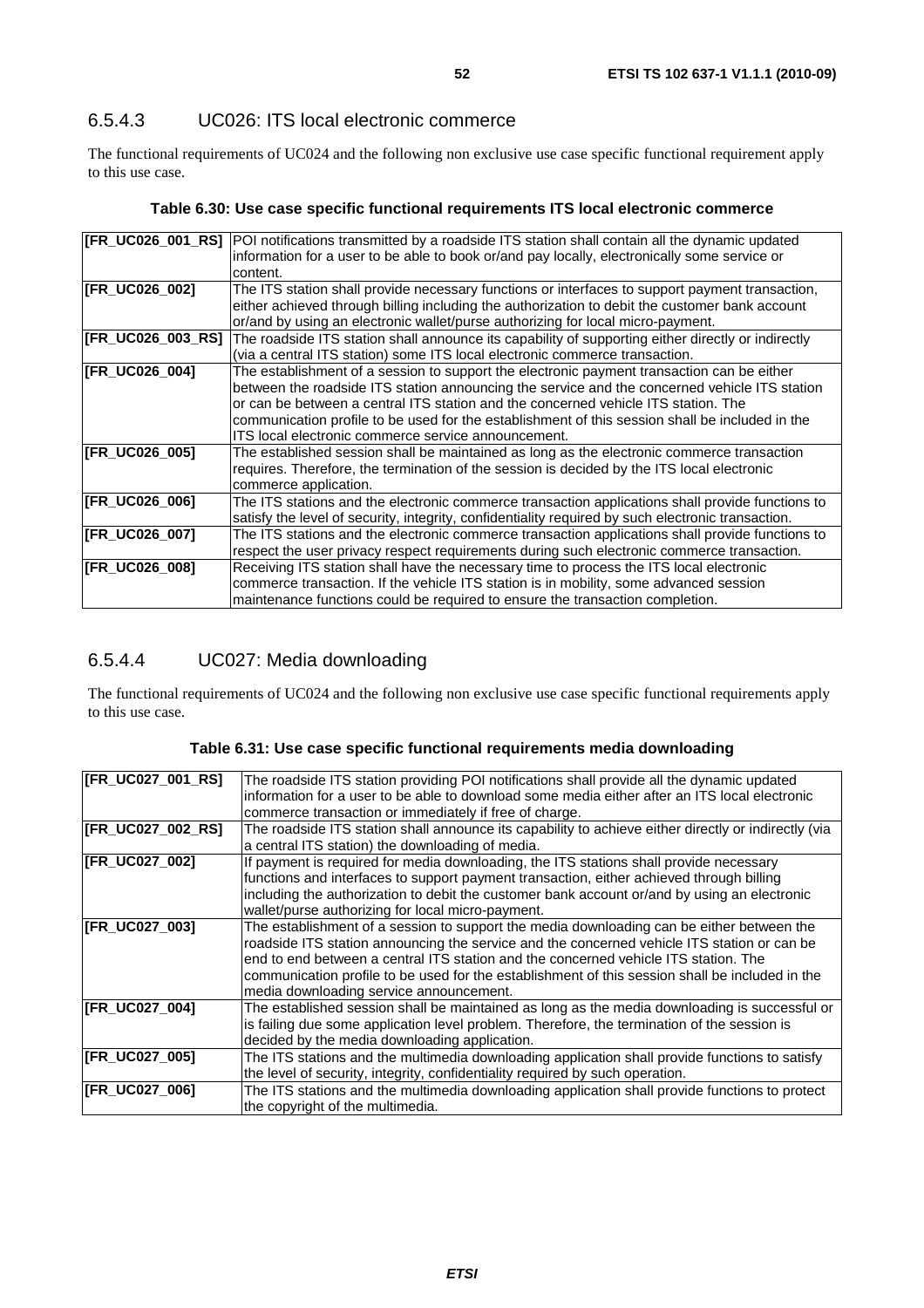### 6.5.4.3 UC026: ITS local electronic commerce

The functional requirements of UC024 and the following non exclusive use case specific functional requirement apply to this use case.

**Table 6.30: Use case specific functional requirements ITS local electronic commerce**

| | |
|---|---|
| **[FR_UC026_001_RS]** | POI notifications transmitted by a roadside ITS station shall contain all the dynamic updated information for a user to be able to book or/and pay locally, electronically some service or content. |
| **[FR_UC026_002]** | The ITS station shall provide necessary functions or interfaces to support payment transaction, either achieved through billing including the authorization to debit the customer bank account or/and by using an electronic wallet/purse authorizing for local micro-payment. |
| **[FR_UC026_003_RS]** | The roadside ITS station shall announce its capability of supporting either directly or indirectly (via a central ITS station) some ITS local electronic commerce transaction. |
| **[FR_UC026_004]** | The establishment of a session to support the electronic payment transaction can be either between the roadside ITS station announcing the service and the concerned vehicle ITS station or can be between a central ITS station and the concerned vehicle ITS station. The communication profile to be used for the establishment of this session shall be included in the ITS local electronic commerce service announcement. |
| **[FR_UC026_005]** | The established session shall be maintained as long as the electronic commerce transaction requires. Therefore, the termination of the session is decided by the ITS local electronic commerce application. |
| **[FR_UC026_006]** | The ITS stations and the electronic commerce transaction applications shall provide functions to satisfy the level of security, integrity, confidentiality required by such electronic transaction. |
| **[FR_UC026_007]** | The ITS stations and the electronic commerce transaction applications shall provide functions to respect the user privacy respect requirements during such electronic commerce transaction. |
| **[FR_UC026_008]** | Receiving ITS station shall have the necessary time to process the ITS local electronic commerce transaction. If the vehicle ITS station is in mobility, some advanced session maintenance functions could be required to ensure the transaction completion. |

### 6.5.4.4 UC027: Media downloading

The functional requirements of UC024 and the following non exclusive use case specific functional requirements apply to this use case.

**Table 6.31: Use case specific functional requirements media downloading**

| | |
|---|---|
| **[FR_UC027_001_RS]** | The roadside ITS station providing POI notifications shall provide all the dynamic updated information for a user to be able to download some media either after an ITS local electronic commerce transaction or immediately if free of charge. |
| **[FR_UC027_002_RS]** | The roadside ITS station shall announce its capability to achieve either directly or indirectly (via a central ITS station) the downloading of media. |
| **[FR_UC027_002]** | If payment is required for media downloading, the ITS stations shall provide necessary functions and interfaces to support payment transaction, either achieved through billing including the authorization to debit the customer bank account or/and by using an electronic wallet/purse authorizing for local micro-payment. |
| **[FR_UC027_003]** | The establishment of a session to support the media downloading can be either between the roadside ITS station announcing the service and the concerned vehicle ITS station or can be end to end between a central ITS station and the concerned vehicle ITS station. The communication profile to be used for the establishment of this session shall be included in the media downloading service announcement. |
| **[FR_UC027_004]** | The established session shall be maintained as long as the media downloading is successful or is failing due some application level problem. Therefore, the termination of the session is decided by the media downloading application. |
| **[FR_UC027_005]** | The ITS stations and the multimedia downloading application shall provide functions to satisfy the level of security, integrity, confidentiality required by such operation. |
| **[FR_UC027_006]** | The ITS stations and the multimedia downloading application shall provide functions to protect the copyright of the multimedia. |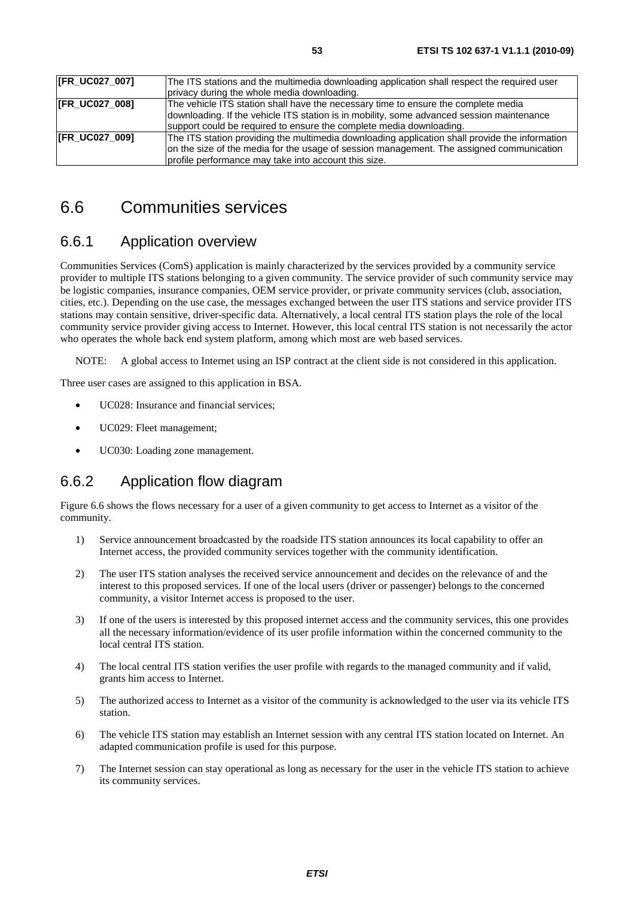| [FR_UC027_007] | The ITS stations and the multimedia downloading application shall respect the required user privacy during the whole media downloading. |
|---|---|
| [FR_UC027_008] | The vehicle ITS station shall have the necessary time to ensure the complete media downloading. If the vehicle ITS station is in mobility, some advanced session maintenance support could be required to ensure the complete media downloading. |
| [FR_UC027_009] | The ITS station providing the multimedia downloading application shall provide the information on the size of the media for the usage of session management. The assigned communication profile performance may take into account this size. |

# 6.6 Communities services

## 6.6.1 Application overview

Communities Services (ComS) application is mainly characterized by the services provided by a community service provider to multiple ITS stations belonging to a given community. The service provider of such community service may be logistic companies, insurance companies, OEM service provider, or private community services (club, association, cities, etc.). Depending on the use case, the messages exchanged between the user ITS stations and service provider ITS stations may contain sensitive, driver-specific data. Alternatively, a local central ITS station plays the role of the local community service provider giving access to Internet. However, this local central ITS station is not necessarily the actor who operates the whole back end system platform, among which most are web based services.

NOTE: A global access to Internet using an ISP contract at the client side is not considered in this application.

Three user cases are assigned to this application in BSA.

- UC028: Insurance and financial services;
- UC029: Fleet management;
- UC030: Loading zone management.

## 6.6.2 Application flow diagram

Figure 6.6 shows the flows necessary for a user of a given community to get access to Internet as a visitor of the community.

1) Service announcement broadcasted by the roadside ITS station announces its local capability to offer an Internet access, the provided community services together with the community identification.
2) The user ITS station analyses the received service announcement and decides on the relevance of and the interest to this proposed services. If one of the local users (driver or passenger) belongs to the concerned community, a visitor Internet access is proposed to the user.
3) If one of the users is interested by this proposed internet access and the community services, this one provides all the necessary information/evidence of its user profile information within the concerned community to the local central ITS station.
4) The local central ITS station verifies the user profile with regards to the managed community and if valid, grants him access to Internet.
5) The authorized access to Internet as a visitor of the community is acknowledged to the user via its vehicle ITS station.
6) The vehicle ITS station may establish an Internet session with any central ITS station located on Internet. An adapted communication profile is used for this purpose.
7) The Internet session can stay operational as long as necessary for the user in the vehicle ITS station to achieve its community services.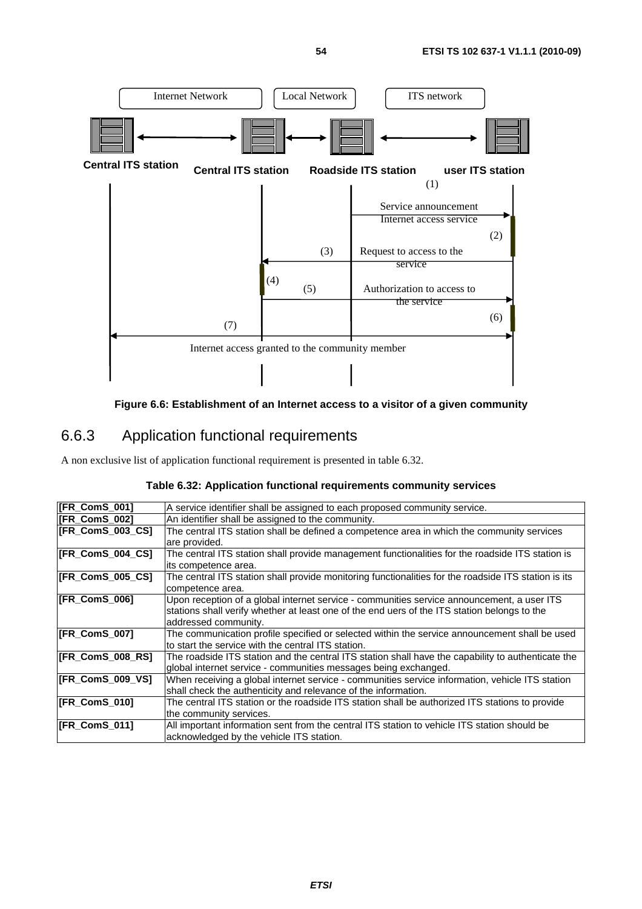Figure 6.6: Establishment of an Internet access to a visitor of a given community

### 6.6.3 Application functional requirements

A non exclusive list of application functional requirement is presented in table 6.32.

**Table 6.32: Application functional requirements community services**

| | |
|---|---|
| **[FR_ComS_001]** | A service identifier shall be assigned to each proposed community service. |
| **[FR_ComS_002]** | An identifier shall be assigned to the community. |
| **[FR_ComS_003_CS]** | The central ITS station shall be defined a competence area in which the community services are provided. |
| **[FR_ComS_004_CS]** | The central ITS station shall provide management functionalities for the roadside ITS station is its competence area. |
| **[FR_ComS_005_CS]** | The central ITS station shall provide monitoring functionalities for the roadside ITS station is its competence area. |
| **[FR_ComS_006]** | Upon reception of a global internet service - communities service announcement, a user ITS stations shall verify whether at least one of the end uers of the ITS station belongs to the addressed community. |
| **[FR_ComS_007]** | The communication profile specified or selected within the service announcement shall be used to start the service with the central ITS station. |
| **[FR_ComS_008_RS]** | The roadside ITS station and the central ITS station shall have the capability to authenticate the global internet service - communities messages being exchanged. |
| **[FR_ComS_009_VS]** | When receiving a global internet service - communities service information, vehicle ITS station shall check the authenticity and relevance of the information. |
| **[FR_ComS_010]** | The central ITS station or the roadside ITS station shall be authorized ITS stations to provide the community services. |
| **[FR_ComS_011]** | All important information sent from the central ITS station to vehicle ITS station should be acknowledged by the vehicle ITS station. |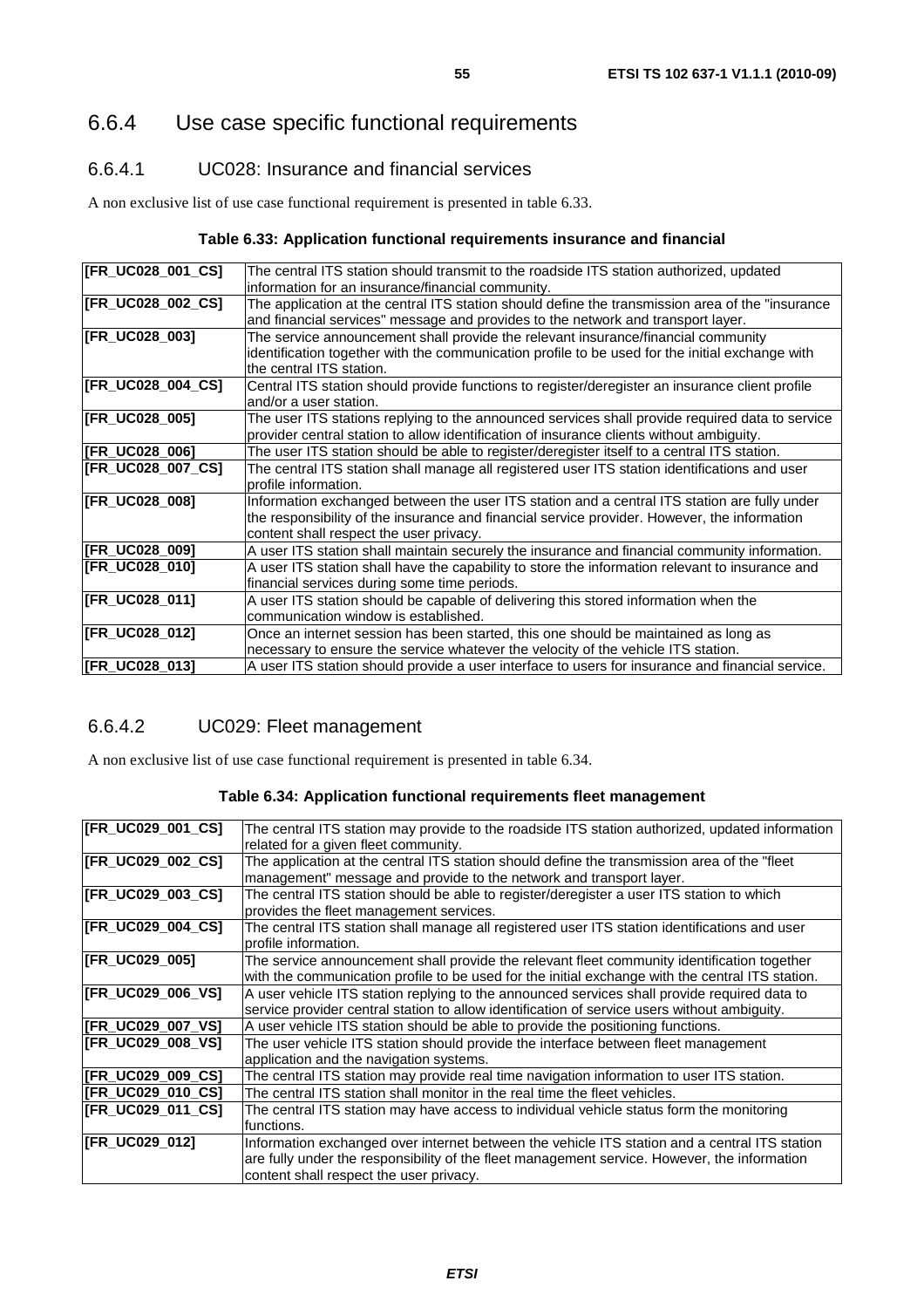### 6.6.4 Use case specific functional requirements

#### 6.6.4.1 UC028: Insurance and financial services

A non exclusive list of use case functional requirement is presented in table 6.33.

**Table 6.33: Application functional requirements insurance and financial**

| | |
|---|---|
| **[FR_UC028_001_CS]** | The central ITS station should transmit to the roadside ITS station authorized, updated information for an insurance/financial community. |
| **[FR_UC028_002_CS]** | The application at the central ITS station should define the transmission area of the "insurance and financial services" message and provides to the network and transport layer. |
| **[FR_UC028_003]** | The service announcement shall provide the relevant insurance/financial community identification together with the communication profile to be used for the initial exchange with the central ITS station. |
| **[FR_UC028_004_CS]** | Central ITS station should provide functions to register/deregister an insurance client profile and/or a user station. |
| **[FR_UC028_005]** | The user ITS stations replying to the announced services shall provide required data to service provider central station to allow identification of insurance clients without ambiguity. |
| **[FR_UC028_006]** | The user ITS station should be able to register/deregister itself to a central ITS station. |
| **[FR_UC028_007_CS]** | The central ITS station shall manage all registered user ITS station identifications and user profile information. |
| **[FR_UC028_008]** | Information exchanged between the user ITS station and a central ITS station are fully under the responsibility of the insurance and financial service provider. However, the information content shall respect the user privacy. |
| **[FR_UC028_009]** | A user ITS station shall maintain securely the insurance and financial community information. |
| **[FR_UC028_010]** | A user ITS station shall have the capability to store the information relevant to insurance and financial services during some time periods. |
| **[FR_UC028_011]** | A user ITS station should be capable of delivering this stored information when the communication window is established. |
| **[FR_UC028_012]** | Once an internet session has been started, this one should be maintained as long as necessary to ensure the service whatever the velocity of the vehicle ITS station. |
| **[FR_UC028_013]** | A user ITS station should provide a user interface to users for insurance and financial service. |

#### 6.6.4.2 UC029: Fleet management

A non exclusive list of use case functional requirement is presented in table 6.34.

**Table 6.34: Application functional requirements fleet management**

| | |
|---|---|
| **[FR_UC029_001_CS]** | The central ITS station may provide to the roadside ITS station authorized, updated information related for a given fleet community. |
| **[FR_UC029_002_CS]** | The application at the central ITS station should define the transmission area of the "fleet management" message and provide to the network and transport layer. |
| **[FR_UC029_003_CS]** | The central ITS station should be able to register/deregister a user ITS station to which provides the fleet management services. |
| **[FR_UC029_004_CS]** | The central ITS station shall manage all registered user ITS station identifications and user profile information. |
| **[FR_UC029_005]** | The service announcement shall provide the relevant fleet community identification together with the communication profile to be used for the initial exchange with the central ITS station. |
| **[FR_UC029_006_VS]** | A user vehicle ITS station replying to the announced services shall provide required data to service provider central station to allow identification of service users without ambiguity. |
| **[FR_UC029_007_VS]** | A user vehicle ITS station should be able to provide the positioning functions. |
| **[FR_UC029_008_VS]** | The user vehicle ITS station should provide the interface between fleet management application and the navigation systems. |
| **[FR_UC029_009_CS]** | The central ITS station may provide real time navigation information to user ITS station. |
| **[FR_UC029_010_CS]** | The central ITS station shall monitor in the real time the fleet vehicles. |
| **[FR_UC029_011_CS]** | The central ITS station may have access to individual vehicle status form the monitoring functions. |
| **[FR_UC029_012]** | Information exchanged over internet between the vehicle ITS station and a central ITS station are fully under the responsibility of the fleet management service. However, the information content shall respect the user privacy. |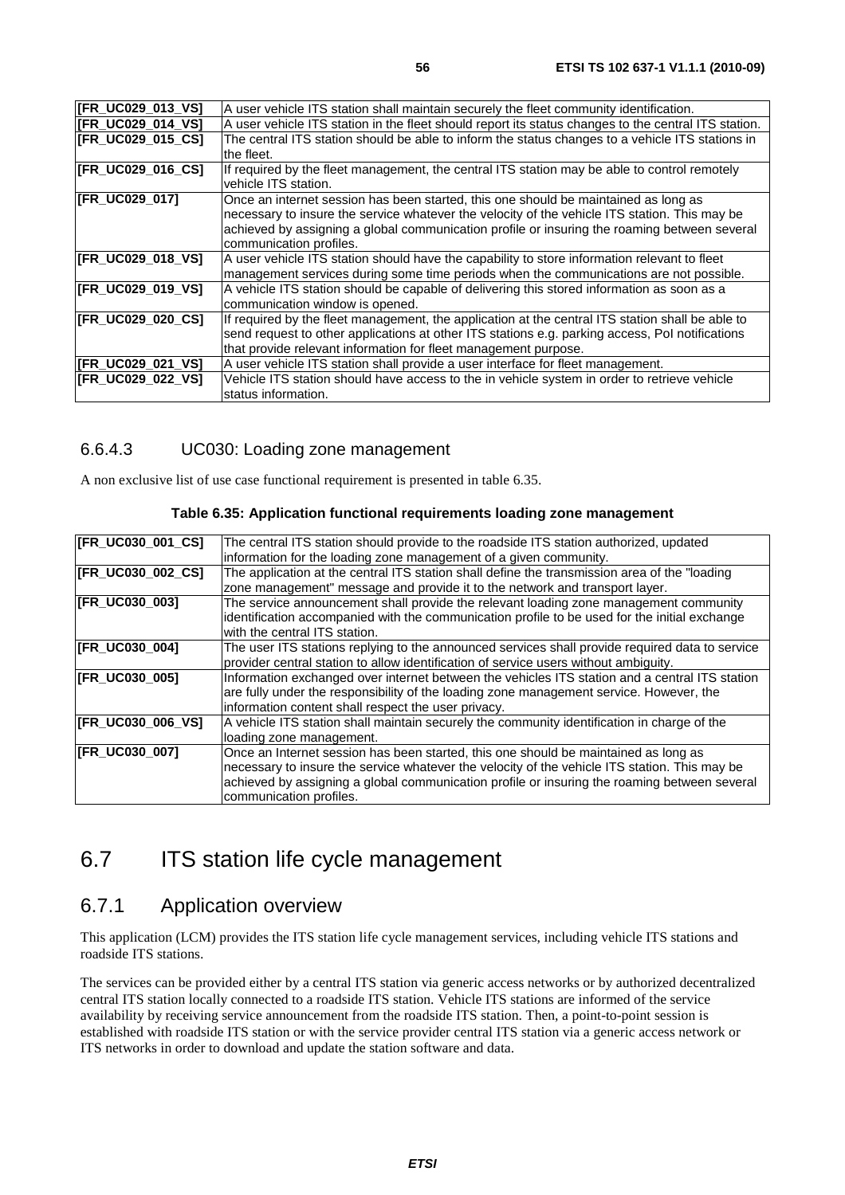| | |
|---|---|
| **[FR_UC029_013_VS]** | A user vehicle ITS station shall maintain securely the fleet community identification. |
| **[FR_UC029_014_VS]** | A user vehicle ITS station in the fleet should report its status changes to the central ITS station. |
| **[FR_UC029_015_CS]** | The central ITS station should be able to inform the status changes to a vehicle ITS stations in the fleet. |
| **[FR_UC029_016_CS]** | If required by the fleet management, the central ITS station may be able to control remotely vehicle ITS station. |
| **[FR_UC029_017]** | Once an internet session has been started, this one should be maintained as long as necessary to insure the service whatever the velocity of the vehicle ITS station. This may be achieved by assigning a global communication profile or insuring the roaming between several communication profiles. |
| **[FR_UC029_018_VS]** | A user vehicle ITS station should have the capability to store information relevant to fleet management services during some time periods when the communications are not possible. |
| **[FR_UC029_019_VS]** | A vehicle ITS station should be capable of delivering this stored information as soon as a communication window is opened. |
| **[FR_UC029_020_CS]** | If required by the fleet management, the application at the central ITS station shall be able to send request to other applications at other ITS stations e.g. parking access, PoI notifications that provide relevant information for fleet management purpose. |
| **[FR_UC029_021_VS]** | A user vehicle ITS station shall provide a user interface for fleet management. |
| **[FR_UC029_022_VS]** | Vehicle ITS station should have access to the in vehicle system in order to retrieve vehicle status information. |

### 6.6.4.3 UC030: Loading zone management

A non exclusive list of use case functional requirement is presented in table 6.35.

**Table 6.35: Application functional requirements loading zone management**

| | |
|---|---|
| **[FR_UC030_001_CS]** | The central ITS station should provide to the roadside ITS station authorized, updated information for the loading zone management of a given community. |
| **[FR_UC030_002_CS]** | The application at the central ITS station shall define the transmission area of the "loading zone management" message and provide it to the network and transport layer. |
| **[FR_UC030_003]** | The service announcement shall provide the relevant loading zone management community identification accompanied with the communication profile to be used for the initial exchange with the central ITS station. |
| **[FR_UC030_004]** | The user ITS stations replying to the announced services shall provide required data to service provider central station to allow identification of service users without ambiguity. |
| **[FR_UC030_005]** | Information exchanged over internet between the vehicles ITS station and a central ITS station are fully under the responsibility of the loading zone management service. However, the information content shall respect the user privacy. |
| **[FR_UC030_006_VS]** | A vehicle ITS station shall maintain securely the community identification in charge of the loading zone management. |
| **[FR_UC030_007]** | Once an Internet session has been started, this one should be maintained as long as necessary to insure the service whatever the velocity of the vehicle ITS station. This may be achieved by assigning a global communication profile or insuring the roaming between several communication profiles. |

## 6.7 ITS station life cycle management

### 6.7.1 Application overview

This application (LCM) provides the ITS station life cycle management services, including vehicle ITS stations and roadside ITS stations.

The services can be provided either by a central ITS station via generic access networks or by authorized decentralized central ITS station locally connected to a roadside ITS station. Vehicle ITS stations are informed of the service availability by receiving service announcement from the roadside ITS station. Then, a point-to-point session is established with roadside ITS station or with the service provider central ITS station via a generic access network or ITS networks in order to download and update the station software and data.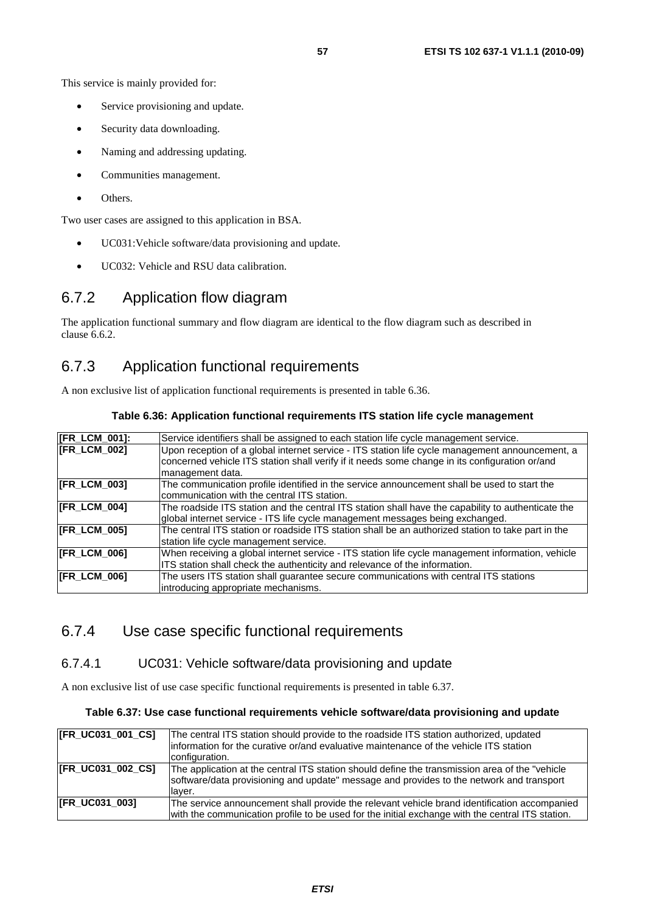This service is mainly provided for:

- Service provisioning and update.
- Security data downloading.
- Naming and addressing updating.
- Communities management.
- Others.

Two user cases are assigned to this application in BSA.

- UC031:Vehicle software/data provisioning and update.
- UC032: Vehicle and RSU data calibration.

### 6.7.2 Application flow diagram

The application functional summary and flow diagram are identical to the flow diagram such as described in clause 6.6.2.

### 6.7.3 Application functional requirements

A non exclusive list of application functional requirements is presented in table 6.36.

**Table 6.36: Application functional requirements ITS station life cycle management**

| | |
|---|---|
| **[FR_LCM_001]:** | Service identifiers shall be assigned to each station life cycle management service. |
| **[FR_LCM_002]** | Upon reception of a global internet service - ITS station life cycle management announcement, a concerned vehicle ITS station shall verify if it needs some change in its configuration or/and management data. |
| **[FR_LCM_003]** | The communication profile identified in the service announcement shall be used to start the communication with the central ITS station. |
| **[FR_LCM_004]** | The roadside ITS station and the central ITS station shall have the capability to authenticate the global internet service - ITS life cycle management messages being exchanged. |
| **[FR_LCM_005]** | The central ITS station or roadside ITS station shall be an authorized station to take part in the station life cycle management service. |
| **[FR_LCM_006]** | When receiving a global internet service - ITS station life cycle management information, vehicle ITS station shall check the authenticity and relevance of the information. |
| **[FR_LCM_006]** | The users ITS station shall guarantee secure communications with central ITS stations introducing appropriate mechanisms. |

### 6.7.4 Use case specific functional requirements

#### 6.7.4.1 UC031: Vehicle software/data provisioning and update

A non exclusive list of use case specific functional requirements is presented in table 6.37.

**Table 6.37: Use case functional requirements vehicle software/data provisioning and update**

| | |
|---|---|
| **[FR_UC031_001_CS]** | The central ITS station should provide to the roadside ITS station authorized, updated information for the curative or/and evaluative maintenance of the vehicle ITS station configuration. |
| **[FR_UC031_002_CS]** | The application at the central ITS station should define the transmission area of the "vehicle software/data provisioning and update" message and provides to the network and transport layer. |
| **[FR_UC031_003]** | The service announcement shall provide the relevant vehicle brand identification accompanied with the communication profile to be used for the initial exchange with the central ITS station. |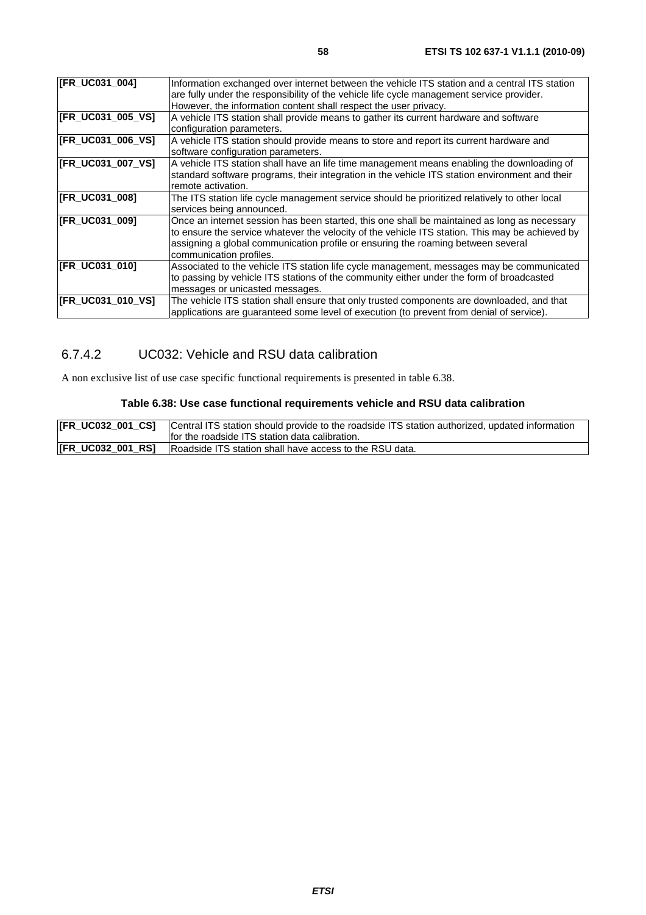| | |
|---|---|
| **[FR_UC031_004]** | Information exchanged over internet between the vehicle ITS station and a central ITS station are fully under the responsibility of the vehicle life cycle management service provider. However, the information content shall respect the user privacy. |
| **[FR_UC031_005_VS]** | A vehicle ITS station shall provide means to gather its current hardware and software configuration parameters. |
| **[FR_UC031_006_VS]** | A vehicle ITS station should provide means to store and report its current hardware and software configuration parameters. |
| **[FR_UC031_007_VS]** | A vehicle ITS station shall have an life time management means enabling the downloading of standard software programs, their integration in the vehicle ITS station environment and their remote activation. |
| **[FR_UC031_008]** | The ITS station life cycle management service should be prioritized relatively to other local services being announced. |
| **[FR_UC031_009]** | Once an internet session has been started, this one shall be maintained as long as necessary to ensure the service whatever the velocity of the vehicle ITS station. This may be achieved by assigning a global communication profile or ensuring the roaming between several communication profiles. |
| **[FR_UC031_010]** | Associated to the vehicle ITS station life cycle management, messages may be communicated to passing by vehicle ITS stations of the community either under the form of broadcasted messages or unicasted messages. |
| **[FR_UC031_010_VS]** | The vehicle ITS station shall ensure that only trusted components are downloaded, and that applications are guaranteed some level of execution (to prevent from denial of service). |

### 6.7.4.2 UC032: Vehicle and RSU data calibration

A non exclusive list of use case specific functional requirements is presented in table 6.38.

**Table 6.38: Use case functional requirements vehicle and RSU data calibration**

| | |
|---|---|
| **[FR_UC032_001_CS]** | Central ITS station should provide to the roadside ITS station authorized, updated information for the roadside ITS station data calibration. |
| **[FR_UC032_001_RS]** | Roadside ITS station shall have access to the RSU data. |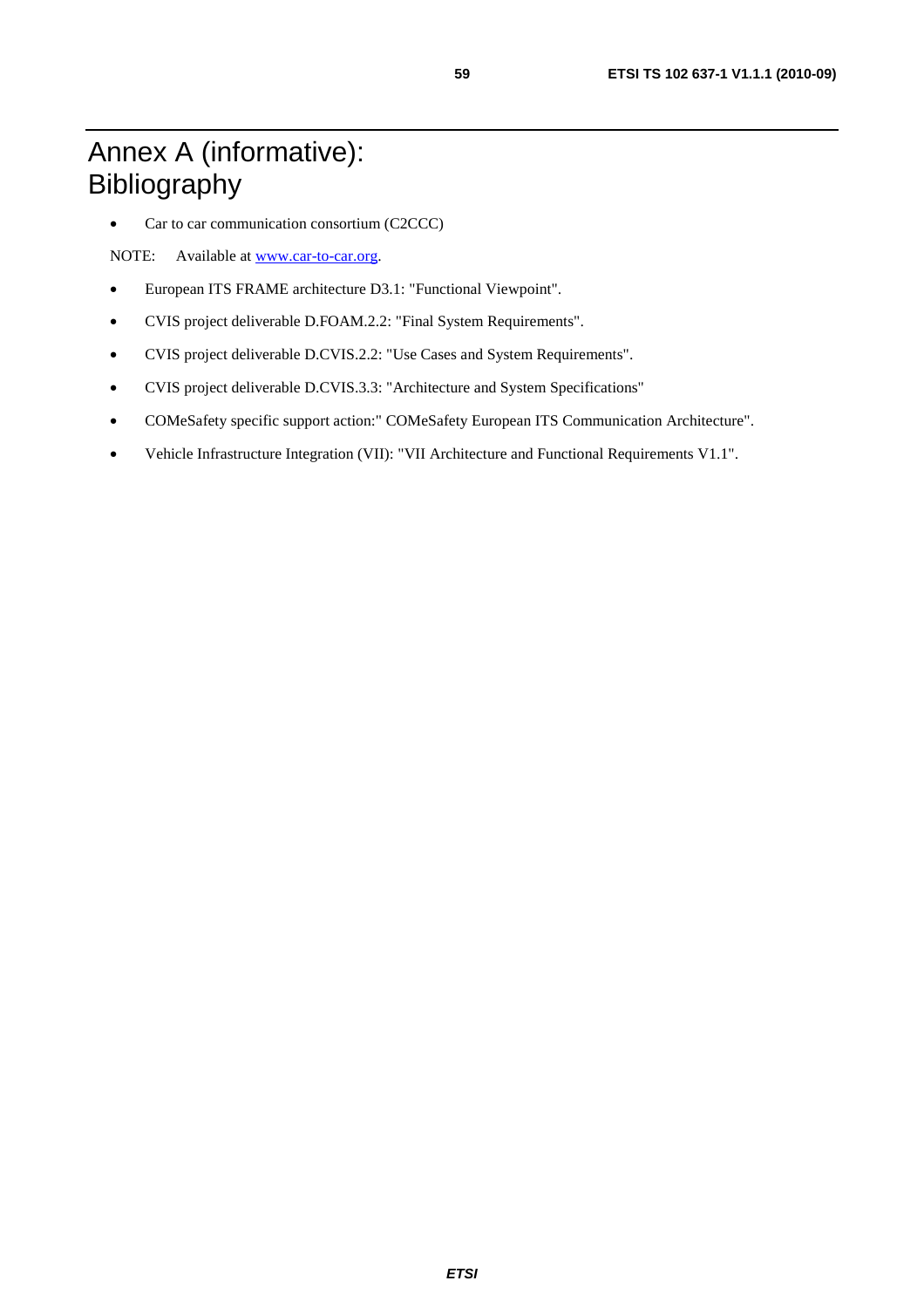# Annex A (informative): Bibliography

- Car to car communication consortium (C2CCC)

NOTE: Available at www.car-to-car.org.

- European ITS FRAME architecture D3.1: "Functional Viewpoint".
- CVIS project deliverable D.FOAM.2.2: "Final System Requirements".
- CVIS project deliverable D.CVIS.2.2: "Use Cases and System Requirements".
- CVIS project deliverable D.CVIS.3.3: "Architecture and System Specifications"
- COMeSafety specific support action:" COMeSafety European ITS Communication Architecture".
- Vehicle Infrastructure Integration (VII): "VII Architecture and Functional Requirements V1.1".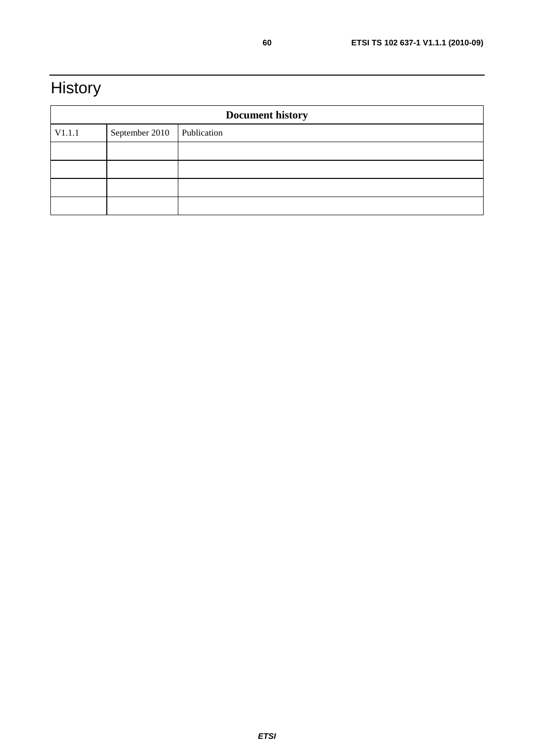# History

| Document history | | |
|---|---|---|
| V1.1.1 | September 2010 | Publication |
| | | |
| | | |
| | | |
| | | |